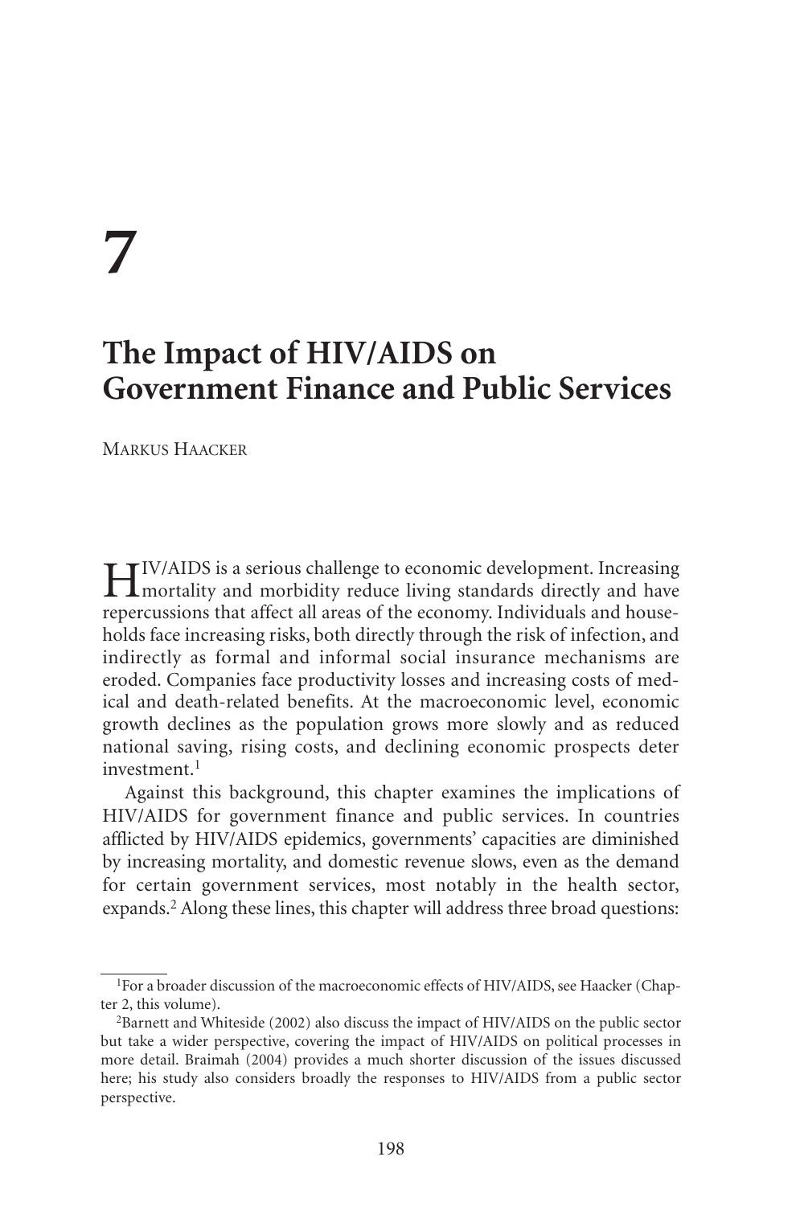# 7

# The Impact of HIV/AIDS on Government Finance and Public Services

MARKUS HAACKER

HIV/AIDS is a serious challenge to economic development. Increasing mortality and morbidity reduce living standards directly and have repercussions that affect all areas of the economy. Individuals and households face increasing risks, both directly through the risk of infection, and indirectly as formal and informal social insurance mechanisms are eroded. Companies face productivity losses and increasing costs of medical and death-related benefits. At the macroeconomic level, economic growth declines as the population grows more slowly and as reduced national saving, rising costs, and declining economic prospects deter investment.[1]

Against this background, this chapter examines the implications of HIV/AIDS for government finance and public services. In countries afflicted by HIV/AIDS epidemics, governments' capacities are diminished by increasing mortality, and domestic revenue slows, even as the demand for certain government services, most notably in the health sector, expands.[2] Along these lines, this chapter will address three broad questions:

---

[1]For a broader discussion of the macroeconomic effects of HIV/AIDS, see Haacker (Chapter 2, this volume).

[2]Barnett and Whiteside (2002) also discuss the impact of HIV/AIDS on the public sector but take a wider perspective, covering the impact of HIV/AIDS on political processes in more detail. Braimah (2004) provides a much shorter discussion of the issues discussed here; his study also considers broadly the responses to HIV/AIDS from a public sector perspective.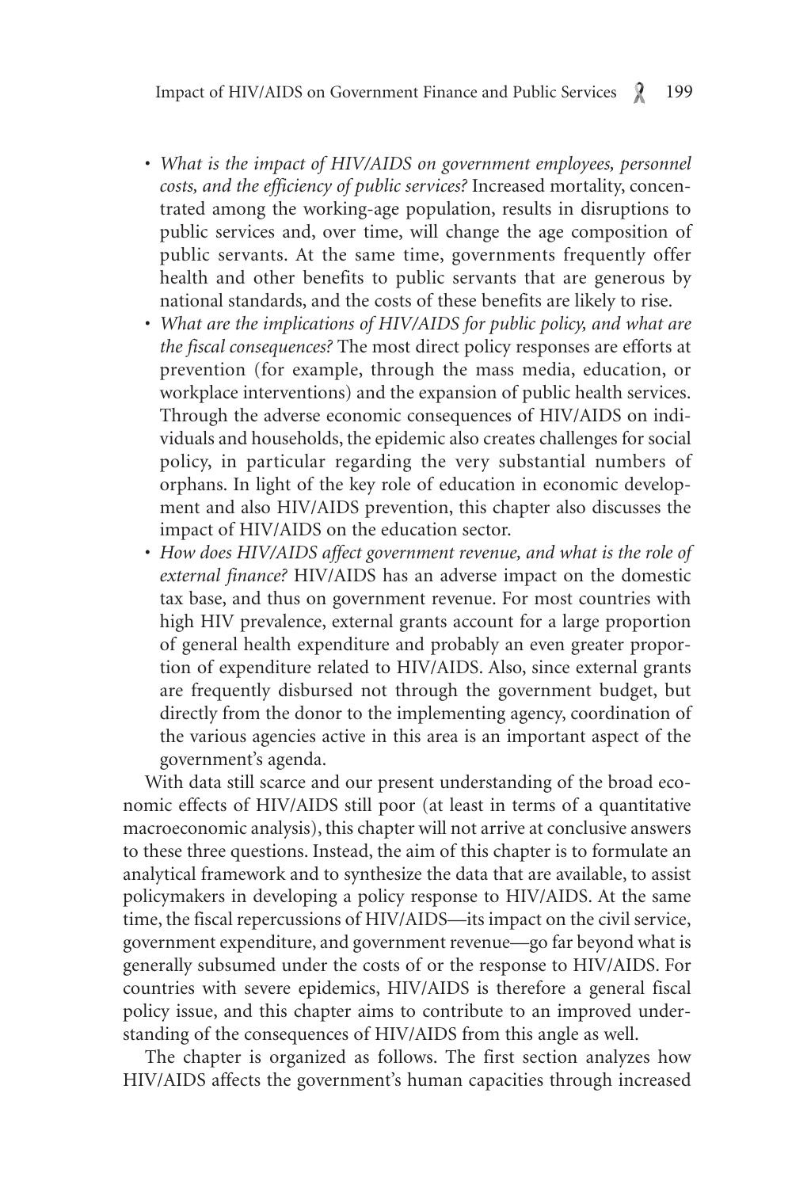- *What is the impact of HIV/AIDS on government employees, personnel costs, and the efficiency of public services?* Increased mortality, concentrated among the working-age population, results in disruptions to public services and, over time, will change the age composition of public servants. At the same time, governments frequently offer health and other benefits to public servants that are generous by national standards, and the costs of these benefits are likely to rise.
- *What are the implications of HIV/AIDS for public policy, and what are the fiscal consequences?* The most direct policy responses are efforts at prevention (for example, through the mass media, education, or workplace interventions) and the expansion of public health services. Through the adverse economic consequences of HIV/AIDS on individuals and households, the epidemic also creates challenges for social policy, in particular regarding the very substantial numbers of orphans. In light of the key role of education in economic development and also HIV/AIDS prevention, this chapter also discusses the impact of HIV/AIDS on the education sector.
- *How does HIV/AIDS affect government revenue, and what is the role of external finance?* HIV/AIDS has an adverse impact on the domestic tax base, and thus on government revenue. For most countries with high HIV prevalence, external grants account for a large proportion of general health expenditure and probably an even greater proportion of expenditure related to HIV/AIDS. Also, since external grants are frequently disbursed not through the government budget, but directly from the donor to the implementing agency, coordination of the various agencies active in this area is an important aspect of the government's agenda.

With data still scarce and our present understanding of the broad economic effects of HIV/AIDS still poor (at least in terms of a quantitative macroeconomic analysis), this chapter will not arrive at conclusive answers to these three questions. Instead, the aim of this chapter is to formulate an analytical framework and to synthesize the data that are available, to assist policymakers in developing a policy response to HIV/AIDS. At the same time, the fiscal repercussions of HIV/AIDS—its impact on the civil service, government expenditure, and government revenue—go far beyond what is generally subsumed under the costs of or the response to HIV/AIDS. For countries with severe epidemics, HIV/AIDS is therefore a general fiscal policy issue, and this chapter aims to contribute to an improved understanding of the consequences of HIV/AIDS from this angle as well.

The chapter is organized as follows. The first section analyzes how HIV/AIDS affects the government's human capacities through increased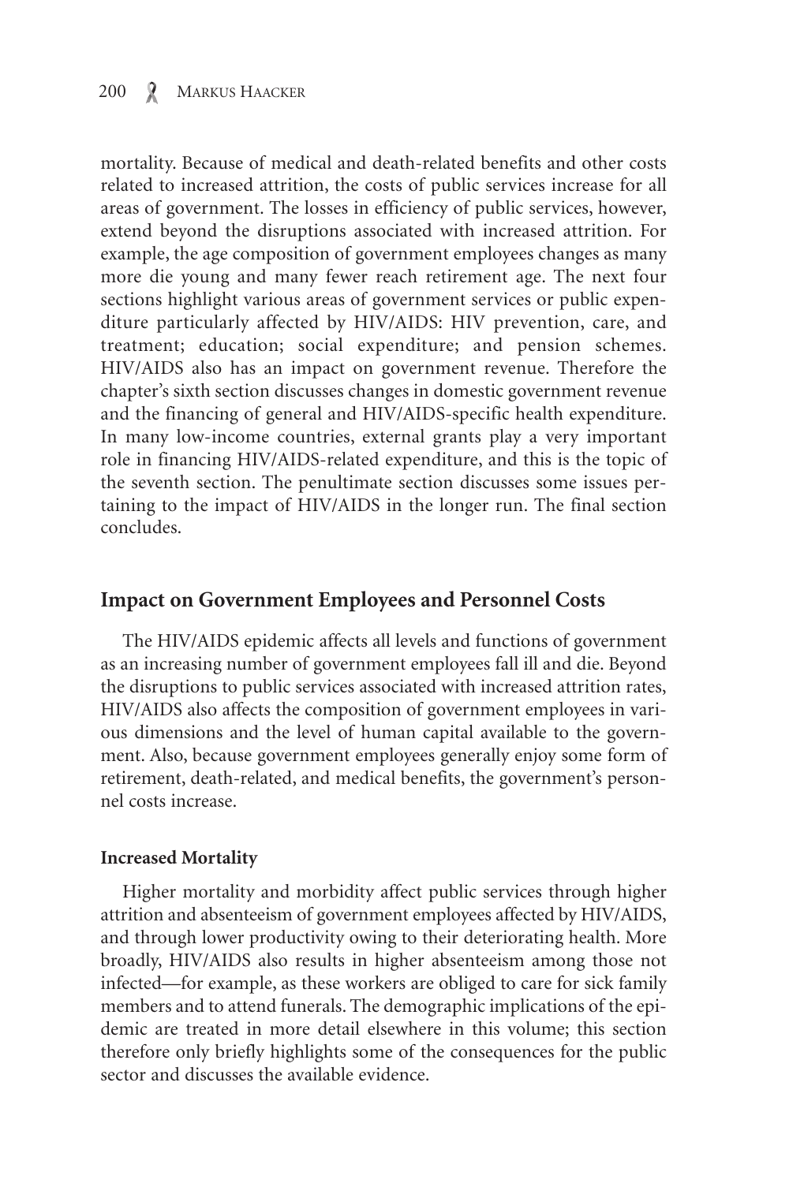mortality. Because of medical and death-related benefits and other costs related to increased attrition, the costs of public services increase for all areas of government. The losses in efficiency of public services, however, extend beyond the disruptions associated with increased attrition. For example, the age composition of government employees changes as many more die young and many fewer reach retirement age. The next four sections highlight various areas of government services or public expenditure particularly affected by HIV/AIDS: HIV prevention, care, and treatment; education; social expenditure; and pension schemes. HIV/AIDS also has an impact on government revenue. Therefore the chapter's sixth section discusses changes in domestic government revenue and the financing of general and HIV/AIDS-specific health expenditure. In many low-income countries, external grants play a very important role in financing HIV/AIDS-related expenditure, and this is the topic of the seventh section. The penultimate section discusses some issues pertaining to the impact of HIV/AIDS in the longer run. The final section concludes.

## Impact on Government Employees and Personnel Costs

The HIV/AIDS epidemic affects all levels and functions of government as an increasing number of government employees fall ill and die. Beyond the disruptions to public services associated with increased attrition rates, HIV/AIDS also affects the composition of government employees in various dimensions and the level of human capital available to the government. Also, because government employees generally enjoy some form of retirement, death-related, and medical benefits, the government's personnel costs increase.

### Increased Mortality

Higher mortality and morbidity affect public services through higher attrition and absenteeism of government employees affected by HIV/AIDS, and through lower productivity owing to their deteriorating health. More broadly, HIV/AIDS also results in higher absenteeism among those not infected—for example, as these workers are obliged to care for sick family members and to attend funerals. The demographic implications of the epidemic are treated in more detail elsewhere in this volume; this section therefore only briefly highlights some of the consequences for the public sector and discusses the available evidence.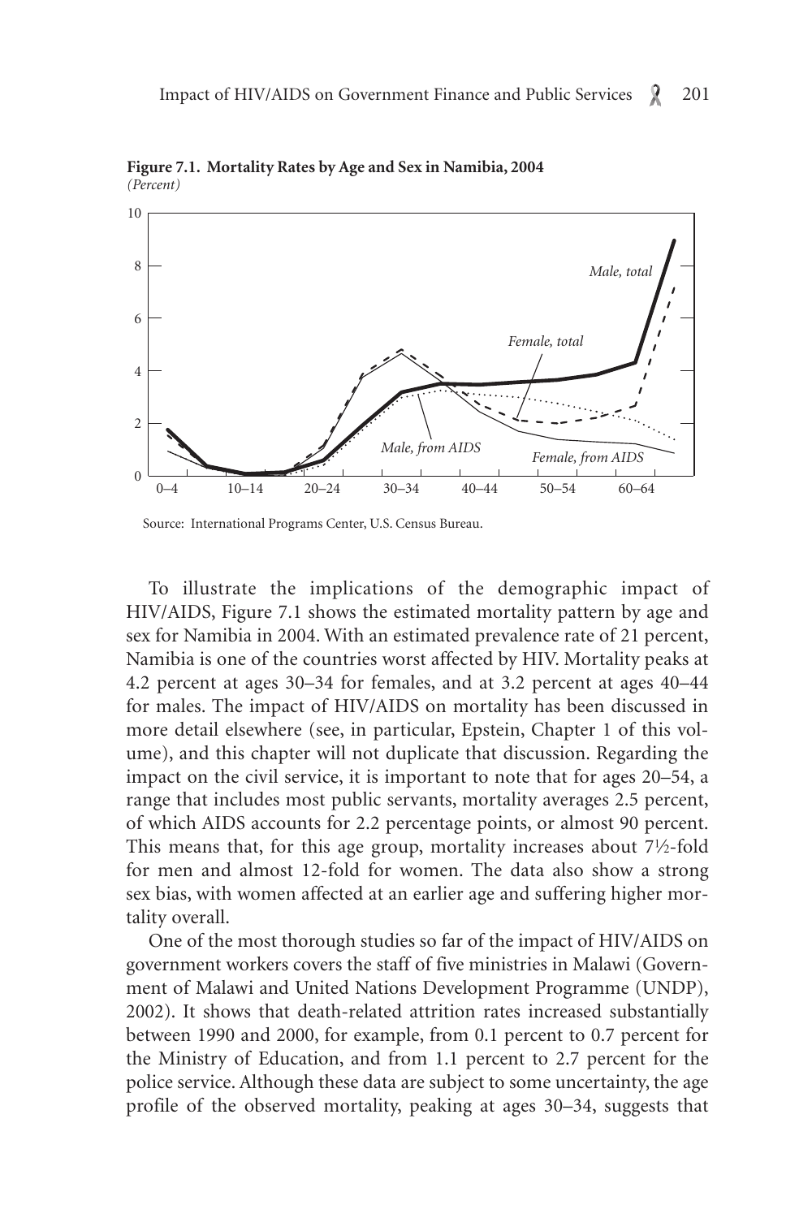**Figure 7.1. Mortality Rates by Age and Sex in Namibia, 2004**
*(Percent)*

Source: International Programs Center, U.S. Census Bureau.

To illustrate the implications of the demographic impact of HIV/AIDS, Figure 7.1 shows the estimated mortality pattern by age and sex for Namibia in 2004. With an estimated prevalence rate of 21 percent, Namibia is one of the countries worst affected by HIV. Mortality peaks at 4.2 percent at ages 30–34 for females, and at 3.2 percent at ages 40–44 for males. The impact of HIV/AIDS on mortality has been discussed in more detail elsewhere (see, in particular, Epstein, Chapter 1 of this volume), and this chapter will not duplicate that discussion. Regarding the impact on the civil service, it is important to note that for ages 20–54, a range that includes most public servants, mortality averages 2.5 percent, of which AIDS accounts for 2.2 percentage points, or almost 90 percent. This means that, for this age group, mortality increases about 7½-fold for men and almost 12-fold for women. The data also show a strong sex bias, with women affected at an earlier age and suffering higher mortality overall.

One of the most thorough studies so far of the impact of HIV/AIDS on government workers covers the staff of five ministries in Malawi (Government of Malawi and United Nations Development Programme (UNDP), 2002). It shows that death-related attrition rates increased substantially between 1990 and 2000, for example, from 0.1 percent to 0.7 percent for the Ministry of Education, and from 1.1 percent to 2.7 percent for the police service. Although these data are subject to some uncertainty, the age profile of the observed mortality, peaking at ages 30–34, suggests that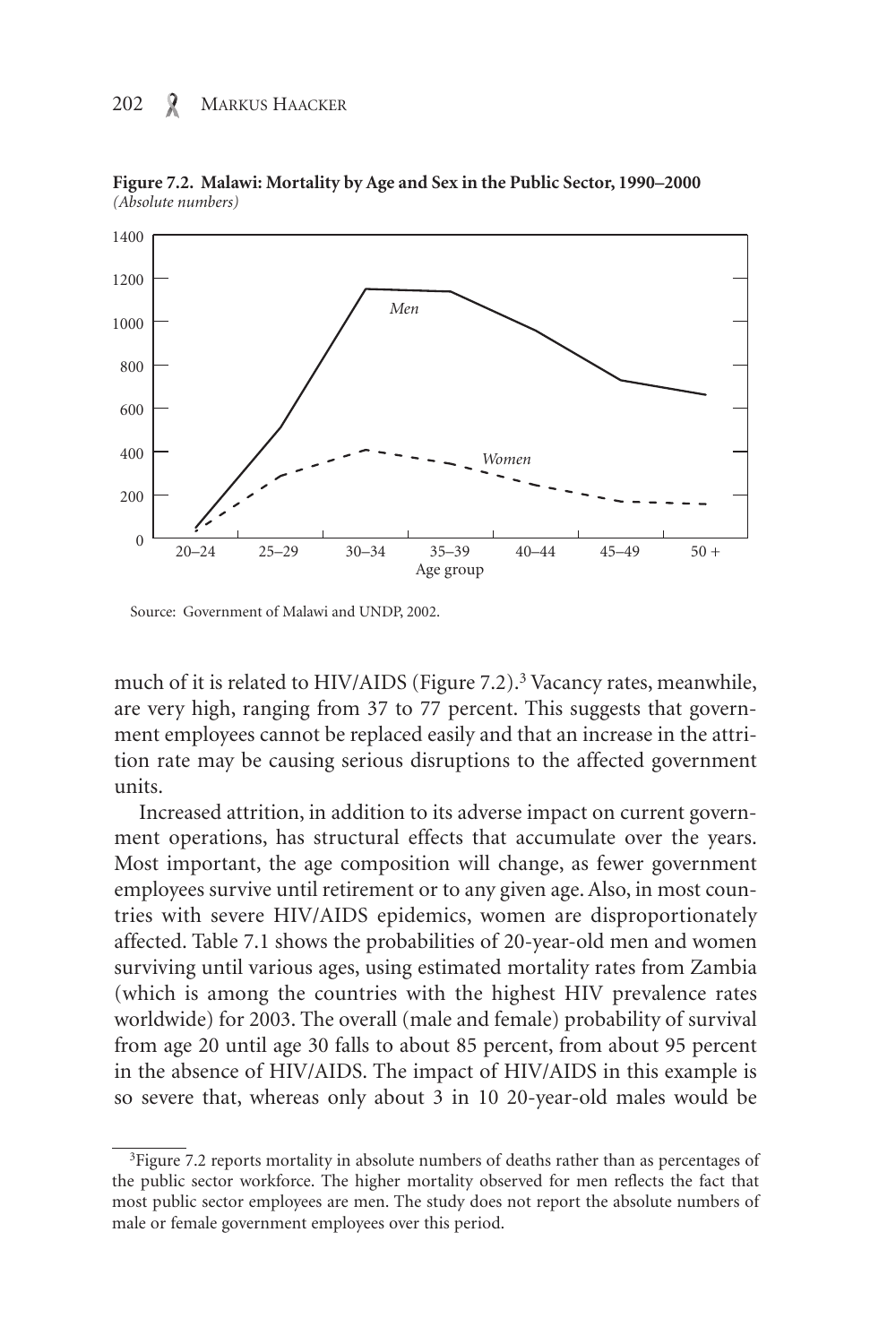**Figure 7.2. Malawi: Mortality by Age and Sex in the Public Sector, 1990–2000**
*(Absolute numbers)*

Source: Government of Malawi and UNDP, 2002.

much of it is related to HIV/AIDS (Figure 7.2).[3] Vacancy rates, meanwhile, are very high, ranging from 37 to 77 percent. This suggests that government employees cannot be replaced easily and that an increase in the attrition rate may be causing serious disruptions to the affected government units.

Increased attrition, in addition to its adverse impact on current government operations, has structural effects that accumulate over the years. Most important, the age composition will change, as fewer government employees survive until retirement or to any given age. Also, in most countries with severe HIV/AIDS epidemics, women are disproportionately affected. Table 7.1 shows the probabilities of 20-year-old men and women surviving until various ages, using estimated mortality rates from Zambia (which is among the countries with the highest HIV prevalence rates worldwide) for 2003. The overall (male and female) probability of survival from age 20 until age 30 falls to about 85 percent, from about 95 percent in the absence of HIV/AIDS. The impact of HIV/AIDS in this example is so severe that, whereas only about 3 in 10 20-year-old males would be

[3]Figure 7.2 reports mortality in absolute numbers of deaths rather than as percentages of the public sector workforce. The higher mortality observed for men reflects the fact that most public sector employees are men. The study does not report the absolute numbers of male or female government employees over this period.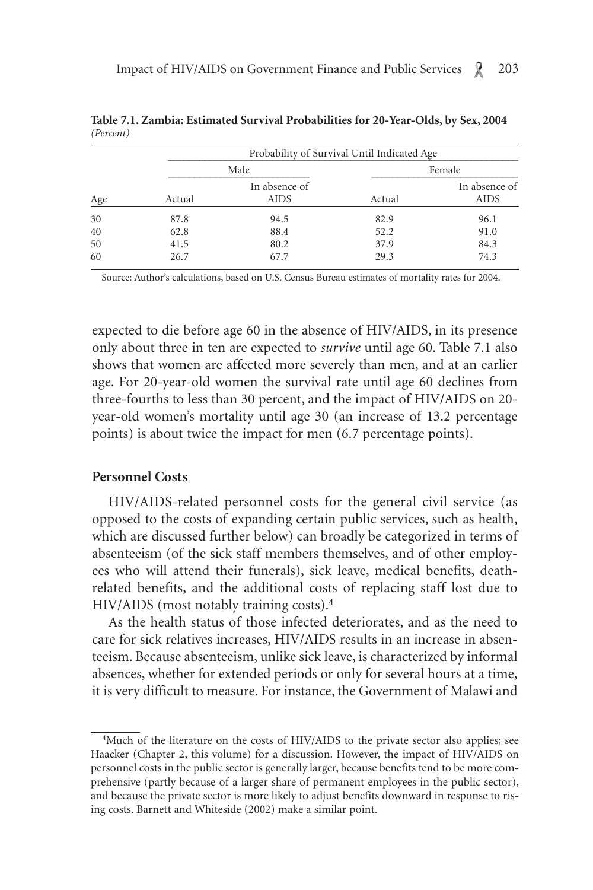**Table 7.1. Zambia: Estimated Survival Probabilities for 20-Year-Olds, by Sex, 2004**
*(Percent)*

| | Probability of Survival Until Indicated Age | | | |
|---|---|---|---|---|
| | Male | | Female | |
| Age | Actual | In absence of AIDS | Actual | In absence of AIDS |
| 30 | 87.8 | 94.5 | 82.9 | 96.1 |
| 40 | 62.8 | 88.4 | 52.2 | 91.0 |
| 50 | 41.5 | 80.2 | 37.9 | 84.3 |
| 60 | 26.7 | 67.7 | 29.3 | 74.3 |

Source: Author's calculations, based on U.S. Census Bureau estimates of mortality rates for 2004.

expected to die before age 60 in the absence of HIV/AIDS, in its presence only about three in ten are expected to *survive* until age 60. Table 7.1 also shows that women are affected more severely than men, and at an earlier age. For 20-year-old women the survival rate until age 60 declines from three-fourths to less than 30 percent, and the impact of HIV/AIDS on 20-year-old women's mortality until age 30 (an increase of 13.2 percentage points) is about twice the impact for men (6.7 percentage points).

### Personnel Costs

HIV/AIDS-related personnel costs for the general civil service (as opposed to the costs of expanding certain public services, such as health, which are discussed further below) can broadly be categorized in terms of absenteeism (of the sick staff members themselves, and of other employees who will attend their funerals), sick leave, medical benefits, death-related benefits, and the additional costs of replacing staff lost due to HIV/AIDS (most notably training costs).[4]

As the health status of those infected deteriorates, and as the need to care for sick relatives increases, HIV/AIDS results in an increase in absenteeism. Because absenteeism, unlike sick leave, is characterized by informal absences, whether for extended periods or only for several hours at a time, it is very difficult to measure. For instance, the Government of Malawi and

[4]Much of the literature on the costs of HIV/AIDS to the private sector also applies; see Haacker (Chapter 2, this volume) for a discussion. However, the impact of HIV/AIDS on personnel costs in the public sector is generally larger, because benefits tend to be more comprehensive (partly because of a larger share of permanent employees in the public sector), and because the private sector is more likely to adjust benefits downward in response to rising costs. Barnett and Whiteside (2002) make a similar point.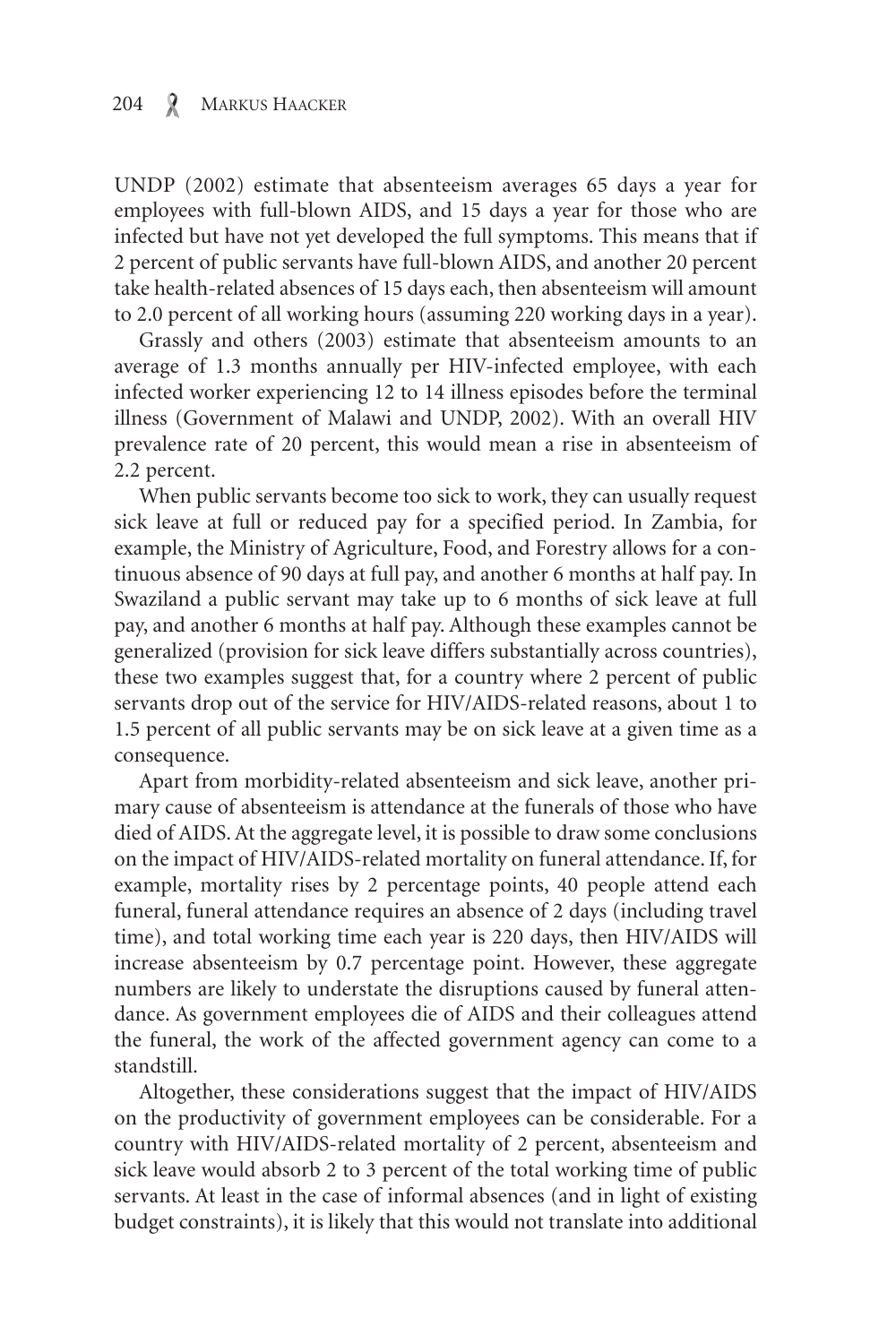UNDP (2002) estimate that absenteeism averages 65 days a year for employees with full-blown AIDS, and 15 days a year for those who are infected but have not yet developed the full symptoms. This means that if 2 percent of public servants have full-blown AIDS, and another 20 percent take health-related absences of 15 days each, then absenteeism will amount to 2.0 percent of all working hours (assuming 220 working days in a year).

Grassly and others (2003) estimate that absenteeism amounts to an average of 1.3 months annually per HIV-infected employee, with each infected worker experiencing 12 to 14 illness episodes before the terminal illness (Government of Malawi and UNDP, 2002). With an overall HIV prevalence rate of 20 percent, this would mean a rise in absenteeism of 2.2 percent.

When public servants become too sick to work, they can usually request sick leave at full or reduced pay for a specified period. In Zambia, for example, the Ministry of Agriculture, Food, and Forestry allows for a continuous absence of 90 days at full pay, and another 6 months at half pay. In Swaziland a public servant may take up to 6 months of sick leave at full pay, and another 6 months at half pay. Although these examples cannot be generalized (provision for sick leave differs substantially across countries), these two examples suggest that, for a country where 2 percent of public servants drop out of the service for HIV/AIDS-related reasons, about 1 to 1.5 percent of all public servants may be on sick leave at a given time as a consequence.

Apart from morbidity-related absenteeism and sick leave, another primary cause of absenteeism is attendance at the funerals of those who have died of AIDS. At the aggregate level, it is possible to draw some conclusions on the impact of HIV/AIDS-related mortality on funeral attendance. If, for example, mortality rises by 2 percentage points, 40 people attend each funeral, funeral attendance requires an absence of 2 days (including travel time), and total working time each year is 220 days, then HIV/AIDS will increase absenteeism by 0.7 percentage point. However, these aggregate numbers are likely to understate the disruptions caused by funeral attendance. As government employees die of AIDS and their colleagues attend the funeral, the work of the affected government agency can come to a standstill.

Altogether, these considerations suggest that the impact of HIV/AIDS on the productivity of government employees can be considerable. For a country with HIV/AIDS-related mortality of 2 percent, absenteeism and sick leave would absorb 2 to 3 percent of the total working time of public servants. At least in the case of informal absences (and in light of existing budget constraints), it is likely that this would not translate into additional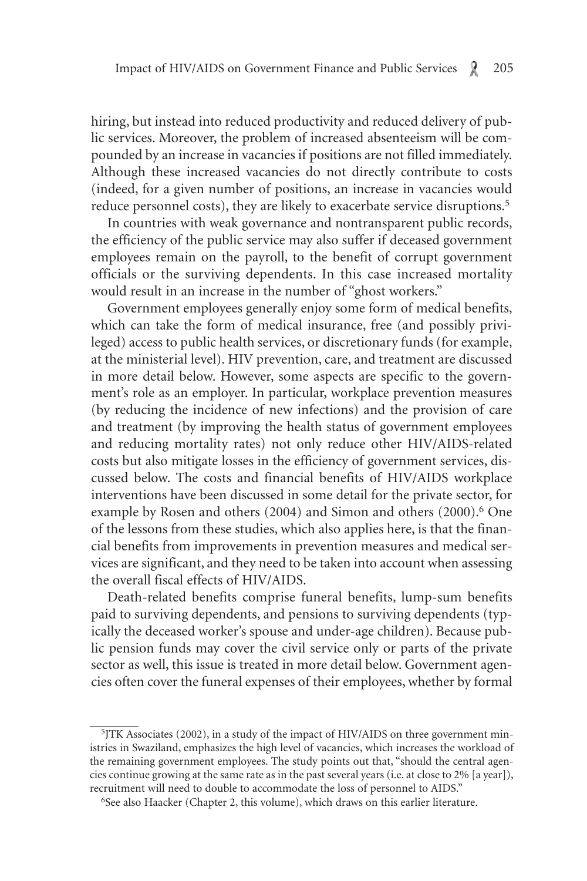hiring, but instead into reduced productivity and reduced delivery of public services. Moreover, the problem of increased absenteeism will be compounded by an increase in vacancies if positions are not filled immediately. Although these increased vacancies do not directly contribute to costs (indeed, for a given number of positions, an increase in vacancies would reduce personnel costs), they are likely to exacerbate service disruptions.[5]

In countries with weak governance and nontransparent public records, the efficiency of the public service may also suffer if deceased government employees remain on the payroll, to the benefit of corrupt government officials or the surviving dependents. In this case increased mortality would result in an increase in the number of "ghost workers."

Government employees generally enjoy some form of medical benefits, which can take the form of medical insurance, free (and possibly privileged) access to public health services, or discretionary funds (for example, at the ministerial level). HIV prevention, care, and treatment are discussed in more detail below. However, some aspects are specific to the government's role as an employer. In particular, workplace prevention measures (by reducing the incidence of new infections) and the provision of care and treatment (by improving the health status of government employees and reducing mortality rates) not only reduce other HIV/AIDS-related costs but also mitigate losses in the efficiency of government services, discussed below. The costs and financial benefits of HIV/AIDS workplace interventions have been discussed in some detail for the private sector, for example by Rosen and others (2004) and Simon and others (2000).[6] One of the lessons from these studies, which also applies here, is that the financial benefits from improvements in prevention measures and medical services are significant, and they need to be taken into account when assessing the overall fiscal effects of HIV/AIDS.

Death-related benefits comprise funeral benefits, lump-sum benefits paid to surviving dependents, and pensions to surviving dependents (typically the deceased worker's spouse and under-age children). Because public pension funds may cover the civil service only or parts of the private sector as well, this issue is treated in more detail below. Government agencies often cover the funeral expenses of their employees, whether by formal

---

[5]JTK Associates (2002), in a study of the impact of HIV/AIDS on three government ministries in Swaziland, emphasizes the high level of vacancies, which increases the workload of the remaining government employees. The study points out that, "should the central agencies continue growing at the same rate as in the past several years (i.e. at close to 2% [a year]), recruitment will need to double to accommodate the loss of personnel to AIDS."

[6]See also Haacker (Chapter 2, this volume), which draws on this earlier literature.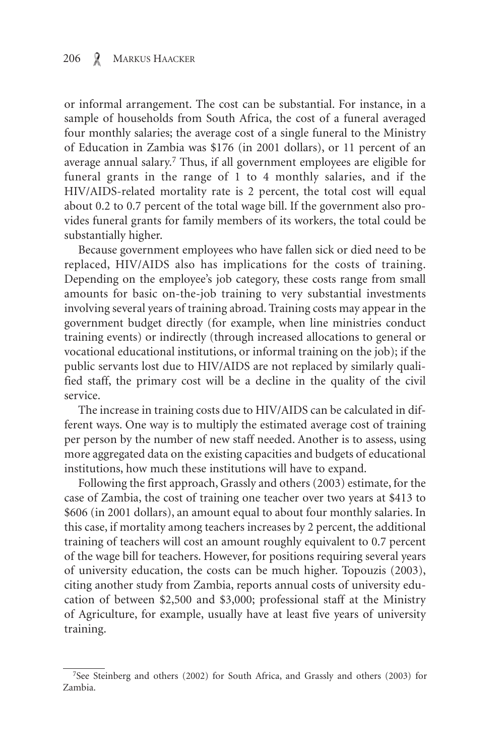or informal arrangement. The cost can be substantial. For instance, in a sample of households from South Africa, the cost of a funeral averaged four monthly salaries; the average cost of a single funeral to the Ministry of Education in Zambia was $176 (in 2001 dollars), or 11 percent of an average annual salary.[7] Thus, if all government employees are eligible for funeral grants in the range of 1 to 4 monthly salaries, and if the HIV/AIDS-related mortality rate is 2 percent, the total cost will equal about 0.2 to 0.7 percent of the total wage bill. If the government also provides funeral grants for family members of its workers, the total could be substantially higher.

Because government employees who have fallen sick or died need to be replaced, HIV/AIDS also has implications for the costs of training. Depending on the employee's job category, these costs range from small amounts for basic on-the-job training to very substantial investments involving several years of training abroad. Training costs may appear in the government budget directly (for example, when line ministries conduct training events) or indirectly (through increased allocations to general or vocational educational institutions, or informal training on the job); if the public servants lost due to HIV/AIDS are not replaced by similarly qualified staff, the primary cost will be a decline in the quality of the civil service.

The increase in training costs due to HIV/AIDS can be calculated in different ways. One way is to multiply the estimated average cost of training per person by the number of new staff needed. Another is to assess, using more aggregated data on the existing capacities and budgets of educational institutions, how much these institutions will have to expand.

Following the first approach, Grassly and others (2003) estimate, for the case of Zambia, the cost of training one teacher over two years at $413 to $606 (in 2001 dollars), an amount equal to about four monthly salaries. In this case, if mortality among teachers increases by 2 percent, the additional training of teachers will cost an amount roughly equivalent to 0.7 percent of the wage bill for teachers. However, for positions requiring several years of university education, the costs can be much higher. Topouzis (2003), citing another study from Zambia, reports annual costs of university education of between $2,500 and $3,000; professional staff at the Ministry of Agriculture, for example, usually have at least five years of university training.

[7] See Steinberg and others (2002) for South Africa, and Grassly and others (2003) for Zambia.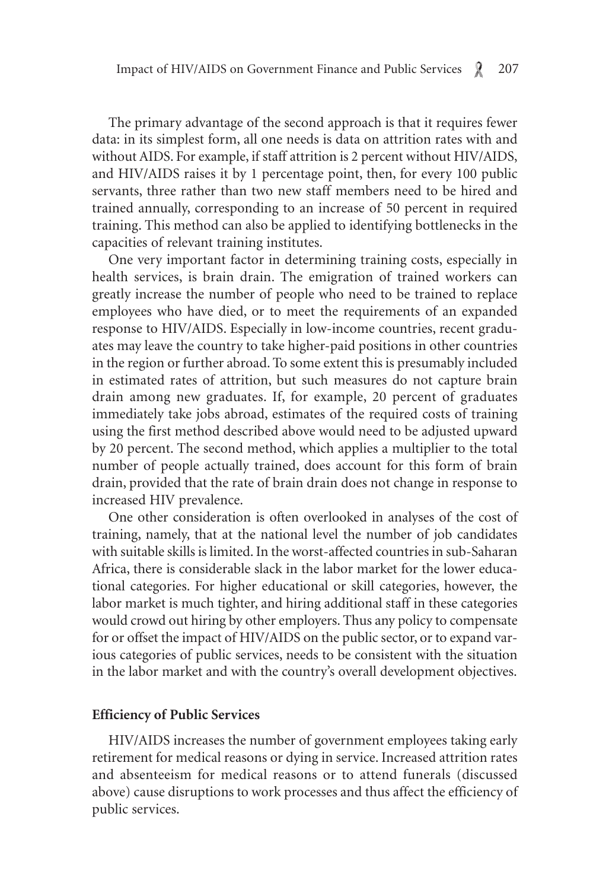The primary advantage of the second approach is that it requires fewer data: in its simplest form, all one needs is data on attrition rates with and without AIDS. For example, if staff attrition is 2 percent without HIV/AIDS, and HIV/AIDS raises it by 1 percentage point, then, for every 100 public servants, three rather than two new staff members need to be hired and trained annually, corresponding to an increase of 50 percent in required training. This method can also be applied to identifying bottlenecks in the capacities of relevant training institutes.

One very important factor in determining training costs, especially in health services, is brain drain. The emigration of trained workers can greatly increase the number of people who need to be trained to replace employees who have died, or to meet the requirements of an expanded response to HIV/AIDS. Especially in low-income countries, recent graduates may leave the country to take higher-paid positions in other countries in the region or further abroad. To some extent this is presumably included in estimated rates of attrition, but such measures do not capture brain drain among new graduates. If, for example, 20 percent of graduates immediately take jobs abroad, estimates of the required costs of training using the first method described above would need to be adjusted upward by 20 percent. The second method, which applies a multiplier to the total number of people actually trained, does account for this form of brain drain, provided that the rate of brain drain does not change in response to increased HIV prevalence.

One other consideration is often overlooked in analyses of the cost of training, namely, that at the national level the number of job candidates with suitable skills is limited. In the worst-affected countries in sub-Saharan Africa, there is considerable slack in the labor market for the lower educational categories. For higher educational or skill categories, however, the labor market is much tighter, and hiring additional staff in these categories would crowd out hiring by other employers. Thus any policy to compensate for or offset the impact of HIV/AIDS on the public sector, or to expand various categories of public services, needs to be consistent with the situation in the labor market and with the country's overall development objectives.

### Efficiency of Public Services

HIV/AIDS increases the number of government employees taking early retirement for medical reasons or dying in service. Increased attrition rates and absenteeism for medical reasons or to attend funerals (discussed above) cause disruptions to work processes and thus affect the efficiency of public services.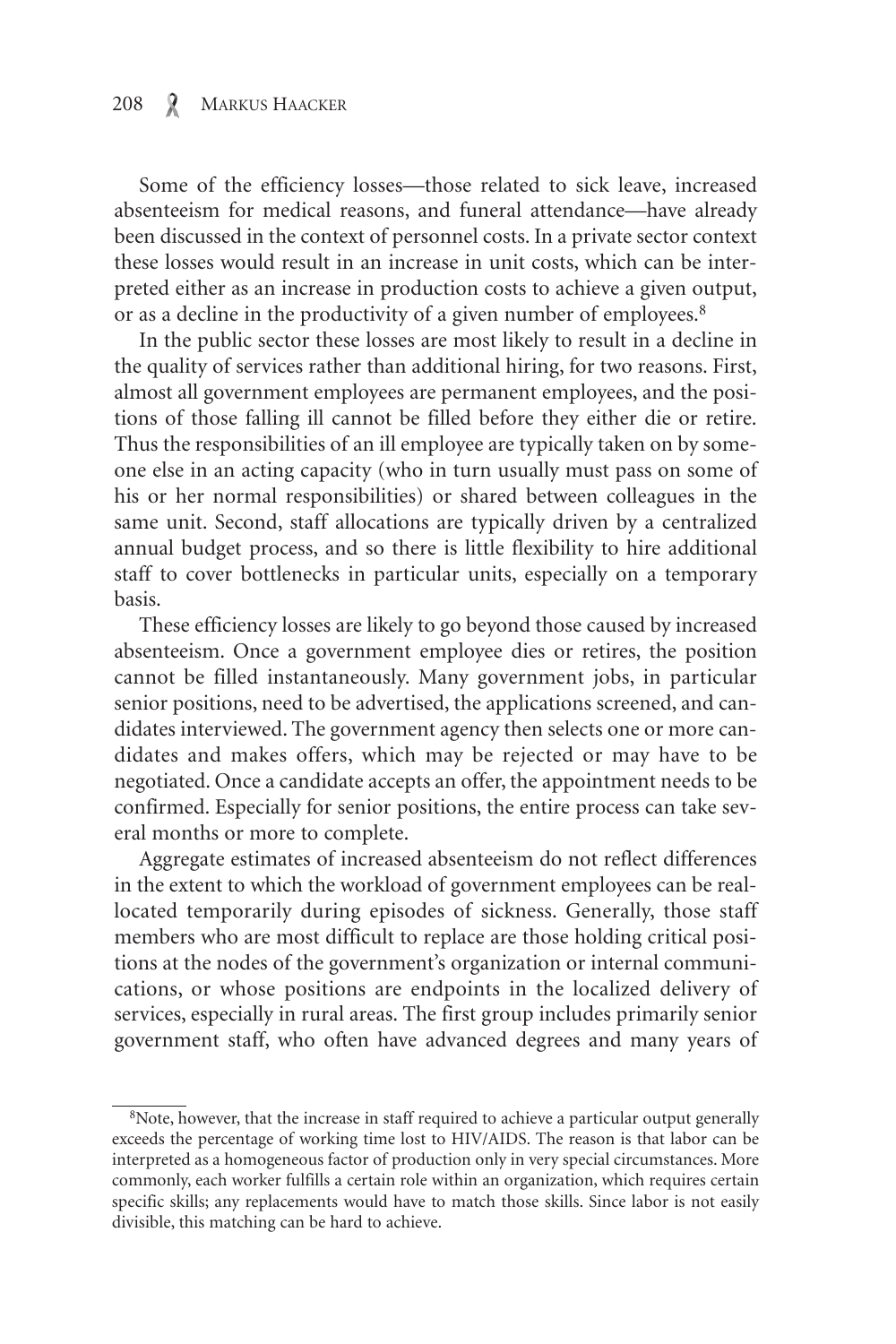Some of the efficiency losses—those related to sick leave, increased absenteeism for medical reasons, and funeral attendance—have already been discussed in the context of personnel costs. In a private sector context these losses would result in an increase in unit costs, which can be interpreted either as an increase in production costs to achieve a given output, or as a decline in the productivity of a given number of employees.[8]

In the public sector these losses are most likely to result in a decline in the quality of services rather than additional hiring, for two reasons. First, almost all government employees are permanent employees, and the positions of those falling ill cannot be filled before they either die or retire. Thus the responsibilities of an ill employee are typically taken on by someone else in an acting capacity (who in turn usually must pass on some of his or her normal responsibilities) or shared between colleagues in the same unit. Second, staff allocations are typically driven by a centralized annual budget process, and so there is little flexibility to hire additional staff to cover bottlenecks in particular units, especially on a temporary basis.

These efficiency losses are likely to go beyond those caused by increased absenteeism. Once a government employee dies or retires, the position cannot be filled instantaneously. Many government jobs, in particular senior positions, need to be advertised, the applications screened, and candidates interviewed. The government agency then selects one or more candidates and makes offers, which may be rejected or may have to be negotiated. Once a candidate accepts an offer, the appointment needs to be confirmed. Especially for senior positions, the entire process can take several months or more to complete.

Aggregate estimates of increased absenteeism do not reflect differences in the extent to which the workload of government employees can be reallocated temporarily during episodes of sickness. Generally, those staff members who are most difficult to replace are those holding critical positions at the nodes of the government's organization or internal communications, or whose positions are endpoints in the localized delivery of services, especially in rural areas. The first group includes primarily senior government staff, who often have advanced degrees and many years of

[8]Note, however, that the increase in staff required to achieve a particular output generally exceeds the percentage of working time lost to HIV/AIDS. The reason is that labor can be interpreted as a homogeneous factor of production only in very special circumstances. More commonly, each worker fulfills a certain role within an organization, which requires certain specific skills; any replacements would have to match those skills. Since labor is not easily divisible, this matching can be hard to achieve.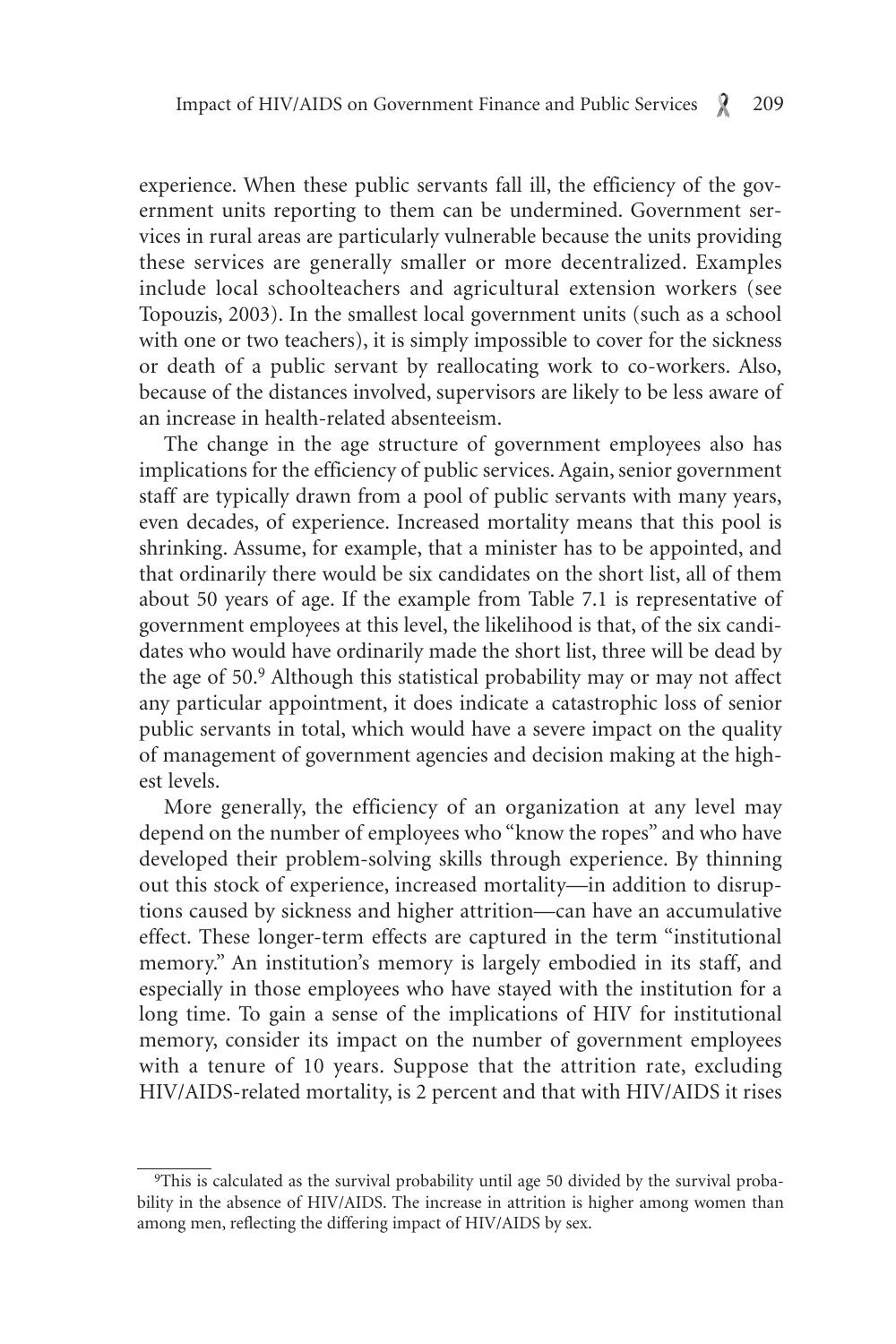experience. When these public servants fall ill, the efficiency of the government units reporting to them can be undermined. Government services in rural areas are particularly vulnerable because the units providing these services are generally smaller or more decentralized. Examples include local schoolteachers and agricultural extension workers (see Topouzis, 2003). In the smallest local government units (such as a school with one or two teachers), it is simply impossible to cover for the sickness or death of a public servant by reallocating work to co-workers. Also, because of the distances involved, supervisors are likely to be less aware of an increase in health-related absenteeism.

The change in the age structure of government employees also has implications for the efficiency of public services. Again, senior government staff are typically drawn from a pool of public servants with many years, even decades, of experience. Increased mortality means that this pool is shrinking. Assume, for example, that a minister has to be appointed, and that ordinarily there would be six candidates on the short list, all of them about 50 years of age. If the example from Table 7.1 is representative of government employees at this level, the likelihood is that, of the six candidates who would have ordinarily made the short list, three will be dead by the age of 50.[9] Although this statistical probability may or may not affect any particular appointment, it does indicate a catastrophic loss of senior public servants in total, which would have a severe impact on the quality of management of government agencies and decision making at the highest levels.

More generally, the efficiency of an organization at any level may depend on the number of employees who "know the ropes" and who have developed their problem-solving skills through experience. By thinning out this stock of experience, increased mortality—in addition to disruptions caused by sickness and higher attrition—can have an accumulative effect. These longer-term effects are captured in the term "institutional memory." An institution's memory is largely embodied in its staff, and especially in those employees who have stayed with the institution for a long time. To gain a sense of the implications of HIV for institutional memory, consider its impact on the number of government employees with a tenure of 10 years. Suppose that the attrition rate, excluding HIV/AIDS-related mortality, is 2 percent and that with HIV/AIDS it rises

[9]This is calculated as the survival probability until age 50 divided by the survival probability in the absence of HIV/AIDS. The increase in attrition is higher among women than among men, reflecting the differing impact of HIV/AIDS by sex.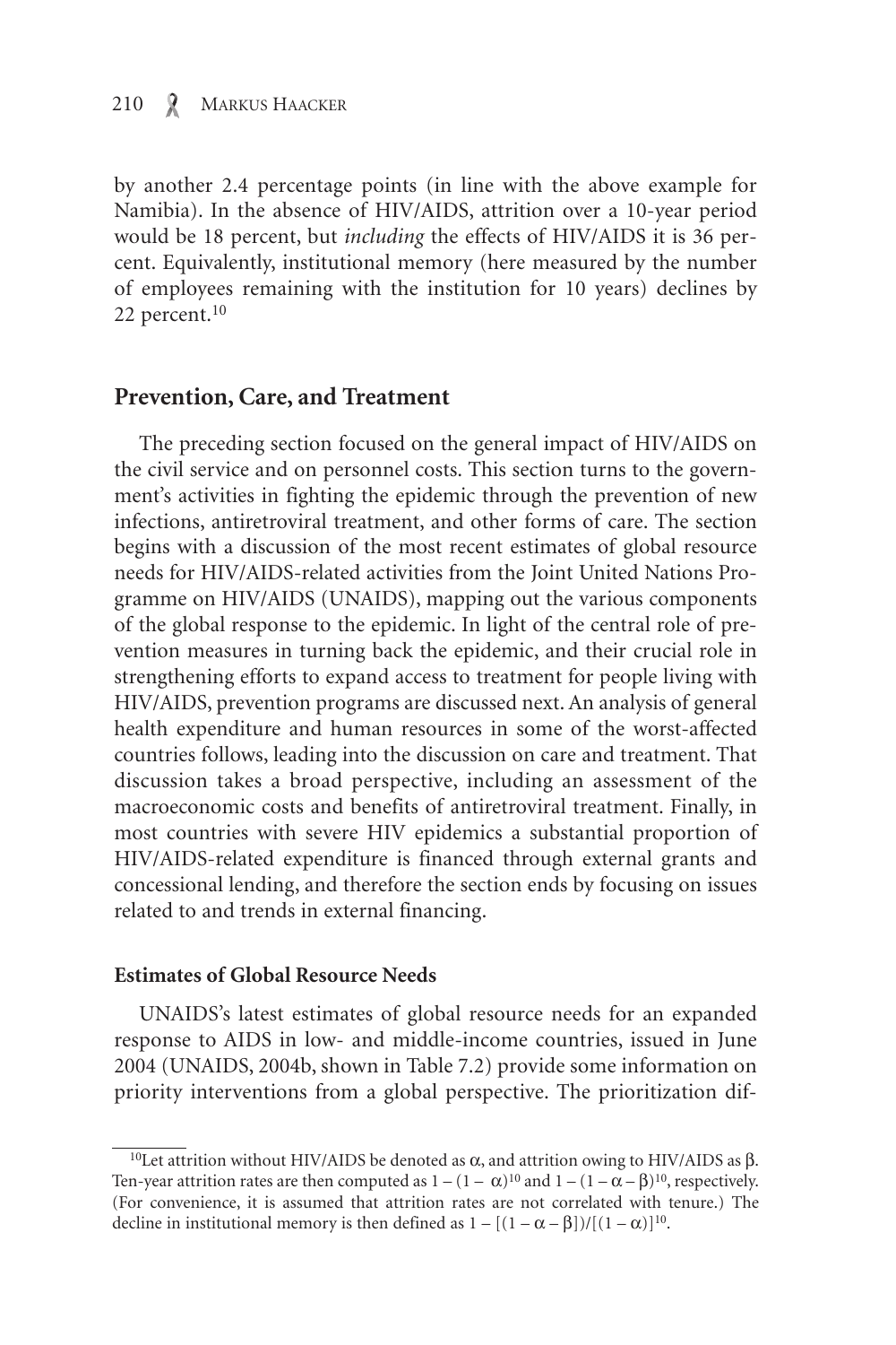by another 2.4 percentage points (in line with the above example for Namibia). In the absence of HIV/AIDS, attrition over a 10-year period would be 18 percent, but *including* the effects of HIV/AIDS it is 36 percent. Equivalently, institutional memory (here measured by the number of employees remaining with the institution for 10 years) declines by 22 percent.[10]

## Prevention, Care, and Treatment

The preceding section focused on the general impact of HIV/AIDS on the civil service and on personnel costs. This section turns to the government's activities in fighting the epidemic through the prevention of new infections, antiretroviral treatment, and other forms of care. The section begins with a discussion of the most recent estimates of global resource needs for HIV/AIDS-related activities from the Joint United Nations Programme on HIV/AIDS (UNAIDS), mapping out the various components of the global response to the epidemic. In light of the central role of prevention measures in turning back the epidemic, and their crucial role in strengthening efforts to expand access to treatment for people living with HIV/AIDS, prevention programs are discussed next. An analysis of general health expenditure and human resources in some of the worst-affected countries follows, leading into the discussion on care and treatment. That discussion takes a broad perspective, including an assessment of the macroeconomic costs and benefits of antiretroviral treatment. Finally, in most countries with severe HIV epidemics a substantial proportion of HIV/AIDS-related expenditure is financed through external grants and concessional lending, and therefore the section ends by focusing on issues related to and trends in external financing.

### Estimates of Global Resource Needs

UNAIDS's latest estimates of global resource needs for an expanded response to AIDS in low- and middle-income countries, issued in June 2004 (UNAIDS, 2004b, shown in Table 7.2) provide some information on priority interventions from a global perspective. The prioritization dif-

---

[10]Let attrition without HIV/AIDS be denoted as $\alpha$, and attrition owing to HIV/AIDS as $\beta$. Ten-year attrition rates are then computed as $1 - (1 - \alpha)^{10}$ and $1 - (1 - \alpha - \beta)^{10}$, respectively. (For convenience, it is assumed that attrition rates are not correlated with tenure.) The decline in institutional memory is then defined as $1 - [(1 - \alpha - \beta])/[(1 - \alpha)]^{10}$.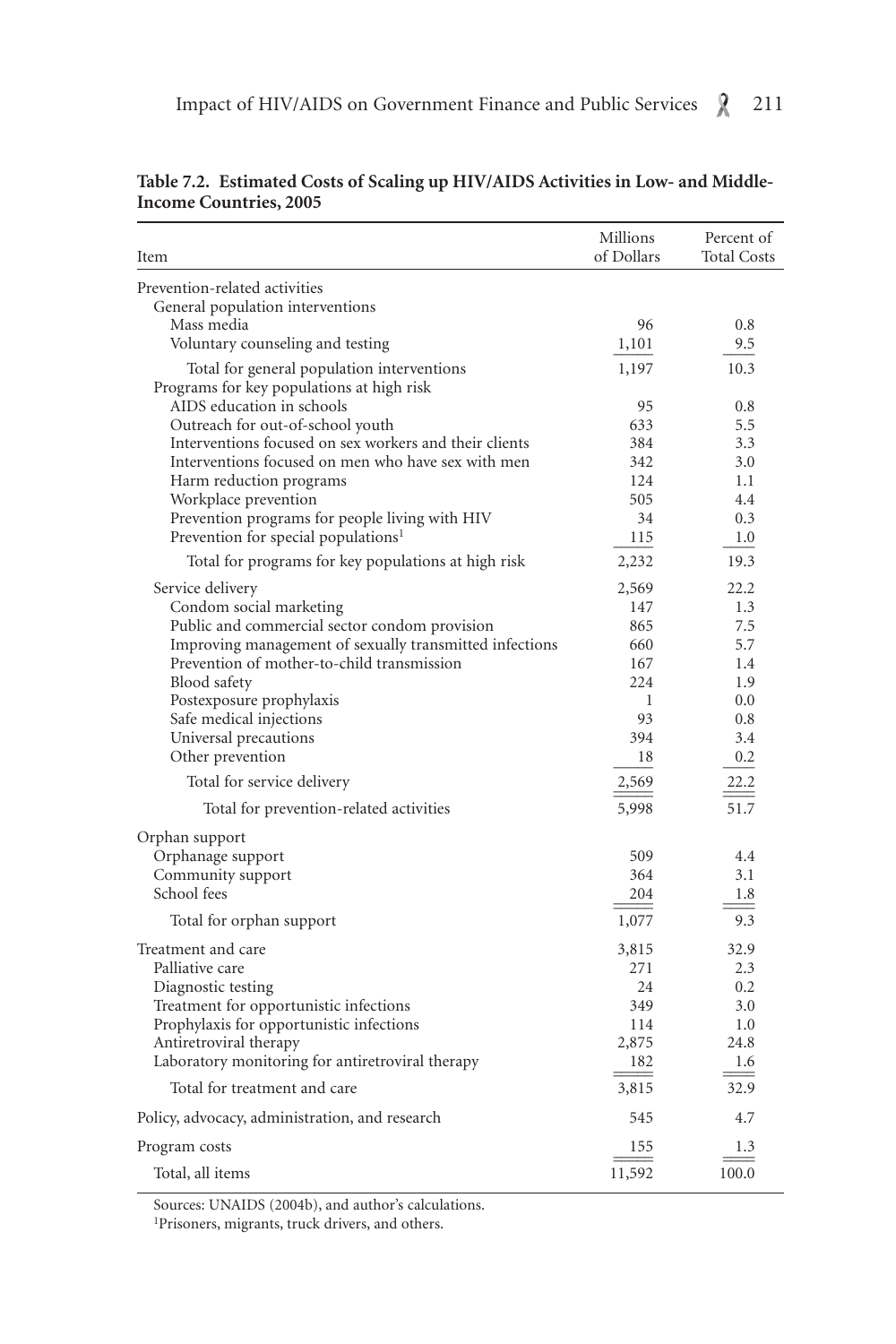**Table 7.2. Estimated Costs of Scaling up HIV/AIDS Activities in Low- and Middle-Income Countries, 2005**

| Item | Millions of Dollars | Percent of Total Costs |
|---|---|---|
| Prevention-related activities | | |
| General population interventions | | |
| Mass media | 96 | 0.8 |
| Voluntary counseling and testing | 1,101 | 9.5 |
| Total for general population interventions | 1,197 | 10.3 |
| Programs for key populations at high risk | | |
| AIDS education in schools | 95 | 0.8 |
| Outreach for out-of-school youth | 633 | 5.5 |
| Interventions focused on sex workers and their clients | 384 | 3.3 |
| Interventions focused on men who have sex with men | 342 | 3.0 |
| Harm reduction programs | 124 | 1.1 |
| Workplace prevention | 505 | 4.4 |
| Prevention programs for people living with HIV | 34 | 0.3 |
| Prevention for special populations[1] | 115 | 1.0 |
| Total for programs for key populations at high risk | 2,232 | 19.3 |
| Service delivery | 2,569 | 22.2 |
| Condom social marketing | 147 | 1.3 |
| Public and commercial sector condom provision | 865 | 7.5 |
| Improving management of sexually transmitted infections | 660 | 5.7 |
| Prevention of mother-to-child transmission | 167 | 1.4 |
| Blood safety | 224 | 1.9 |
| Postexposure prophylaxis | 1 | 0.0 |
| Safe medical injections | 93 | 0.8 |
| Universal precautions | 394 | 3.4 |
| Other prevention | 18 | 0.2 |
| Total for service delivery | 2,569 | 22.2 |
| Total for prevention-related activities | 5,998 | 51.7 |
| Orphan support | | |
| Orphanage support | 509 | 4.4 |
| Community support | 364 | 3.1 |
| School fees | 204 | 1.8 |
| Total for orphan support | 1,077 | 9.3 |
| Treatment and care | 3,815 | 32.9 |
| Palliative care | 271 | 2.3 |
| Diagnostic testing | 24 | 0.2 |
| Treatment for opportunistic infections | 349 | 3.0 |
| Prophylaxis for opportunistic infections | 114 | 1.0 |
| Antiretroviral therapy | 2,875 | 24.8 |
| Laboratory monitoring for antiretroviral therapy | 182 | 1.6 |
| Total for treatment and care | 3,815 | 32.9 |
| Policy, advocacy, administration, and research | 545 | 4.7 |
| Program costs | 155 | 1.3 |
| Total, all items | 11,592 | 100.0 |

Sources: UNAIDS (2004b), and author's calculations.

[1] Prisoners, migrants, truck drivers, and others.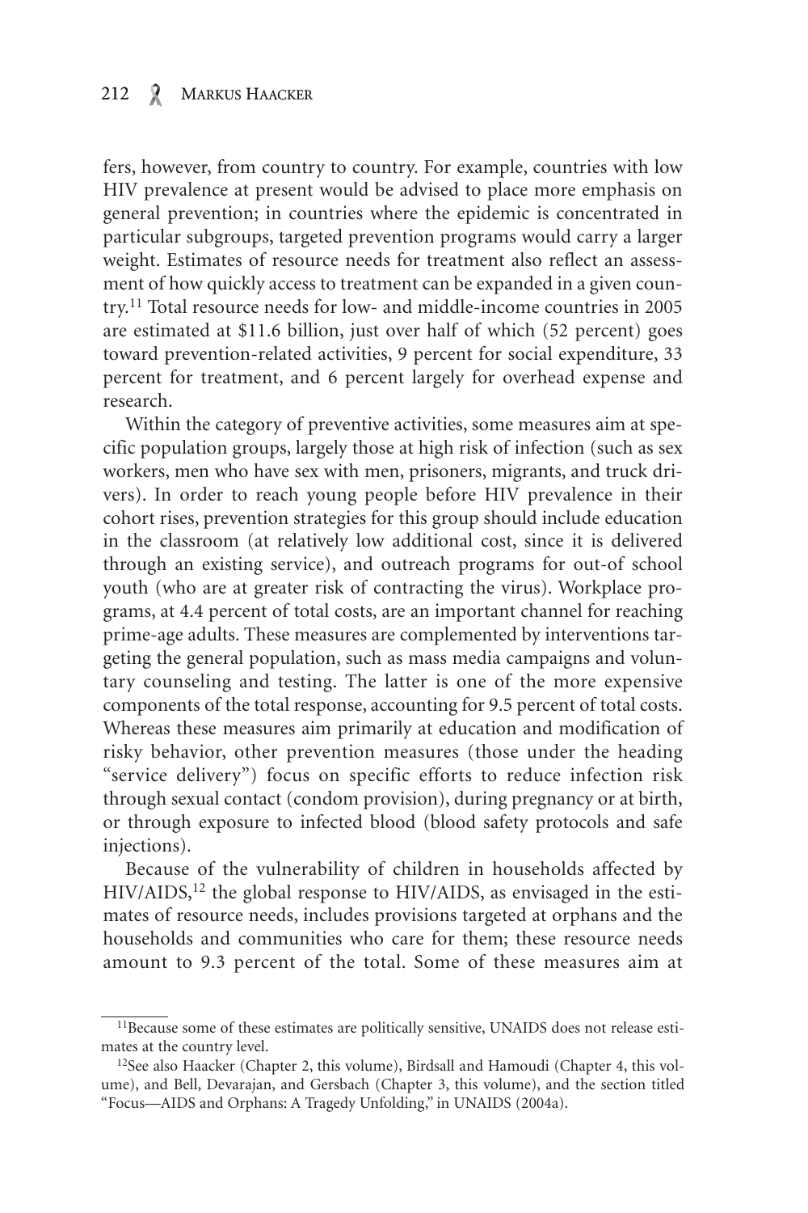fers, however, from country to country. For example, countries with low HIV prevalence at present would be advised to place more emphasis on general prevention; in countries where the epidemic is concentrated in particular subgroups, targeted prevention programs would carry a larger weight. Estimates of resource needs for treatment also reflect an assessment of how quickly access to treatment can be expanded in a given country.[11] Total resource needs for low- and middle-income countries in 2005 are estimated at $11.6 billion, just over half of which (52 percent) goes toward prevention-related activities, 9 percent for social expenditure, 33 percent for treatment, and 6 percent largely for overhead expense and research.

Within the category of preventive activities, some measures aim at specific population groups, largely those at high risk of infection (such as sex workers, men who have sex with men, prisoners, migrants, and truck drivers). In order to reach young people before HIV prevalence in their cohort rises, prevention strategies for this group should include education in the classroom (at relatively low additional cost, since it is delivered through an existing service), and outreach programs for out-of school youth (who are at greater risk of contracting the virus). Workplace programs, at 4.4 percent of total costs, are an important channel for reaching prime-age adults. These measures are complemented by interventions targeting the general population, such as mass media campaigns and voluntary counseling and testing. The latter is one of the more expensive components of the total response, accounting for 9.5 percent of total costs. Whereas these measures aim primarily at education and modification of risky behavior, other prevention measures (those under the heading "service delivery") focus on specific efforts to reduce infection risk through sexual contact (condom provision), during pregnancy or at birth, or through exposure to infected blood (blood safety protocols and safe injections).

Because of the vulnerability of children in households affected by HIV/AIDS,[12] the global response to HIV/AIDS, as envisaged in the estimates of resource needs, includes provisions targeted at orphans and the households and communities who care for them; these resource needs amount to 9.3 percent of the total. Some of these measures aim at

---

[11]Because some of these estimates are politically sensitive, UNAIDS does not release estimates at the country level.

[12]See also Haacker (Chapter 2, this volume), Birdsall and Hamoudi (Chapter 4, this volume), and Bell, Devarajan, and Gersbach (Chapter 3, this volume), and the section titled "Focus—AIDS and Orphans: A Tragedy Unfolding," in UNAIDS (2004a).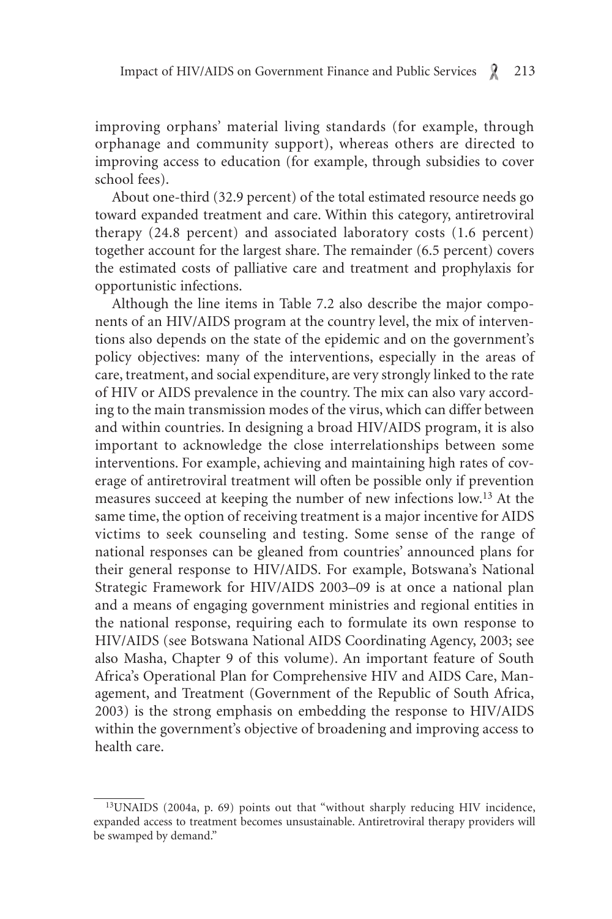improving orphans' material living standards (for example, through orphanage and community support), whereas others are directed to improving access to education (for example, through subsidies to cover school fees).

About one-third (32.9 percent) of the total estimated resource needs go toward expanded treatment and care. Within this category, antiretroviral therapy (24.8 percent) and associated laboratory costs (1.6 percent) together account for the largest share. The remainder (6.5 percent) covers the estimated costs of palliative care and treatment and prophylaxis for opportunistic infections.

Although the line items in Table 7.2 also describe the major components of an HIV/AIDS program at the country level, the mix of interventions also depends on the state of the epidemic and on the government's policy objectives: many of the interventions, especially in the areas of care, treatment, and social expenditure, are very strongly linked to the rate of HIV or AIDS prevalence in the country. The mix can also vary according to the main transmission modes of the virus, which can differ between and within countries. In designing a broad HIV/AIDS program, it is also important to acknowledge the close interrelationships between some interventions. For example, achieving and maintaining high rates of coverage of antiretroviral treatment will often be possible only if prevention measures succeed at keeping the number of new infections low.[13] At the same time, the option of receiving treatment is a major incentive for AIDS victims to seek counseling and testing. Some sense of the range of national responses can be gleaned from countries' announced plans for their general response to HIV/AIDS. For example, Botswana's National Strategic Framework for HIV/AIDS 2003–09 is at once a national plan and a means of engaging government ministries and regional entities in the national response, requiring each to formulate its own response to HIV/AIDS (see Botswana National AIDS Coordinating Agency, 2003; see also Masha, Chapter 9 of this volume). An important feature of South Africa's Operational Plan for Comprehensive HIV and AIDS Care, Management, and Treatment (Government of the Republic of South Africa, 2003) is the strong emphasis on embedding the response to HIV/AIDS within the government's objective of broadening and improving access to health care.

---

[13] UNAIDS (2004a, p. 69) points out that "without sharply reducing HIV incidence, expanded access to treatment becomes unsustainable. Antiretroviral therapy providers will be swamped by demand."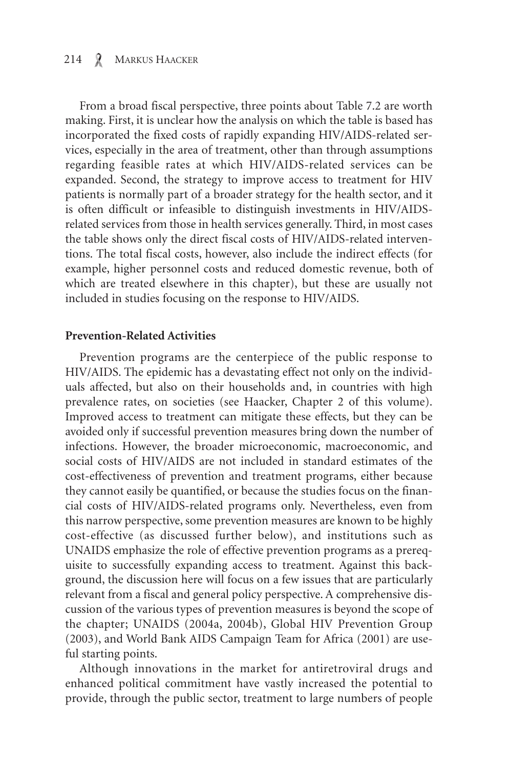From a broad fiscal perspective, three points about Table 7.2 are worth making. First, it is unclear how the analysis on which the table is based has incorporated the fixed costs of rapidly expanding HIV/AIDS-related services, especially in the area of treatment, other than through assumptions regarding feasible rates at which HIV/AIDS-related services can be expanded. Second, the strategy to improve access to treatment for HIV patients is normally part of a broader strategy for the health sector, and it is often difficult or infeasible to distinguish investments in HIV/AIDS-related services from those in health services generally. Third, in most cases the table shows only the direct fiscal costs of HIV/AIDS-related interventions. The total fiscal costs, however, also include the indirect effects (for example, higher personnel costs and reduced domestic revenue, both of which are treated elsewhere in this chapter), but these are usually not included in studies focusing on the response to HIV/AIDS.

**Prevention-Related Activities**

Prevention programs are the centerpiece of the public response to HIV/AIDS. The epidemic has a devastating effect not only on the individuals affected, but also on their households and, in countries with high prevalence rates, on societies (see Haacker, Chapter 2 of this volume). Improved access to treatment can mitigate these effects, but they can be avoided only if successful prevention measures bring down the number of infections. However, the broader microeconomic, macroeconomic, and social costs of HIV/AIDS are not included in standard estimates of the cost-effectiveness of prevention and treatment programs, either because they cannot easily be quantified, or because the studies focus on the financial costs of HIV/AIDS-related programs only. Nevertheless, even from this narrow perspective, some prevention measures are known to be highly cost-effective (as discussed further below), and institutions such as UNAIDS emphasize the role of effective prevention programs as a prerequisite to successfully expanding access to treatment. Against this background, the discussion here will focus on a few issues that are particularly relevant from a fiscal and general policy perspective. A comprehensive discussion of the various types of prevention measures is beyond the scope of the chapter; UNAIDS (2004a, 2004b), Global HIV Prevention Group (2003), and World Bank AIDS Campaign Team for Africa (2001) are useful starting points.

Although innovations in the market for antiretroviral drugs and enhanced political commitment have vastly increased the potential to provide, through the public sector, treatment to large numbers of people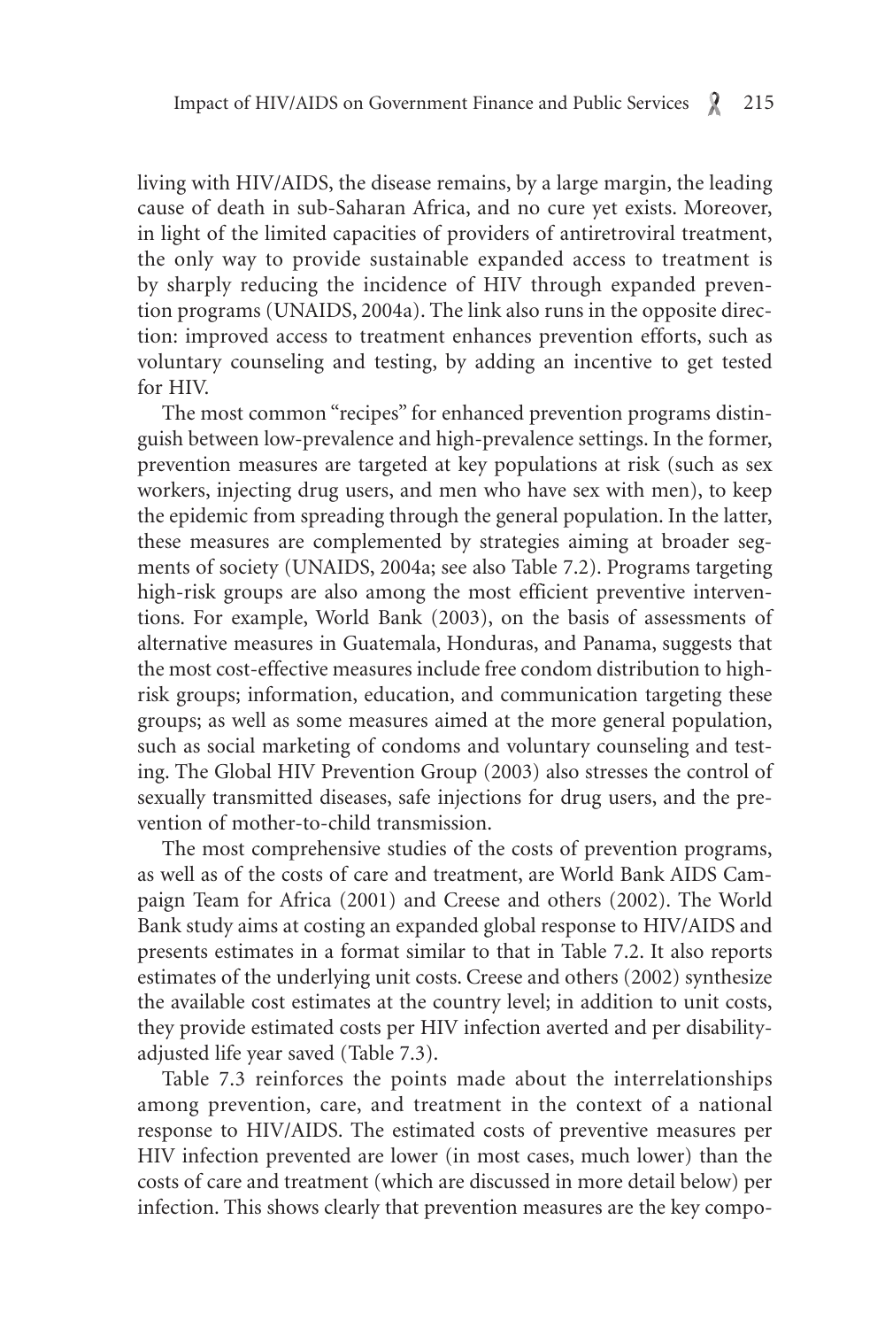living with HIV/AIDS, the disease remains, by a large margin, the leading cause of death in sub-Saharan Africa, and no cure yet exists. Moreover, in light of the limited capacities of providers of antiretroviral treatment, the only way to provide sustainable expanded access to treatment is by sharply reducing the incidence of HIV through expanded prevention programs (UNAIDS, 2004a). The link also runs in the opposite direction: improved access to treatment enhances prevention efforts, such as voluntary counseling and testing, by adding an incentive to get tested for HIV.

The most common "recipes" for enhanced prevention programs distinguish between low-prevalence and high-prevalence settings. In the former, prevention measures are targeted at key populations at risk (such as sex workers, injecting drug users, and men who have sex with men), to keep the epidemic from spreading through the general population. In the latter, these measures are complemented by strategies aiming at broader segments of society (UNAIDS, 2004a; see also Table 7.2). Programs targeting high-risk groups are also among the most efficient preventive interventions. For example, World Bank (2003), on the basis of assessments of alternative measures in Guatemala, Honduras, and Panama, suggests that the most cost-effective measures include free condom distribution to high-risk groups; information, education, and communication targeting these groups; as well as some measures aimed at the more general population, such as social marketing of condoms and voluntary counseling and testing. The Global HIV Prevention Group (2003) also stresses the control of sexually transmitted diseases, safe injections for drug users, and the prevention of mother-to-child transmission.

The most comprehensive studies of the costs of prevention programs, as well as of the costs of care and treatment, are World Bank AIDS Campaign Team for Africa (2001) and Creese and others (2002). The World Bank study aims at costing an expanded global response to HIV/AIDS and presents estimates in a format similar to that in Table 7.2. It also reports estimates of the underlying unit costs. Creese and others (2002) synthesize the available cost estimates at the country level; in addition to unit costs, they provide estimated costs per HIV infection averted and per disability-adjusted life year saved (Table 7.3).

Table 7.3 reinforces the points made about the interrelationships among prevention, care, and treatment in the context of a national response to HIV/AIDS. The estimated costs of preventive measures per HIV infection prevented are lower (in most cases, much lower) than the costs of care and treatment (which are discussed in more detail below) per infection. This shows clearly that prevention measures are the key compo-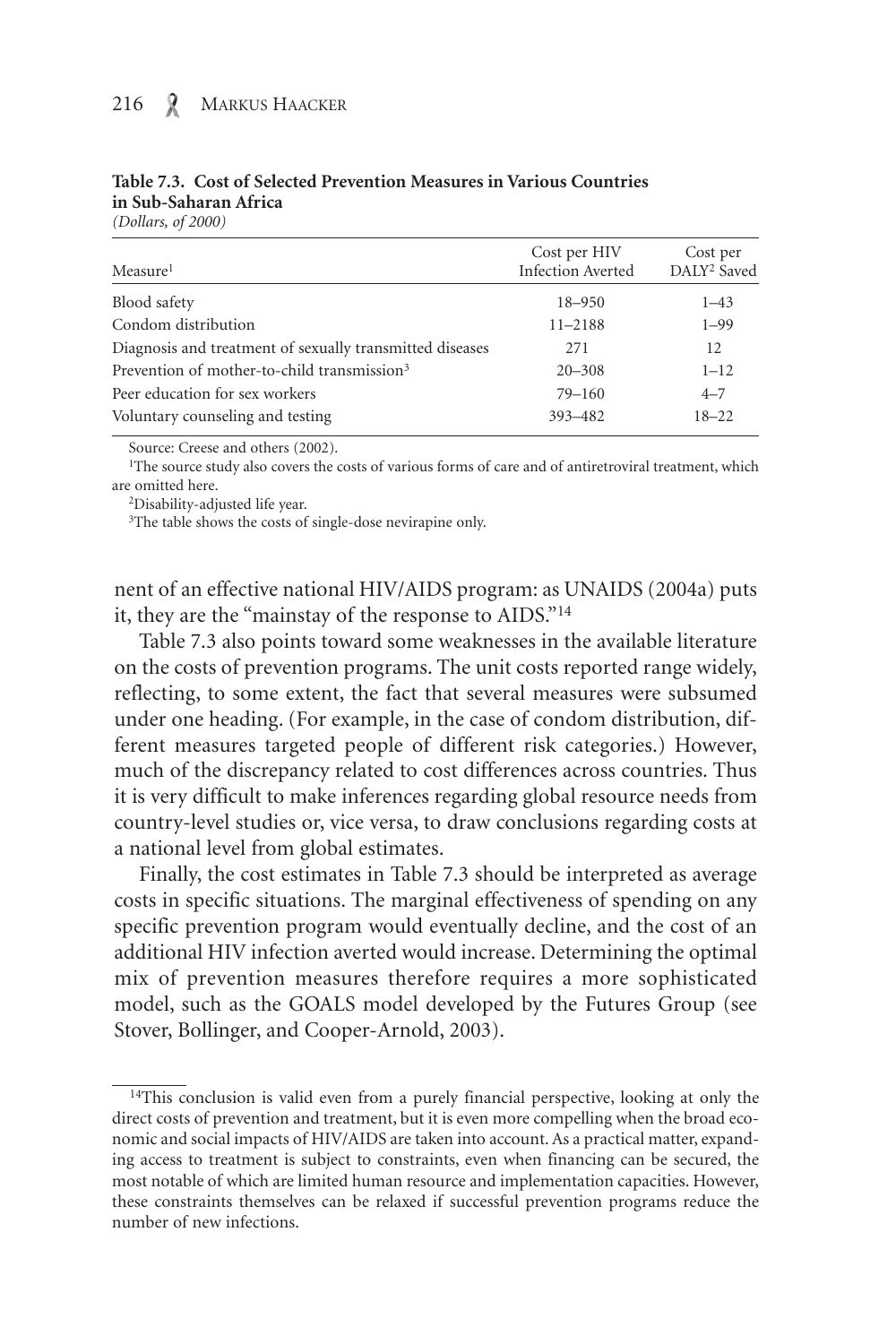**Table 7.3. Cost of Selected Prevention Measures in Various Countries in Sub-Saharan Africa**
*(Dollars, of 2000)*

| Measure[1] | Cost per HIV Infection Averted | Cost per DALY[2] Saved |
|---|---|---|
| Blood safety | 18–950 | 1–43 |
| Condom distribution | 11–2188 | 1–99 |
| Diagnosis and treatment of sexually transmitted diseases | 271 | 12 |
| Prevention of mother-to-child transmission[3] | 20–308 | 1–12 |
| Peer education for sex workers | 79–160 | 4–7 |
| Voluntary counseling and testing | 393–482 | 18–22 |

Source: Creese and others (2002).

[1]The source study also covers the costs of various forms of care and of antiretroviral treatment, which are omitted here.

[2]Disability-adjusted life year.

[3]The table shows the costs of single-dose nevirapine only.

nent of an effective national HIV/AIDS program: as UNAIDS (2004a) puts it, they are the "mainstay of the response to AIDS."[14]

Table 7.3 also points toward some weaknesses in the available literature on the costs of prevention programs. The unit costs reported range widely, reflecting, to some extent, the fact that several measures were subsumed under one heading. (For example, in the case of condom distribution, different measures targeted people of different risk categories.) However, much of the discrepancy related to cost differences across countries. Thus it is very difficult to make inferences regarding global resource needs from country-level studies or, vice versa, to draw conclusions regarding costs at a national level from global estimates.

Finally, the cost estimates in Table 7.3 should be interpreted as average costs in specific situations. The marginal effectiveness of spending on any specific prevention program would eventually decline, and the cost of an additional HIV infection averted would increase. Determining the optimal mix of prevention measures therefore requires a more sophisticated model, such as the GOALS model developed by the Futures Group (see Stover, Bollinger, and Cooper-Arnold, 2003).

[14]This conclusion is valid even from a purely financial perspective, looking at only the direct costs of prevention and treatment, but it is even more compelling when the broad economic and social impacts of HIV/AIDS are taken into account. As a practical matter, expanding access to treatment is subject to constraints, even when financing can be secured, the most notable of which are limited human resource and implementation capacities. However, these constraints themselves can be relaxed if successful prevention programs reduce the number of new infections.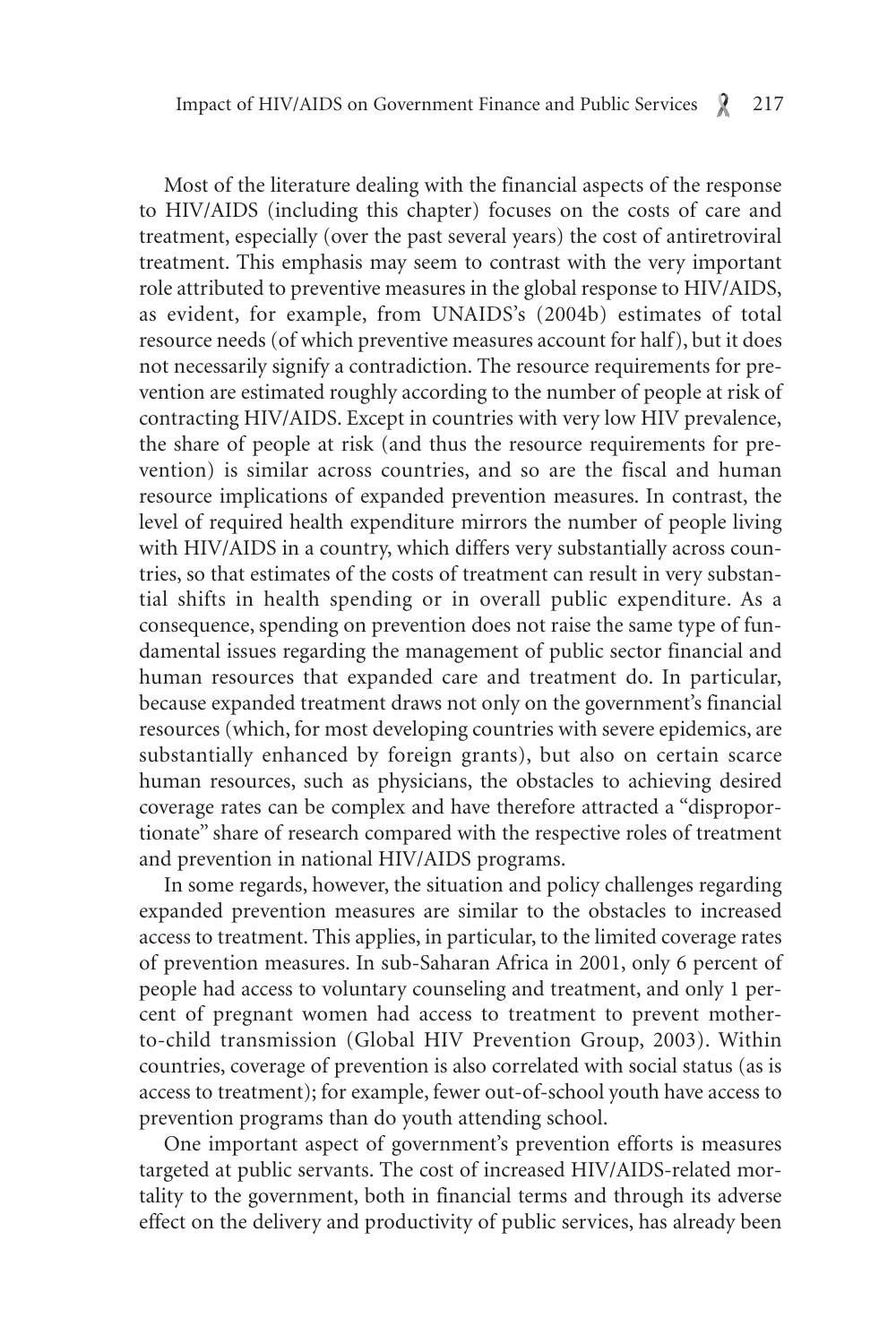Most of the literature dealing with the financial aspects of the response to HIV/AIDS (including this chapter) focuses on the costs of care and treatment, especially (over the past several years) the cost of antiretroviral treatment. This emphasis may seem to contrast with the very important role attributed to preventive measures in the global response to HIV/AIDS, as evident, for example, from UNAIDS's (2004b) estimates of total resource needs (of which preventive measures account for half), but it does not necessarily signify a contradiction. The resource requirements for prevention are estimated roughly according to the number of people at risk of contracting HIV/AIDS. Except in countries with very low HIV prevalence, the share of people at risk (and thus the resource requirements for prevention) is similar across countries, and so are the fiscal and human resource implications of expanded prevention measures. In contrast, the level of required health expenditure mirrors the number of people living with HIV/AIDS in a country, which differs very substantially across countries, so that estimates of the costs of treatment can result in very substantial shifts in health spending or in overall public expenditure. As a consequence, spending on prevention does not raise the same type of fundamental issues regarding the management of public sector financial and human resources that expanded care and treatment do. In particular, because expanded treatment draws not only on the government's financial resources (which, for most developing countries with severe epidemics, are substantially enhanced by foreign grants), but also on certain scarce human resources, such as physicians, the obstacles to achieving desired coverage rates can be complex and have therefore attracted a "disproportionate" share of research compared with the respective roles of treatment and prevention in national HIV/AIDS programs.

In some regards, however, the situation and policy challenges regarding expanded prevention measures are similar to the obstacles to increased access to treatment. This applies, in particular, to the limited coverage rates of prevention measures. In sub-Saharan Africa in 2001, only 6 percent of people had access to voluntary counseling and treatment, and only 1 percent of pregnant women had access to treatment to prevent mother-to-child transmission (Global HIV Prevention Group, 2003). Within countries, coverage of prevention is also correlated with social status (as is access to treatment); for example, fewer out-of-school youth have access to prevention programs than do youth attending school.

One important aspect of government's prevention efforts is measures targeted at public servants. The cost of increased HIV/AIDS-related mortality to the government, both in financial terms and through its adverse effect on the delivery and productivity of public services, has already been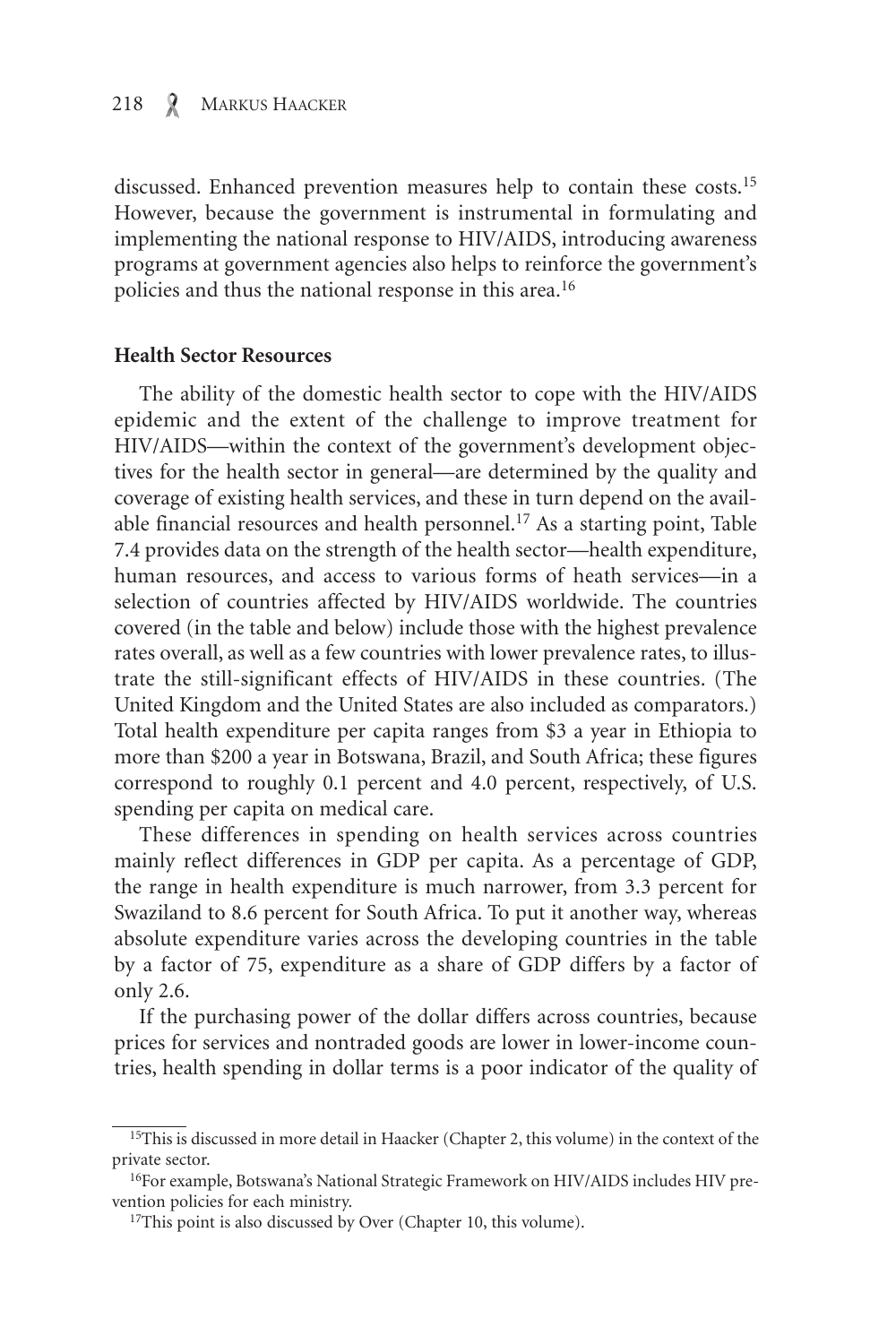discussed. Enhanced prevention measures help to contain these costs.[15] However, because the government is instrumental in formulating and implementing the national response to HIV/AIDS, introducing awareness programs at government agencies also helps to reinforce the government's policies and thus the national response in this area.[16]

**Health Sector Resources**

The ability of the domestic health sector to cope with the HIV/AIDS epidemic and the extent of the challenge to improve treatment for HIV/AIDS—within the context of the government's development objectives for the health sector in general—are determined by the quality and coverage of existing health services, and these in turn depend on the available financial resources and health personnel.[17] As a starting point, Table 7.4 provides data on the strength of the health sector—health expenditure, human resources, and access to various forms of heath services—in a selection of countries affected by HIV/AIDS worldwide. The countries covered (in the table and below) include those with the highest prevalence rates overall, as well as a few countries with lower prevalence rates, to illustrate the still-significant effects of HIV/AIDS in these countries. (The United Kingdom and the United States are also included as comparators.) Total health expenditure per capita ranges from $3 a year in Ethiopia to more than $200 a year in Botswana, Brazil, and South Africa; these figures correspond to roughly 0.1 percent and 4.0 percent, respectively, of U.S. spending per capita on medical care.

These differences in spending on health services across countries mainly reflect differences in GDP per capita. As a percentage of GDP, the range in health expenditure is much narrower, from 3.3 percent for Swaziland to 8.6 percent for South Africa. To put it another way, whereas absolute expenditure varies across the developing countries in the table by a factor of 75, expenditure as a share of GDP differs by a factor of only 2.6.

If the purchasing power of the dollar differs across countries, because prices for services and nontraded goods are lower in lower-income countries, health spending in dollar terms is a poor indicator of the quality of

[15]This is discussed in more detail in Haacker (Chapter 2, this volume) in the context of the private sector.

[16]For example, Botswana's National Strategic Framework on HIV/AIDS includes HIV prevention policies for each ministry.

[17]This point is also discussed by Over (Chapter 10, this volume).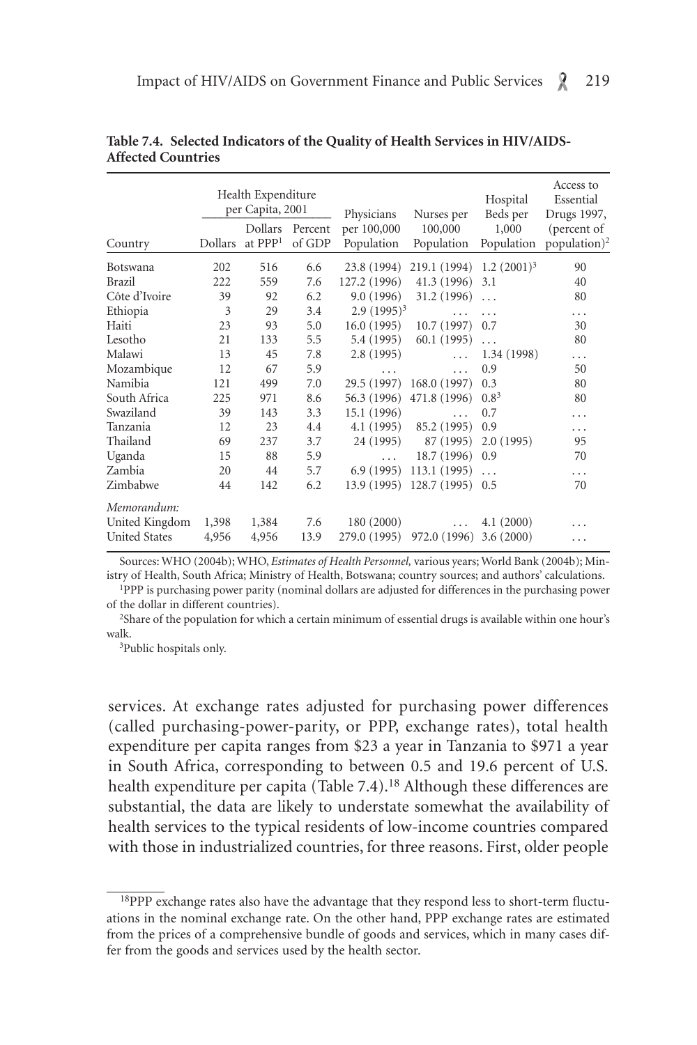**Table 7.4. Selected Indicators of the Quality of Health Services in HIV/AIDS-Affected Countries**

| Country | Health Expenditure per Capita, 2001 | | | Physicians per 100,000 Population | Nurses per 100,000 Population | Hospital Beds per 1,000 Population | Access to Essential Drugs 1997, (percent of population)[2] |
|---|---|---|---|---|---|---|---|
| | Dollars | Dollars at PPP[1] | Percent of GDP | | | | |
| Botswana | 202 | 516 | 6.6 | 23.8 (1994) | 219.1 (1994) | 1.2 (2001)[3] | 90 |
| Brazil | 222 | 559 | 7.6 | 127.2 (1996) | 41.3 (1996) | 3.1 | 40 |
| Côte d'Ivoire | 39 | 92 | 6.2 | 9.0 (1996) | 31.2 (1996) | . . . | 80 |
| Ethiopia | 3 | 29 | 3.4 | 2.9 (1995)[3] | . . . | . . . | . . . |
| Haiti | 23 | 93 | 5.0 | 16.0 (1995) | 10.7 (1997) | 0.7 | 30 |
| Lesotho | 21 | 133 | 5.5 | 5.4 (1995) | 60.1 (1995) | . . . | 80 |
| Malawi | 13 | 45 | 7.8 | 2.8 (1995) | . . . | 1.34 (1998) | . . . |
| Mozambique | 12 | 67 | 5.9 | . . . | . . . | 0.9 | 50 |
| Namibia | 121 | 499 | 7.0 | 29.5 (1997) | 168.0 (1997) | 0.3 | 80 |
| South Africa | 225 | 971 | 8.6 | 56.3 (1996) | 471.8 (1996) | 0.8[3] | 80 |
| Swaziland | 39 | 143 | 3.3 | 15.1 (1996) | . . . | 0.7 | . . . |
| Tanzania | 12 | 23 | 4.4 | 4.1 (1995) | 85.2 (1995) | 0.9 | . . . |
| Thailand | 69 | 237 | 3.7 | 24 (1995) | 87 (1995) | 2.0 (1995) | 95 |
| Uganda | 15 | 88 | 5.9 | . . . | 18.7 (1996) | 0.9 | 70 |
| Zambia | 20 | 44 | 5.7 | 6.9 (1995) | 113.1 (1995) | . . . | . . . |
| Zimbabwe | 44 | 142 | 6.2 | 13.9 (1995) | 128.7 (1995) | 0.5 | 70 |
| *Memorandum:* | | | | | | | |
| United Kingdom | 1,398 | 1,384 | 7.6 | 180 (2000) | . . . | 4.1 (2000) | . . . |
| United States | 4,956 | 4,956 | 13.9 | 279.0 (1995) | 972.0 (1996) | 3.6 (2000) | . . . |

Sources: WHO (2004b); WHO, *Estimates of Health Personnel,* various years; World Bank (2004b); Ministry of Health, South Africa; Ministry of Health, Botswana; country sources; and authors' calculations.

[1]PPP is purchasing power parity (nominal dollars are adjusted for differences in the purchasing power of the dollar in different countries).

[2]Share of the population for which a certain minimum of essential drugs is available within one hour's walk.

[3]Public hospitals only.

services. At exchange rates adjusted for purchasing power differences (called purchasing-power-parity, or PPP, exchange rates), total health expenditure per capita ranges from $23 a year in Tanzania to $971 a year in South Africa, corresponding to between 0.5 and 19.6 percent of U.S. health expenditure per capita (Table 7.4).[18] Although these differences are substantial, the data are likely to understate somewhat the availability of health services to the typical residents of low-income countries compared with those in industrialized countries, for three reasons. First, older people

[18]PPP exchange rates also have the advantage that they respond less to short-term fluctuations in the nominal exchange rate. On the other hand, PPP exchange rates are estimated from the prices of a comprehensive bundle of goods and services, which in many cases differ from the goods and services used by the health sector.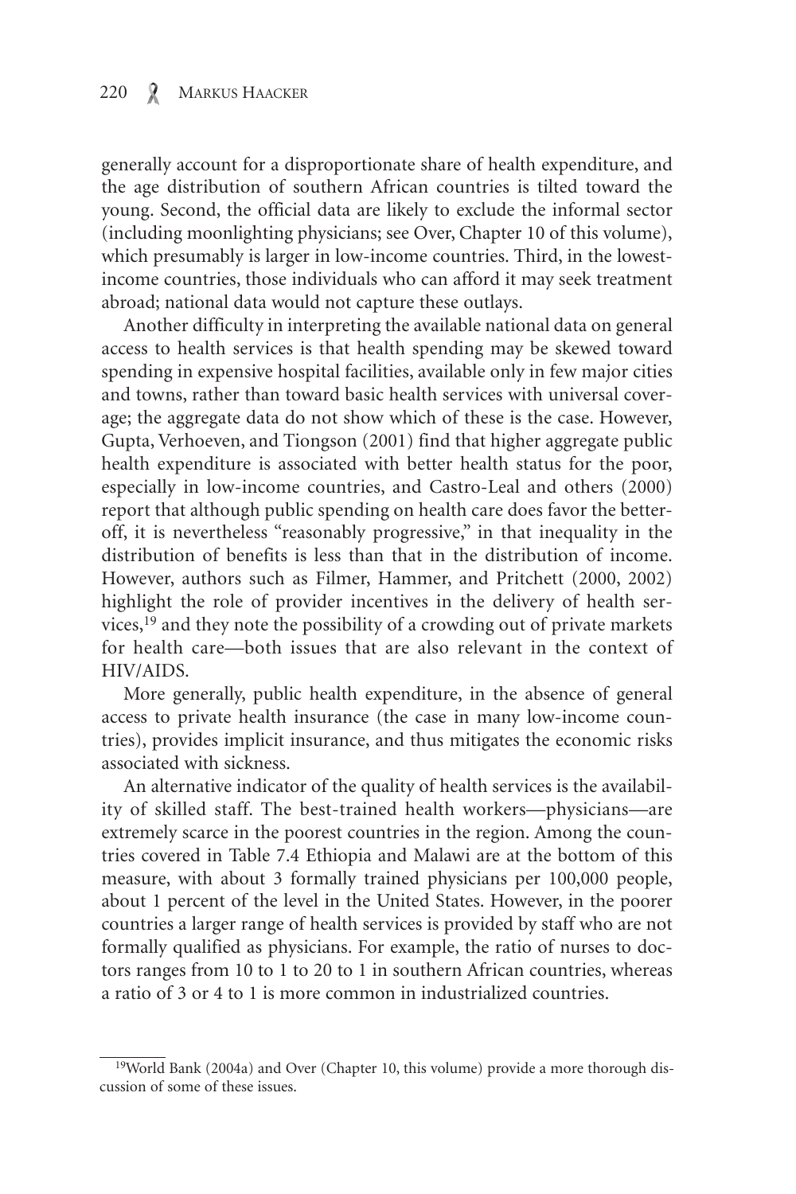generally account for a disproportionate share of health expenditure, and the age distribution of southern African countries is tilted toward the young. Second, the official data are likely to exclude the informal sector (including moonlighting physicians; see Over, Chapter 10 of this volume), which presumably is larger in low-income countries. Third, in the lowest-income countries, those individuals who can afford it may seek treatment abroad; national data would not capture these outlays.

Another difficulty in interpreting the available national data on general access to health services is that health spending may be skewed toward spending in expensive hospital facilities, available only in few major cities and towns, rather than toward basic health services with universal coverage; the aggregate data do not show which of these is the case. However, Gupta, Verhoeven, and Tiongson (2001) find that higher aggregate public health expenditure is associated with better health status for the poor, especially in low-income countries, and Castro-Leal and others (2000) report that although public spending on health care does favor the better-off, it is nevertheless "reasonably progressive," in that inequality in the distribution of benefits is less than that in the distribution of income. However, authors such as Filmer, Hammer, and Pritchett (2000, 2002) highlight the role of provider incentives in the delivery of health services,[19] and they note the possibility of a crowding out of private markets for health care—both issues that are also relevant in the context of HIV/AIDS.

More generally, public health expenditure, in the absence of general access to private health insurance (the case in many low-income countries), provides implicit insurance, and thus mitigates the economic risks associated with sickness.

An alternative indicator of the quality of health services is the availability of skilled staff. The best-trained health workers—physicians—are extremely scarce in the poorest countries in the region. Among the countries covered in Table 7.4 Ethiopia and Malawi are at the bottom of this measure, with about 3 formally trained physicians per 100,000 people, about 1 percent of the level in the United States. However, in the poorer countries a larger range of health services is provided by staff who are not formally qualified as physicians. For example, the ratio of nurses to doctors ranges from 10 to 1 to 20 to 1 in southern African countries, whereas a ratio of 3 or 4 to 1 is more common in industrialized countries.

[19] World Bank (2004a) and Over (Chapter 10, this volume) provide a more thorough discussion of some of these issues.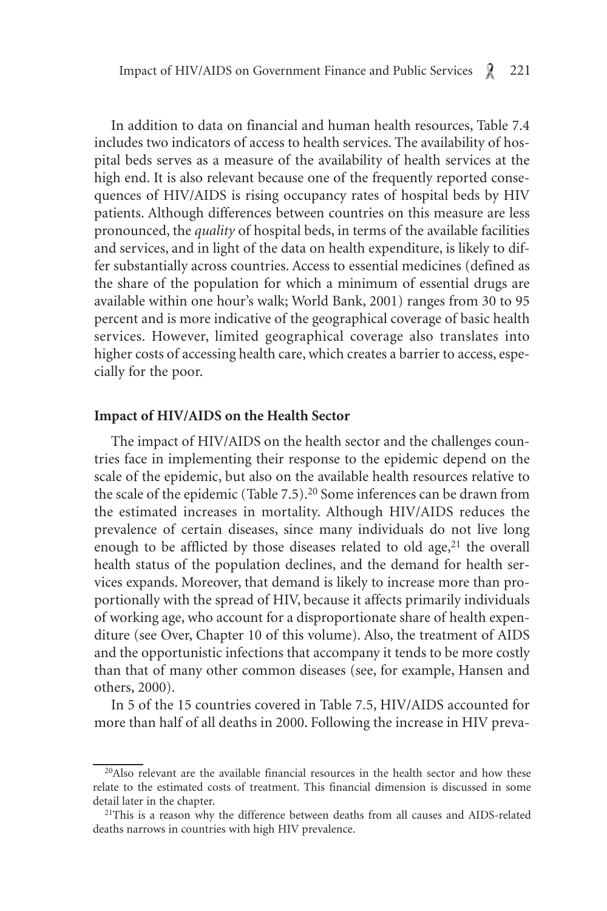In addition to data on financial and human health resources, Table 7.4 includes two indicators of access to health services. The availability of hospital beds serves as a measure of the availability of health services at the high end. It is also relevant because one of the frequently reported consequences of HIV/AIDS is rising occupancy rates of hospital beds by HIV patients. Although differences between countries on this measure are less pronounced, the *quality* of hospital beds, in terms of the available facilities and services, and in light of the data on health expenditure, is likely to differ substantially across countries. Access to essential medicines (defined as the share of the population for which a minimum of essential drugs are available within one hour's walk; World Bank, 2001) ranges from 30 to 95 percent and is more indicative of the geographical coverage of basic health services. However, limited geographical coverage also translates into higher costs of accessing health care, which creates a barrier to access, especially for the poor.

### Impact of HIV/AIDS on the Health Sector

The impact of HIV/AIDS on the health sector and the challenges countries face in implementing their response to the epidemic depend on the scale of the epidemic, but also on the available health resources relative to the scale of the epidemic (Table 7.5).[20] Some inferences can be drawn from the estimated increases in mortality. Although HIV/AIDS reduces the prevalence of certain diseases, since many individuals do not live long enough to be afflicted by those diseases related to old age,[21] the overall health status of the population declines, and the demand for health services expands. Moreover, that demand is likely to increase more than proportionally with the spread of HIV, because it affects primarily individuals of working age, who account for a disproportionate share of health expenditure (see Over, Chapter 10 of this volume). Also, the treatment of AIDS and the opportunistic infections that accompany it tends to be more costly than that of many other common diseases (see, for example, Hansen and others, 2000).

In 5 of the 15 countries covered in Table 7.5, HIV/AIDS accounted for more than half of all deaths in 2000. Following the increase in HIV preva-

[20]Also relevant are the available financial resources in the health sector and how these relate to the estimated costs of treatment. This financial dimension is discussed in some detail later in the chapter.

[21]This is a reason why the difference between deaths from all causes and AIDS-related deaths narrows in countries with high HIV prevalence.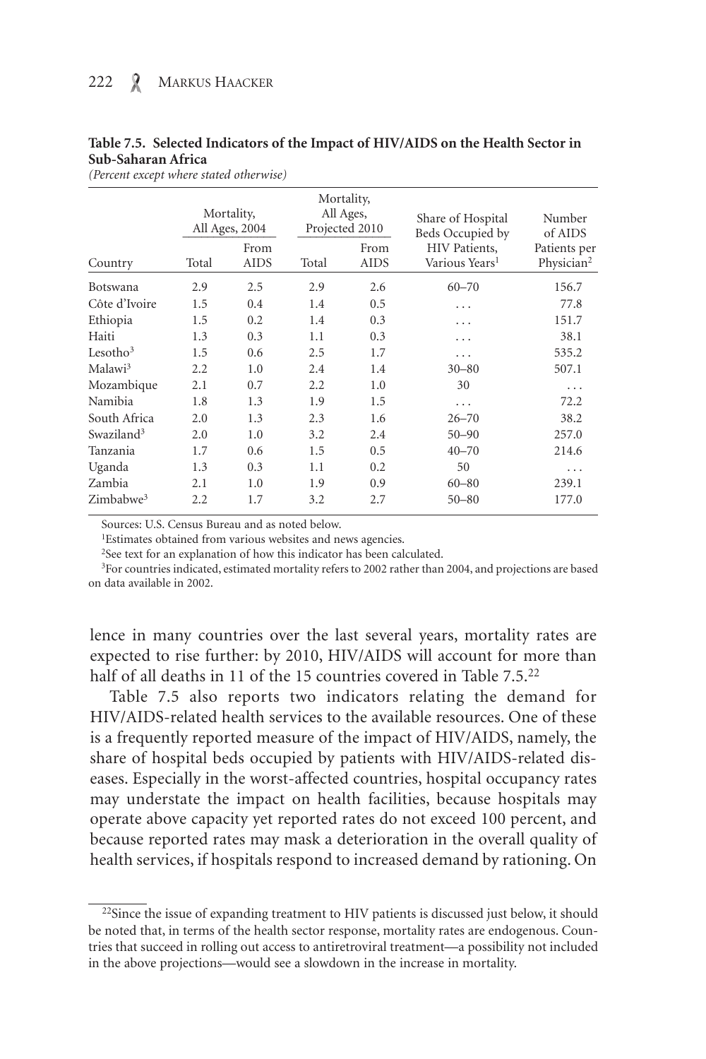**Table 7.5. Selected Indicators of the Impact of HIV/AIDS on the Health Sector in Sub-Saharan Africa**

*(Percent except where stated otherwise)*

| Country | Mortality, All Ages, 2004 | | Mortality, All Ages, Projected 2010 | | Share of Hospital Beds Occupied by HIV Patients, Various Years[1] | Number of AIDS Patients per Physician[2] |
|---|---|---|---|---|---|---|
| | Total | From AIDS | Total | From AIDS | | |
| Botswana | 2.9 | 2.5 | 2.9 | 2.6 | 60–70 | 156.7 |
| Côte d'Ivoire | 1.5 | 0.4 | 1.4 | 0.5 | . . . | 77.8 |
| Ethiopia | 1.5 | 0.2 | 1.4 | 0.3 | . . . | 151.7 |
| Haiti | 1.3 | 0.3 | 1.1 | 0.3 | . . . | 38.1 |
| Lesotho[3] | 1.5 | 0.6 | 2.5 | 1.7 | . . . | 535.2 |
| Malawi[3] | 2.2 | 1.0 | 2.4 | 1.4 | 30–80 | 507.1 |
| Mozambique | 2.1 | 0.7 | 2.2 | 1.0 | 30 | . . . |
| Namibia | 1.8 | 1.3 | 1.9 | 1.5 | . . . | 72.2 |
| South Africa | 2.0 | 1.3 | 2.3 | 1.6 | 26–70 | 38.2 |
| Swaziland[3] | 2.0 | 1.0 | 3.2 | 2.4 | 50–90 | 257.0 |
| Tanzania | 1.7 | 0.6 | 1.5 | 0.5 | 40–70 | 214.6 |
| Uganda | 1.3 | 0.3 | 1.1 | 0.2 | 50 | . . . |
| Zambia | 2.1 | 1.0 | 1.9 | 0.9 | 60–80 | 239.1 |
| Zimbabwe[3] | 2.2 | 1.7 | 3.2 | 2.7 | 50–80 | 177.0 |

Sources: U.S. Census Bureau and as noted below.

[1]Estimates obtained from various websites and news agencies.

[2]See text for an explanation of how this indicator has been calculated.

[3]For countries indicated, estimated mortality refers to 2002 rather than 2004, and projections are based on data available in 2002.

lence in many countries over the last several years, mortality rates are expected to rise further: by 2010, HIV/AIDS will account for more than half of all deaths in 11 of the 15 countries covered in Table 7.5.[22]

Table 7.5 also reports two indicators relating the demand for HIV/AIDS-related health services to the available resources. One of these is a frequently reported measure of the impact of HIV/AIDS, namely, the share of hospital beds occupied by patients with HIV/AIDS-related diseases. Especially in the worst-affected countries, hospital occupancy rates may understate the impact on health facilities, because hospitals may operate above capacity yet reported rates do not exceed 100 percent, and because reported rates may mask a deterioration in the overall quality of health services, if hospitals respond to increased demand by rationing. On

[22]Since the issue of expanding treatment to HIV patients is discussed just below, it should be noted that, in terms of the health sector response, mortality rates are endogenous. Countries that succeed in rolling out access to antiretroviral treatment—a possibility not included in the above projections—would see a slowdown in the increase in mortality.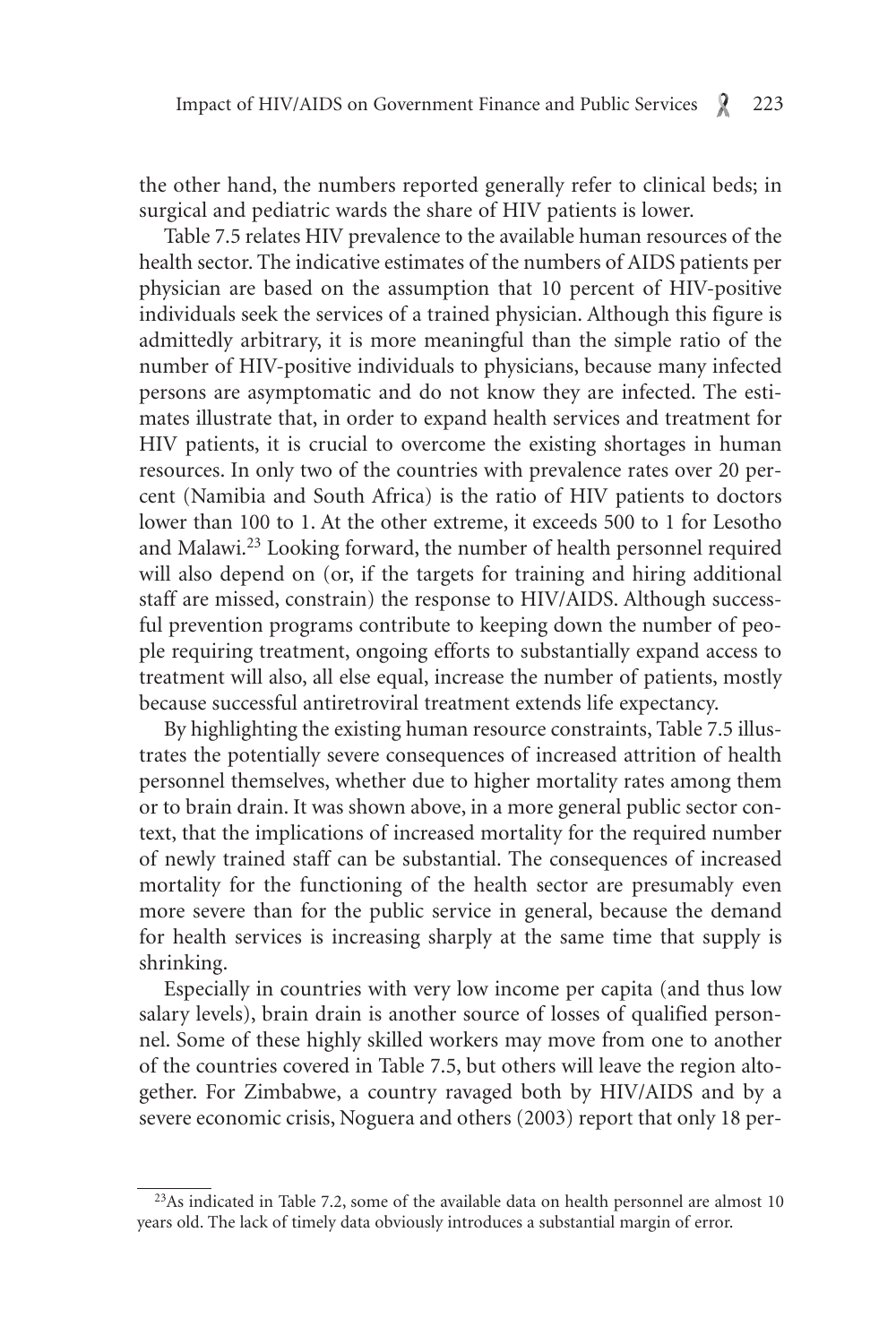the other hand, the numbers reported generally refer to clinical beds; in surgical and pediatric wards the share of HIV patients is lower.

Table 7.5 relates HIV prevalence to the available human resources of the health sector. The indicative estimates of the numbers of AIDS patients per physician are based on the assumption that 10 percent of HIV-positive individuals seek the services of a trained physician. Although this figure is admittedly arbitrary, it is more meaningful than the simple ratio of the number of HIV-positive individuals to physicians, because many infected persons are asymptomatic and do not know they are infected. The estimates illustrate that, in order to expand health services and treatment for HIV patients, it is crucial to overcome the existing shortages in human resources. In only two of the countries with prevalence rates over 20 percent (Namibia and South Africa) is the ratio of HIV patients to doctors lower than 100 to 1. At the other extreme, it exceeds 500 to 1 for Lesotho and Malawi.[23] Looking forward, the number of health personnel required will also depend on (or, if the targets for training and hiring additional staff are missed, constrain) the response to HIV/AIDS. Although successful prevention programs contribute to keeping down the number of people requiring treatment, ongoing efforts to substantially expand access to treatment will also, all else equal, increase the number of patients, mostly because successful antiretroviral treatment extends life expectancy.

By highlighting the existing human resource constraints, Table 7.5 illustrates the potentially severe consequences of increased attrition of health personnel themselves, whether due to higher mortality rates among them or to brain drain. It was shown above, in a more general public sector context, that the implications of increased mortality for the required number of newly trained staff can be substantial. The consequences of increased mortality for the functioning of the health sector are presumably even more severe than for the public service in general, because the demand for health services is increasing sharply at the same time that supply is shrinking.

Especially in countries with very low income per capita (and thus low salary levels), brain drain is another source of losses of qualified personnel. Some of these highly skilled workers may move from one to another of the countries covered in Table 7.5, but others will leave the region altogether. For Zimbabwe, a country ravaged both by HIV/AIDS and by a severe economic crisis, Noguera and others (2003) report that only 18 per-

[23]As indicated in Table 7.2, some of the available data on health personnel are almost 10 years old. The lack of timely data obviously introduces a substantial margin of error.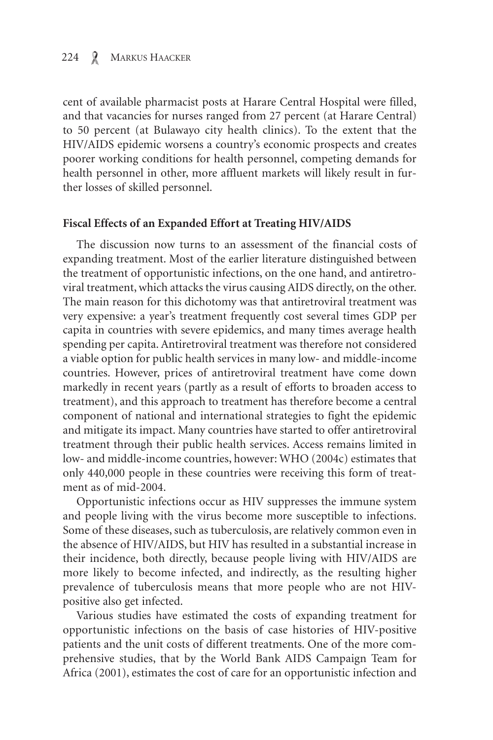cent of available pharmacist posts at Harare Central Hospital were filled, and that vacancies for nurses ranged from 27 percent (at Harare Central) to 50 percent (at Bulawayo city health clinics). To the extent that the HIV/AIDS epidemic worsens a country's economic prospects and creates poorer working conditions for health personnel, competing demands for health personnel in other, more affluent markets will likely result in further losses of skilled personnel.

**Fiscal Effects of an Expanded Effort at Treating HIV/AIDS**

The discussion now turns to an assessment of the financial costs of expanding treatment. Most of the earlier literature distinguished between the treatment of opportunistic infections, on the one hand, and antiretroviral treatment, which attacks the virus causing AIDS directly, on the other. The main reason for this dichotomy was that antiretroviral treatment was very expensive: a year's treatment frequently cost several times GDP per capita in countries with severe epidemics, and many times average health spending per capita. Antiretroviral treatment was therefore not considered a viable option for public health services in many low- and middle-income countries. However, prices of antiretroviral treatment have come down markedly in recent years (partly as a result of efforts to broaden access to treatment), and this approach to treatment has therefore become a central component of national and international strategies to fight the epidemic and mitigate its impact. Many countries have started to offer antiretroviral treatment through their public health services. Access remains limited in low- and middle-income countries, however: WHO (2004c) estimates that only 440,000 people in these countries were receiving this form of treatment as of mid-2004.

Opportunistic infections occur as HIV suppresses the immune system and people living with the virus become more susceptible to infections. Some of these diseases, such as tuberculosis, are relatively common even in the absence of HIV/AIDS, but HIV has resulted in a substantial increase in their incidence, both directly, because people living with HIV/AIDS are more likely to become infected, and indirectly, as the resulting higher prevalence of tuberculosis means that more people who are not HIV-positive also get infected.

Various studies have estimated the costs of expanding treatment for opportunistic infections on the basis of case histories of HIV-positive patients and the unit costs of different treatments. One of the more comprehensive studies, that by the World Bank AIDS Campaign Team for Africa (2001), estimates the cost of care for an opportunistic infection and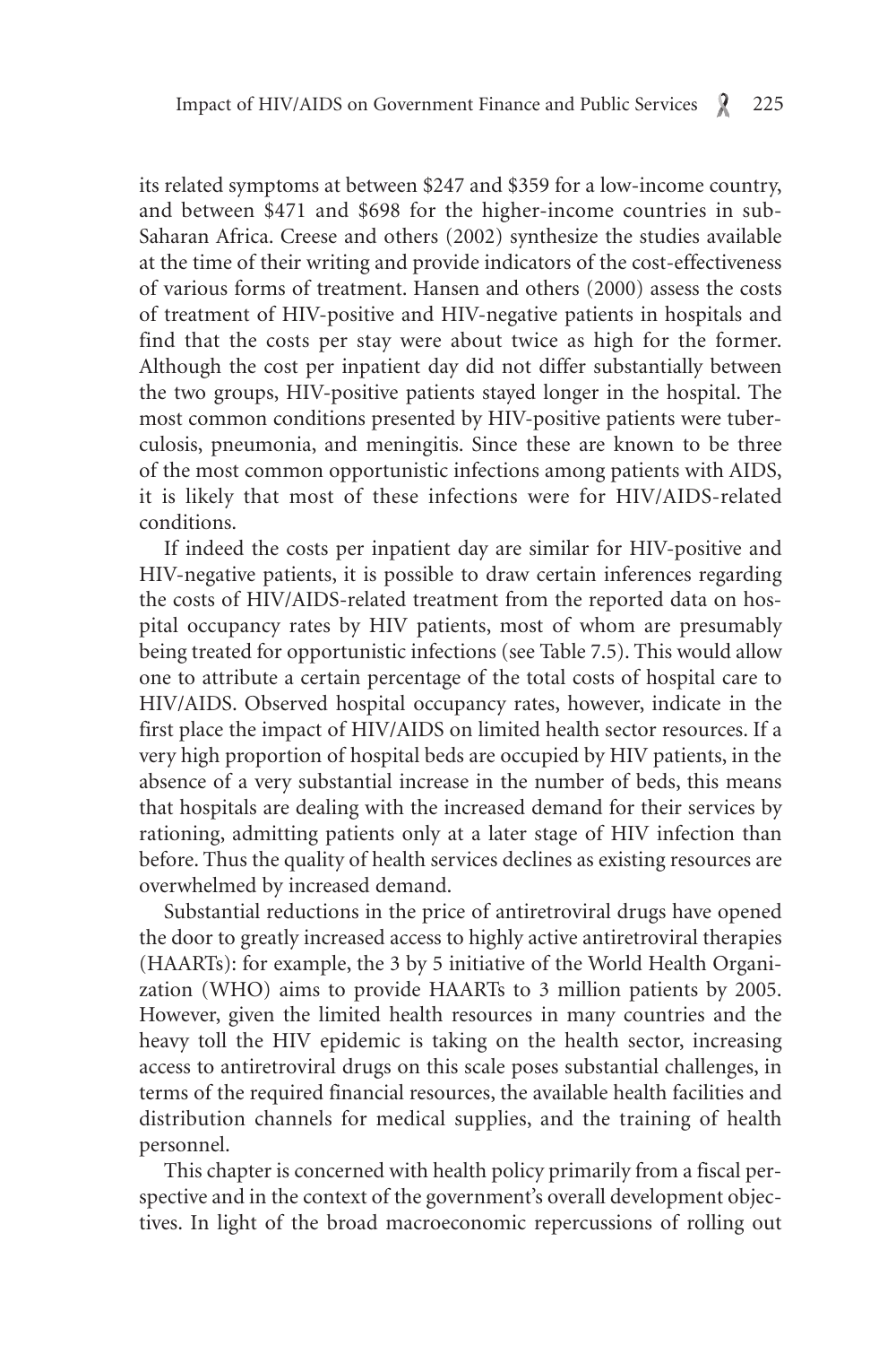its related symptoms at between \$247 and \$359 for a low-income country, and between \$471 and \$698 for the higher-income countries in sub-Saharan Africa. Creese and others (2002) synthesize the studies available at the time of their writing and provide indicators of the cost-effectiveness of various forms of treatment. Hansen and others (2000) assess the costs of treatment of HIV-positive and HIV-negative patients in hospitals and find that the costs per stay were about twice as high for the former. Although the cost per inpatient day did not differ substantially between the two groups, HIV-positive patients stayed longer in the hospital. The most common conditions presented by HIV-positive patients were tuberculosis, pneumonia, and meningitis. Since these are known to be three of the most common opportunistic infections among patients with AIDS, it is likely that most of these infections were for HIV/AIDS-related conditions.

If indeed the costs per inpatient day are similar for HIV-positive and HIV-negative patients, it is possible to draw certain inferences regarding the costs of HIV/AIDS-related treatment from the reported data on hospital occupancy rates by HIV patients, most of whom are presumably being treated for opportunistic infections (see Table 7.5). This would allow one to attribute a certain percentage of the total costs of hospital care to HIV/AIDS. Observed hospital occupancy rates, however, indicate in the first place the impact of HIV/AIDS on limited health sector resources. If a very high proportion of hospital beds are occupied by HIV patients, in the absence of a very substantial increase in the number of beds, this means that hospitals are dealing with the increased demand for their services by rationing, admitting patients only at a later stage of HIV infection than before. Thus the quality of health services declines as existing resources are overwhelmed by increased demand.

Substantial reductions in the price of antiretroviral drugs have opened the door to greatly increased access to highly active antiretroviral therapies (HAARTs): for example, the 3 by 5 initiative of the World Health Organization (WHO) aims to provide HAARTs to 3 million patients by 2005. However, given the limited health resources in many countries and the heavy toll the HIV epidemic is taking on the health sector, increasing access to antiretroviral drugs on this scale poses substantial challenges, in terms of the required financial resources, the available health facilities and distribution channels for medical supplies, and the training of health personnel.

This chapter is concerned with health policy primarily from a fiscal perspective and in the context of the government's overall development objectives. In light of the broad macroeconomic repercussions of rolling out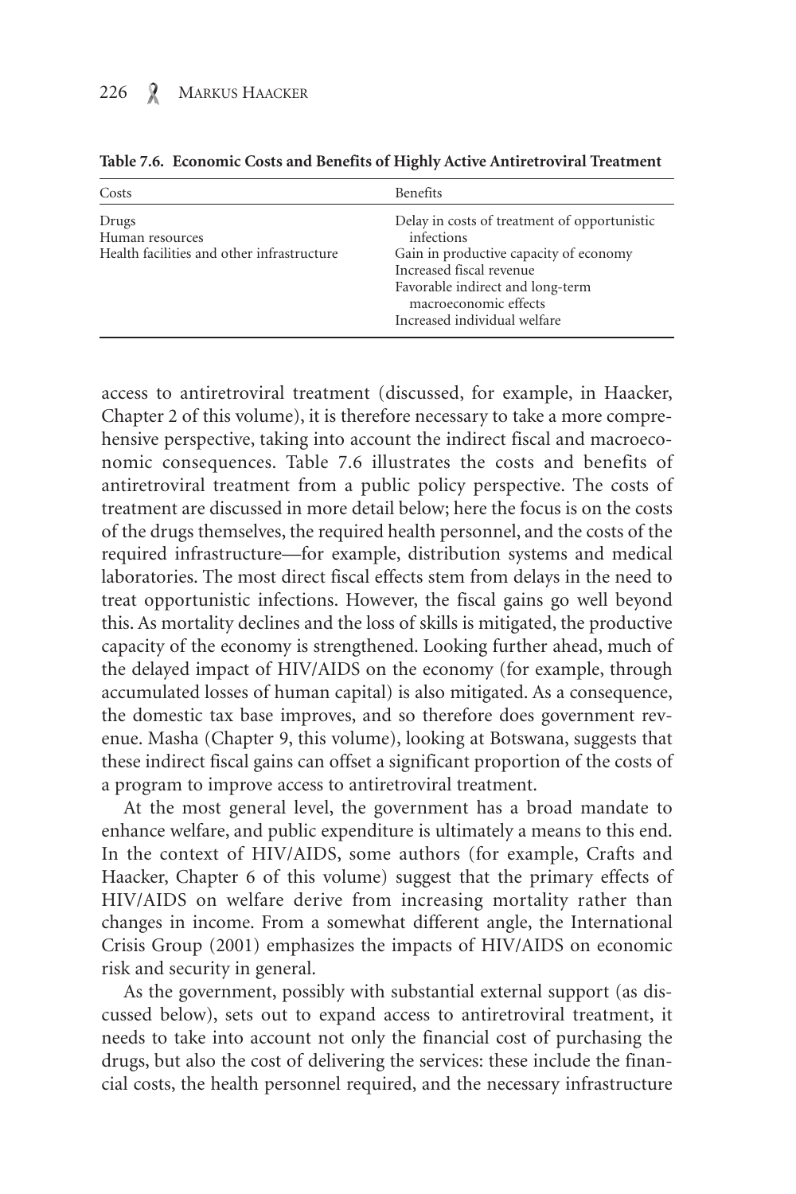**Table 7.6. Economic Costs and Benefits of Highly Active Antiretroviral Treatment**

| Costs | Benefits |
|---|---|
| Drugs | Delay in costs of treatment of opportunistic infections |
| Human resources | Gain in productive capacity of economy |
| Health facilities and other infrastructure | Increased fiscal revenue |
| | Favorable indirect and long-term macroeconomic effects |
| | Increased individual welfare |

access to antiretroviral treatment (discussed, for example, in Haacker, Chapter 2 of this volume), it is therefore necessary to take a more comprehensive perspective, taking into account the indirect fiscal and macroeconomic consequences. Table 7.6 illustrates the costs and benefits of antiretroviral treatment from a public policy perspective. The costs of treatment are discussed in more detail below; here the focus is on the costs of the drugs themselves, the required health personnel, and the costs of the required infrastructure—for example, distribution systems and medical laboratories. The most direct fiscal effects stem from delays in the need to treat opportunistic infections. However, the fiscal gains go well beyond this. As mortality declines and the loss of skills is mitigated, the productive capacity of the economy is strengthened. Looking further ahead, much of the delayed impact of HIV/AIDS on the economy (for example, through accumulated losses of human capital) is also mitigated. As a consequence, the domestic tax base improves, and so therefore does government revenue. Masha (Chapter 9, this volume), looking at Botswana, suggests that these indirect fiscal gains can offset a significant proportion of the costs of a program to improve access to antiretroviral treatment.

At the most general level, the government has a broad mandate to enhance welfare, and public expenditure is ultimately a means to this end. In the context of HIV/AIDS, some authors (for example, Crafts and Haacker, Chapter 6 of this volume) suggest that the primary effects of HIV/AIDS on welfare derive from increasing mortality rather than changes in income. From a somewhat different angle, the International Crisis Group (2001) emphasizes the impacts of HIV/AIDS on economic risk and security in general.

As the government, possibly with substantial external support (as discussed below), sets out to expand access to antiretroviral treatment, it needs to take into account not only the financial cost of purchasing the drugs, but also the cost of delivering the services: these include the financial costs, the health personnel required, and the necessary infrastructure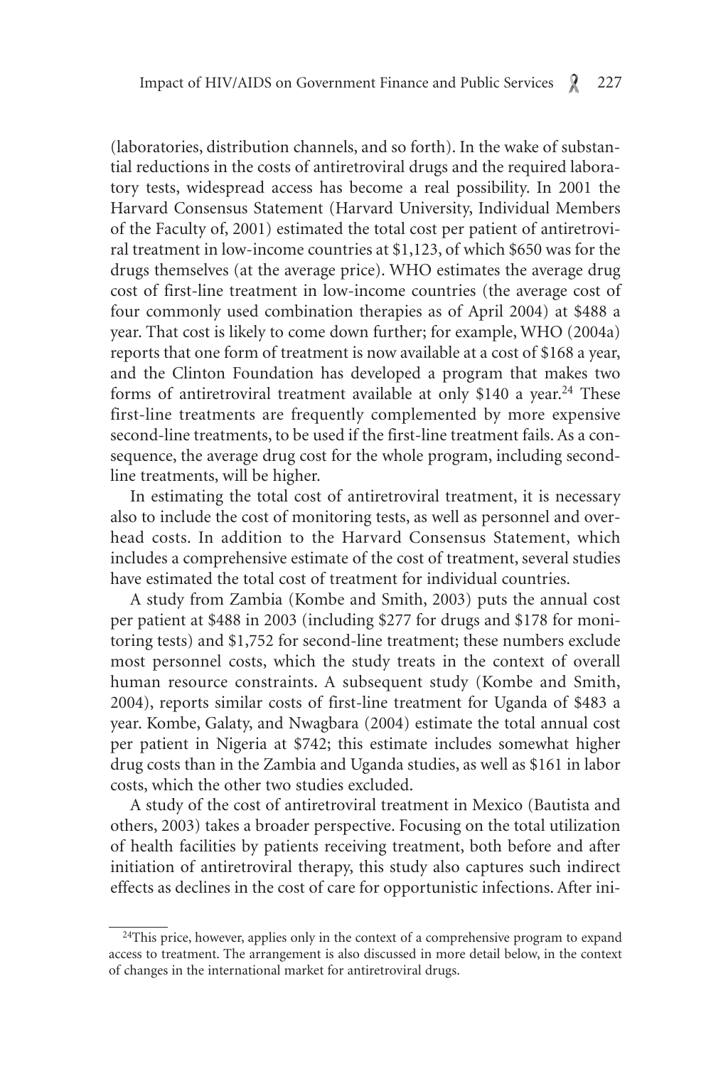(laboratories, distribution channels, and so forth). In the wake of substantial reductions in the costs of antiretroviral drugs and the required laboratory tests, widespread access has become a real possibility. In 2001 the Harvard Consensus Statement (Harvard University, Individual Members of the Faculty of, 2001) estimated the total cost per patient of antiretroviral treatment in low-income countries at $1,123, of which $650 was for the drugs themselves (at the average price). WHO estimates the average drug cost of first-line treatment in low-income countries (the average cost of four commonly used combination therapies as of April 2004) at $488 a year. That cost is likely to come down further; for example, WHO (2004a) reports that one form of treatment is now available at a cost of $168 a year, and the Clinton Foundation has developed a program that makes two forms of antiretroviral treatment available at only $140 a year.[24] These first-line treatments are frequently complemented by more expensive second-line treatments, to be used if the first-line treatment fails. As a consequence, the average drug cost for the whole program, including second-line treatments, will be higher.

In estimating the total cost of antiretroviral treatment, it is necessary also to include the cost of monitoring tests, as well as personnel and overhead costs. In addition to the Harvard Consensus Statement, which includes a comprehensive estimate of the cost of treatment, several studies have estimated the total cost of treatment for individual countries.

A study from Zambia (Kombe and Smith, 2003) puts the annual cost per patient at $488 in 2003 (including $277 for drugs and $178 for monitoring tests) and $1,752 for second-line treatment; these numbers exclude most personnel costs, which the study treats in the context of overall human resource constraints. A subsequent study (Kombe and Smith, 2004), reports similar costs of first-line treatment for Uganda of $483 a year. Kombe, Galaty, and Nwagbara (2004) estimate the total annual cost per patient in Nigeria at $742; this estimate includes somewhat higher drug costs than in the Zambia and Uganda studies, as well as $161 in labor costs, which the other two studies excluded.

A study of the cost of antiretroviral treatment in Mexico (Bautista and others, 2003) takes a broader perspective. Focusing on the total utilization of health facilities by patients receiving treatment, both before and after initiation of antiretroviral therapy, this study also captures such indirect effects as declines in the cost of care for opportunistic infections. After ini-

[24]This price, however, applies only in the context of a comprehensive program to expand access to treatment. The arrangement is also discussed in more detail below, in the context of changes in the international market for antiretroviral drugs.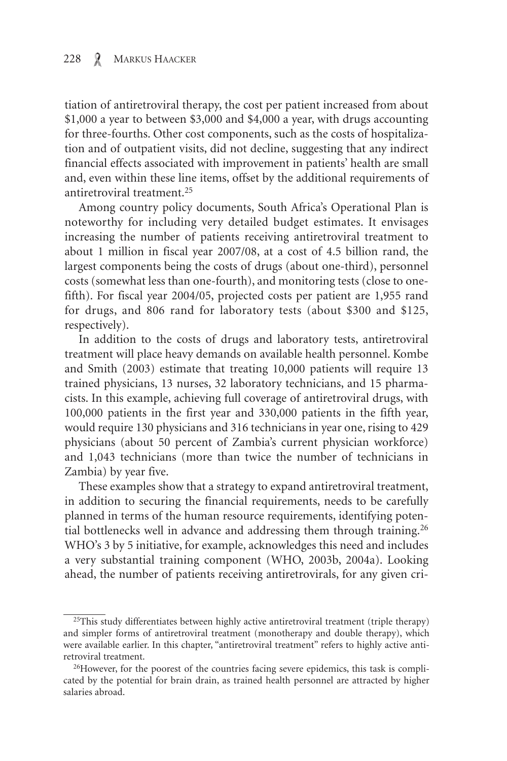tiation of antiretroviral therapy, the cost per patient increased from about $1,000 a year to between $3,000 and $4,000 a year, with drugs accounting for three-fourths. Other cost components, such as the costs of hospitalization and of outpatient visits, did not decline, suggesting that any indirect financial effects associated with improvement in patients' health are small and, even within these line items, offset by the additional requirements of antiretroviral treatment.[25]

Among country policy documents, South Africa's Operational Plan is noteworthy for including very detailed budget estimates. It envisages increasing the number of patients receiving antiretroviral treatment to about 1 million in fiscal year 2007/08, at a cost of 4.5 billion rand, the largest components being the costs of drugs (about one-third), personnel costs (somewhat less than one-fourth), and monitoring tests (close to one-fifth). For fiscal year 2004/05, projected costs per patient are 1,955 rand for drugs, and 806 rand for laboratory tests (about $300 and $125, respectively).

In addition to the costs of drugs and laboratory tests, antiretroviral treatment will place heavy demands on available health personnel. Kombe and Smith (2003) estimate that treating 10,000 patients will require 13 trained physicians, 13 nurses, 32 laboratory technicians, and 15 pharmacists. In this example, achieving full coverage of antiretroviral drugs, with 100,000 patients in the first year and 330,000 patients in the fifth year, would require 130 physicians and 316 technicians in year one, rising to 429 physicians (about 50 percent of Zambia's current physician workforce) and 1,043 technicians (more than twice the number of technicians in Zambia) by year five.

These examples show that a strategy to expand antiretroviral treatment, in addition to securing the financial requirements, needs to be carefully planned in terms of the human resource requirements, identifying potential bottlenecks well in advance and addressing them through training.[26] WHO's 3 by 5 initiative, for example, acknowledges this need and includes a very substantial training component (WHO, 2003b, 2004a). Looking ahead, the number of patients receiving antiretrovirals, for any given cri-

---

[25]This study differentiates between highly active antiretroviral treatment (triple therapy) and simpler forms of antiretroviral treatment (monotherapy and double therapy), which were available earlier. In this chapter, "antiretroviral treatment" refers to highly active antiretroviral treatment.

[26]However, for the poorest of the countries facing severe epidemics, this task is complicated by the potential for brain drain, as trained health personnel are attracted by higher salaries abroad.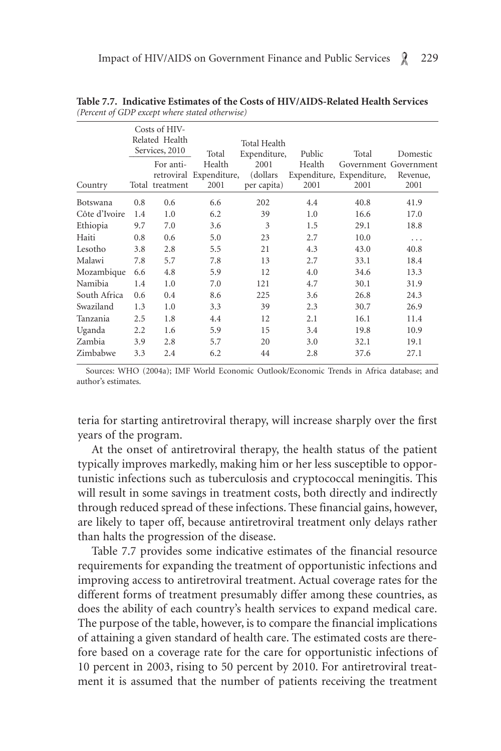**Table 7.7. Indicative Estimates of the Costs of HIV/AIDS-Related Health Services**
*(Percent of GDP except where stated otherwise)*

| Country | Costs of HIV-Related Health Services, 2010 | | Total Health Expenditure, 2001 | Total Health Expenditure, 2001 (dollars per capita) | Public Health Expenditure, 2001 | Total Government Expenditure, 2001 | Domestic Government Revenue, 2001 |
|---|---|---|---|---|---|---|---|
| | Total | For antiretroviral treatment | | | | | |
| Botswana | 0.8 | 0.6 | 6.6 | 202 | 4.4 | 40.8 | 41.9 |
| Côte d'Ivoire | 1.4 | 1.0 | 6.2 | 39 | 1.0 | 16.6 | 17.0 |
| Ethiopia | 9.7 | 7.0 | 3.6 | 3 | 1.5 | 29.1 | 18.8 |
| Haiti | 0.8 | 0.6 | 5.0 | 23 | 2.7 | 10.0 | . . . |
| Lesotho | 3.8 | 2.8 | 5.5 | 21 | 4.3 | 43.0 | 40.8 |
| Malawi | 7.8 | 5.7 | 7.8 | 13 | 2.7 | 33.1 | 18.4 |
| Mozambique | 6.6 | 4.8 | 5.9 | 12 | 4.0 | 34.6 | 13.3 |
| Namibia | 1.4 | 1.0 | 7.0 | 121 | 4.7 | 30.1 | 31.9 |
| South Africa | 0.6 | 0.4 | 8.6 | 225 | 3.6 | 26.8 | 24.3 |
| Swaziland | 1.3 | 1.0 | 3.3 | 39 | 2.3 | 30.7 | 26.9 |
| Tanzania | 2.5 | 1.8 | 4.4 | 12 | 2.1 | 16.1 | 11.4 |
| Uganda | 2.2 | 1.6 | 5.9 | 15 | 3.4 | 19.8 | 10.9 |
| Zambia | 3.9 | 2.8 | 5.7 | 20 | 3.0 | 32.1 | 19.1 |
| Zimbabwe | 3.3 | 2.4 | 6.2 | 44 | 2.8 | 37.6 | 27.1 |

Sources: WHO (2004a); IMF World Economic Outlook/Economic Trends in Africa database; and author's estimates.

teria for starting antiretroviral therapy, will increase sharply over the first years of the program.

At the onset of antiretroviral therapy, the health status of the patient typically improves markedly, making him or her less susceptible to opportunistic infections such as tuberculosis and cryptococcal meningitis. This will result in some savings in treatment costs, both directly and indirectly through reduced spread of these infections. These financial gains, however, are likely to taper off, because antiretroviral treatment only delays rather than halts the progression of the disease.

Table 7.7 provides some indicative estimates of the financial resource requirements for expanding the treatment of opportunistic infections and improving access to antiretroviral treatment. Actual coverage rates for the different forms of treatment presumably differ among these countries, as does the ability of each country's health services to expand medical care. The purpose of the table, however, is to compare the financial implications of attaining a given standard of health care. The estimated costs are therefore based on a coverage rate for the care for opportunistic infections of 10 percent in 2003, rising to 50 percent by 2010. For antiretroviral treatment it is assumed that the number of patients receiving the treatment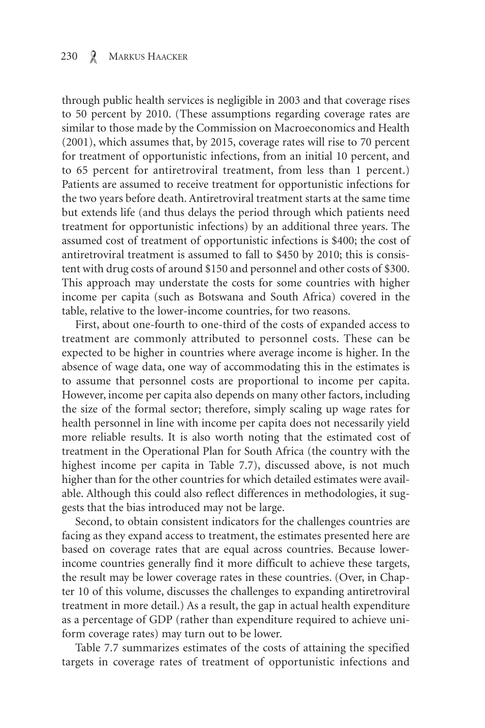through public health services is negligible in 2003 and that coverage rises to 50 percent by 2010. (These assumptions regarding coverage rates are similar to those made by the Commission on Macroeconomics and Health (2001), which assumes that, by 2015, coverage rates will rise to 70 percent for treatment of opportunistic infections, from an initial 10 percent, and to 65 percent for antiretroviral treatment, from less than 1 percent.) Patients are assumed to receive treatment for opportunistic infections for the two years before death. Antiretroviral treatment starts at the same time but extends life (and thus delays the period through which patients need treatment for opportunistic infections) by an additional three years. The assumed cost of treatment of opportunistic infections is $400; the cost of antiretroviral treatment is assumed to fall to $450 by 2010; this is consistent with drug costs of around $150 and personnel and other costs of $300. This approach may understate the costs for some countries with higher income per capita (such as Botswana and South Africa) covered in the table, relative to the lower-income countries, for two reasons.

First, about one-fourth to one-third of the costs of expanded access to treatment are commonly attributed to personnel costs. These can be expected to be higher in countries where average income is higher. In the absence of wage data, one way of accommodating this in the estimates is to assume that personnel costs are proportional to income per capita. However, income per capita also depends on many other factors, including the size of the formal sector; therefore, simply scaling up wage rates for health personnel in line with income per capita does not necessarily yield more reliable results. It is also worth noting that the estimated cost of treatment in the Operational Plan for South Africa (the country with the highest income per capita in Table 7.7), discussed above, is not much higher than for the other countries for which detailed estimates were available. Although this could also reflect differences in methodologies, it suggests that the bias introduced may not be large.

Second, to obtain consistent indicators for the challenges countries are facing as they expand access to treatment, the estimates presented here are based on coverage rates that are equal across countries. Because lower-income countries generally find it more difficult to achieve these targets, the result may be lower coverage rates in these countries. (Over, in Chapter 10 of this volume, discusses the challenges to expanding antiretroviral treatment in more detail.) As a result, the gap in actual health expenditure as a percentage of GDP (rather than expenditure required to achieve uniform coverage rates) may turn out to be lower.

Table 7.7 summarizes estimates of the costs of attaining the specified targets in coverage rates of treatment of opportunistic infections and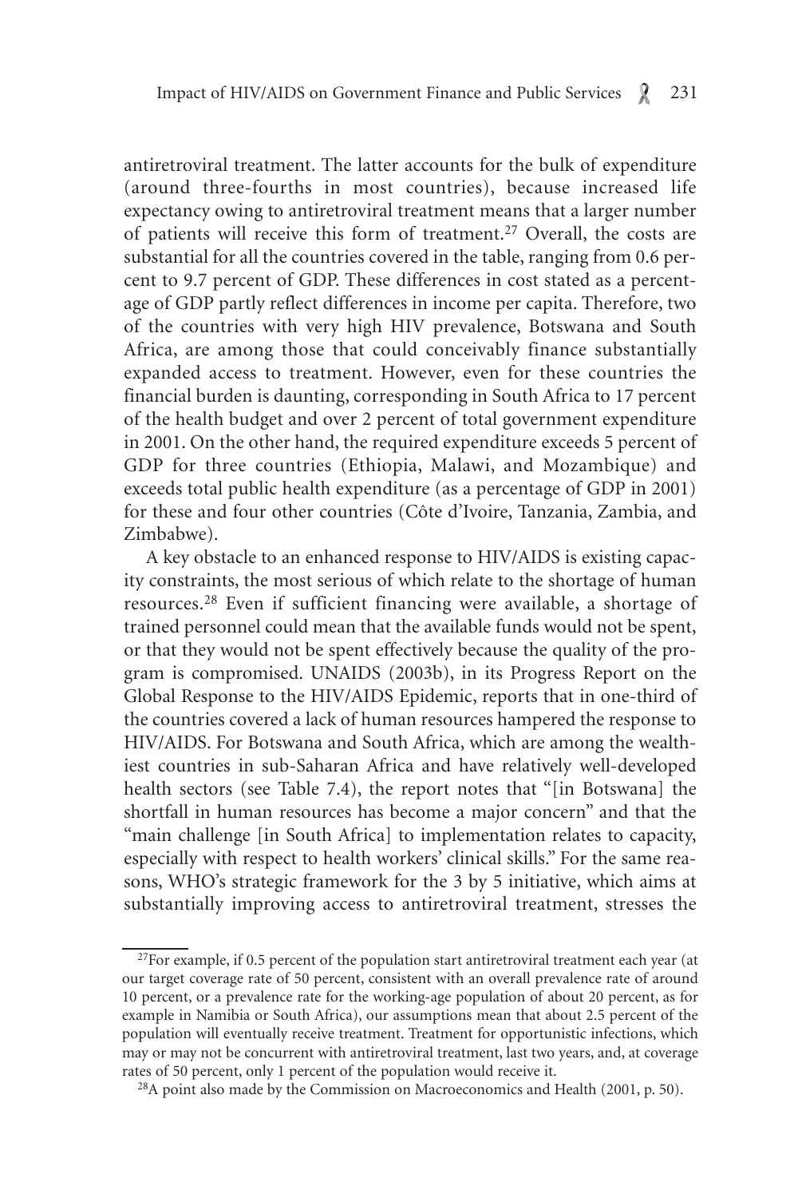antiretroviral treatment. The latter accounts for the bulk of expenditure (around three-fourths in most countries), because increased life expectancy owing to antiretroviral treatment means that a larger number of patients will receive this form of treatment.[27] Overall, the costs are substantial for all the countries covered in the table, ranging from 0.6 percent to 9.7 percent of GDP. These differences in cost stated as a percentage of GDP partly reflect differences in income per capita. Therefore, two of the countries with very high HIV prevalence, Botswana and South Africa, are among those that could conceivably finance substantially expanded access to treatment. However, even for these countries the financial burden is daunting, corresponding in South Africa to 17 percent of the health budget and over 2 percent of total government expenditure in 2001. On the other hand, the required expenditure exceeds 5 percent of GDP for three countries (Ethiopia, Malawi, and Mozambique) and exceeds total public health expenditure (as a percentage of GDP in 2001) for these and four other countries (Côte d'Ivoire, Tanzania, Zambia, and Zimbabwe).

A key obstacle to an enhanced response to HIV/AIDS is existing capacity constraints, the most serious of which relate to the shortage of human resources.[28] Even if sufficient financing were available, a shortage of trained personnel could mean that the available funds would not be spent, or that they would not be spent effectively because the quality of the program is compromised. UNAIDS (2003b), in its Progress Report on the Global Response to the HIV/AIDS Epidemic, reports that in one-third of the countries covered a lack of human resources hampered the response to HIV/AIDS. For Botswana and South Africa, which are among the wealthiest countries in sub-Saharan Africa and have relatively well-developed health sectors (see Table 7.4), the report notes that "[in Botswana] the shortfall in human resources has become a major concern" and that the "main challenge [in South Africa] to implementation relates to capacity, especially with respect to health workers' clinical skills." For the same reasons, WHO's strategic framework for the 3 by 5 initiative, which aims at substantially improving access to antiretroviral treatment, stresses the

[27]For example, if 0.5 percent of the population start antiretroviral treatment each year (at our target coverage rate of 50 percent, consistent with an overall prevalence rate of around 10 percent, or a prevalence rate for the working-age population of about 20 percent, as for example in Namibia or South Africa), our assumptions mean that about 2.5 percent of the population will eventually receive treatment. Treatment for opportunistic infections, which may or may not be concurrent with antiretroviral treatment, last two years, and, at coverage rates of 50 percent, only 1 percent of the population would receive it.

[28]A point also made by the Commission on Macroeconomics and Health (2001, p. 50).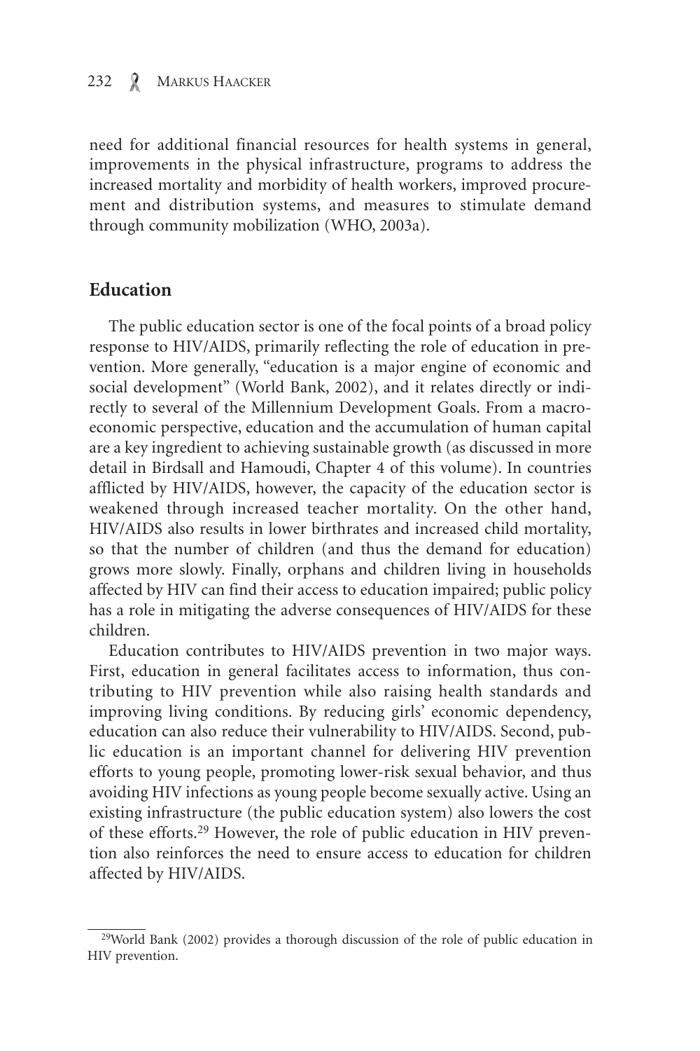need for additional financial resources for health systems in general, improvements in the physical infrastructure, programs to address the increased mortality and morbidity of health workers, improved procurement and distribution systems, and measures to stimulate demand through community mobilization (WHO, 2003a).

## Education

The public education sector is one of the focal points of a broad policy response to HIV/AIDS, primarily reflecting the role of education in prevention. More generally, "education is a major engine of economic and social development" (World Bank, 2002), and it relates directly or indirectly to several of the Millennium Development Goals. From a macroeconomic perspective, education and the accumulation of human capital are a key ingredient to achieving sustainable growth (as discussed in more detail in Birdsall and Hamoudi, Chapter 4 of this volume). In countries afflicted by HIV/AIDS, however, the capacity of the education sector is weakened through increased teacher mortality. On the other hand, HIV/AIDS also results in lower birthrates and increased child mortality, so that the number of children (and thus the demand for education) grows more slowly. Finally, orphans and children living in households affected by HIV can find their access to education impaired; public policy has a role in mitigating the adverse consequences of HIV/AIDS for these children.

Education contributes to HIV/AIDS prevention in two major ways. First, education in general facilitates access to information, thus contributing to HIV prevention while also raising health standards and improving living conditions. By reducing girls' economic dependency, education can also reduce their vulnerability to HIV/AIDS. Second, public education is an important channel for delivering HIV prevention efforts to young people, promoting lower-risk sexual behavior, and thus avoiding HIV infections as young people become sexually active. Using an existing infrastructure (the public education system) also lowers the cost of these efforts.[29] However, the role of public education in HIV prevention also reinforces the need to ensure access to education for children affected by HIV/AIDS.

[29]World Bank (2002) provides a thorough discussion of the role of public education in HIV prevention.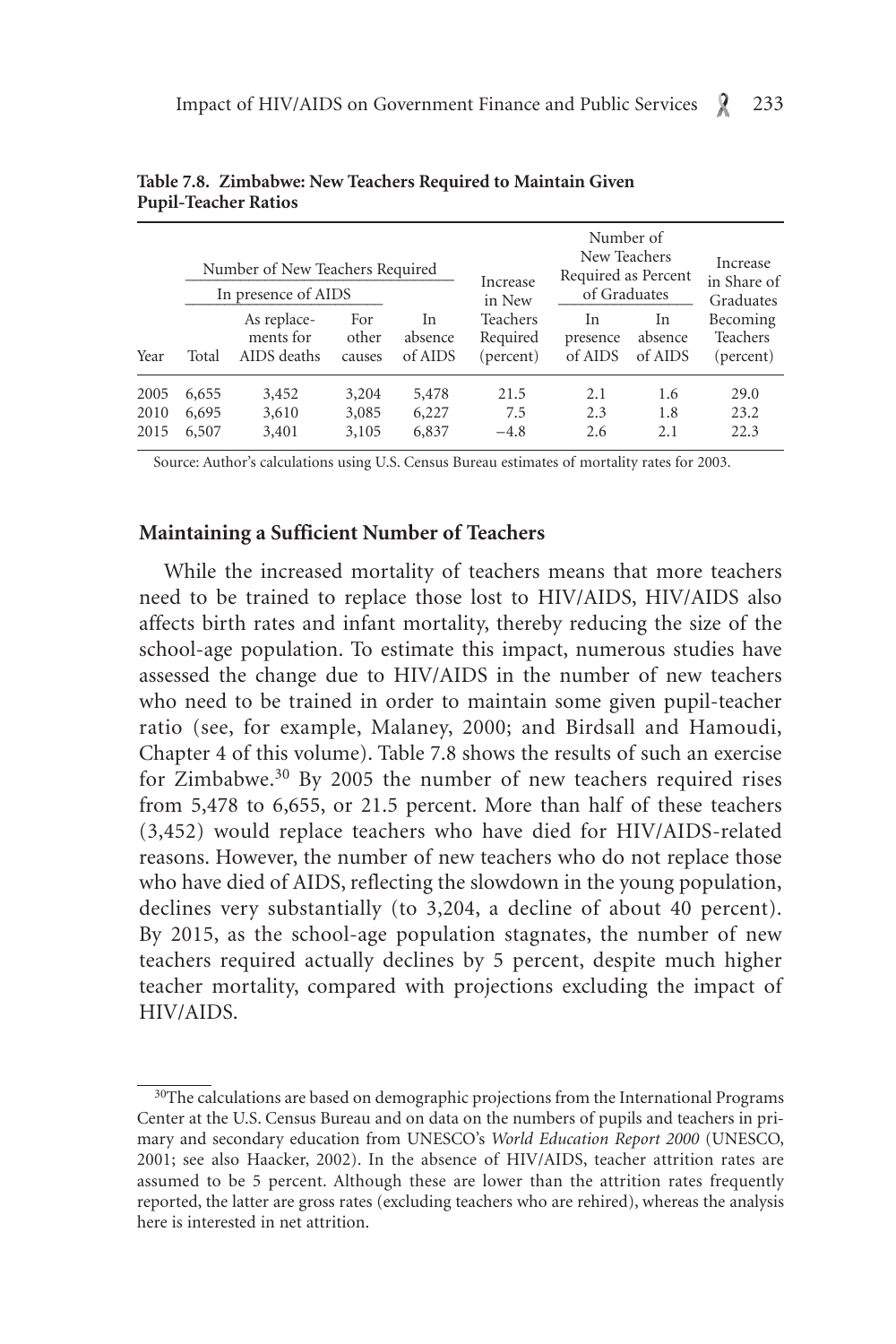**Table 7.8. Zimbabwe: New Teachers Required to Maintain Given Pupil-Teacher Ratios**

| Year | Number of New Teachers Required | | | | Increase in New Teachers Required (percent) | Number of New Teachers Required as Percent of Graduates | | Increase in Share of Graduates Becoming Teachers (percent) |
|---|---|---|---|---|---|---|---|---|
| | In presence of AIDS | | | | | | | |
| | Total | As replacements for AIDS deaths | For other causes | In absence of AIDS | | In presence of AIDS | In absence of AIDS | |
| 2005 | 6,655 | 3,452 | 3,204 | 5,478 | 21.5 | 2.1 | 1.6 | 29.0 |
| 2010 | 6,695 | 3,610 | 3,085 | 6,227 | 7.5 | 2.3 | 1.8 | 23.2 |
| 2015 | 6,507 | 3,401 | 3,105 | 6,837 | −4.8 | 2.6 | 2.1 | 22.3 |

Source: Author's calculations using U.S. Census Bureau estimates of mortality rates for 2003.

### Maintaining a Sufficient Number of Teachers

While the increased mortality of teachers means that more teachers need to be trained to replace those lost to HIV/AIDS, HIV/AIDS also affects birth rates and infant mortality, thereby reducing the size of the school-age population. To estimate this impact, numerous studies have assessed the change due to HIV/AIDS in the number of new teachers who need to be trained in order to maintain some given pupil-teacher ratio (see, for example, Malaney, 2000; and Birdsall and Hamoudi, Chapter 4 of this volume). Table 7.8 shows the results of such an exercise for Zimbabwe.[30] By 2005 the number of new teachers required rises from 5,478 to 6,655, or 21.5 percent. More than half of these teachers (3,452) would replace teachers who have died for HIV/AIDS-related reasons. However, the number of new teachers who do not replace those who have died of AIDS, reflecting the slowdown in the young population, declines very substantially (to 3,204, a decline of about 40 percent). By 2015, as the school-age population stagnates, the number of new teachers required actually declines by 5 percent, despite much higher teacher mortality, compared with projections excluding the impact of HIV/AIDS.

[30]The calculations are based on demographic projections from the International Programs Center at the U.S. Census Bureau and on data on the numbers of pupils and teachers in primary and secondary education from UNESCO's *World Education Report 2000* (UNESCO, 2001; see also Haacker, 2002). In the absence of HIV/AIDS, teacher attrition rates are assumed to be 5 percent. Although these are lower than the attrition rates frequently reported, the latter are gross rates (excluding teachers who are rehired), whereas the analysis here is interested in net attrition.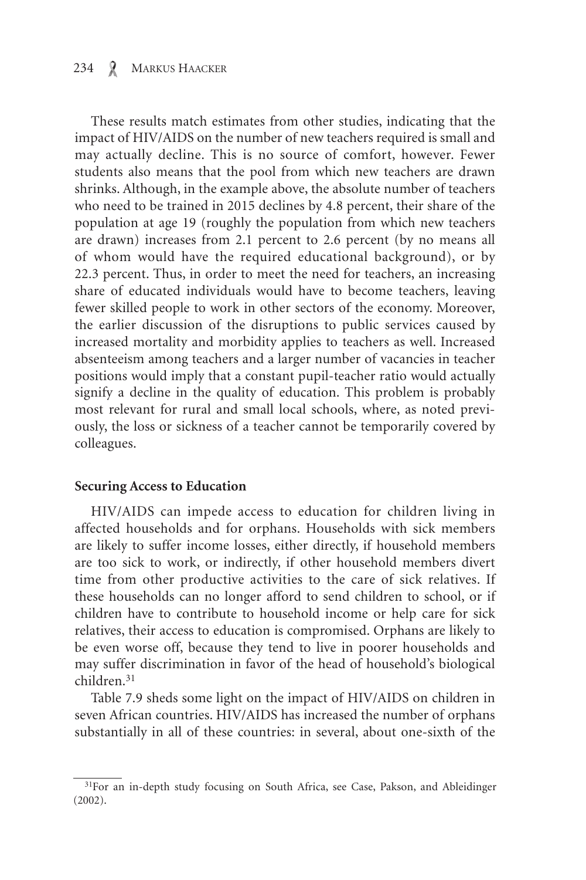These results match estimates from other studies, indicating that the impact of HIV/AIDS on the number of new teachers required is small and may actually decline. This is no source of comfort, however. Fewer students also means that the pool from which new teachers are drawn shrinks. Although, in the example above, the absolute number of teachers who need to be trained in 2015 declines by 4.8 percent, their share of the population at age 19 (roughly the population from which new teachers are drawn) increases from 2.1 percent to 2.6 percent (by no means all of whom would have the required educational background), or by 22.3 percent. Thus, in order to meet the need for teachers, an increasing share of educated individuals would have to become teachers, leaving fewer skilled people to work in other sectors of the economy. Moreover, the earlier discussion of the disruptions to public services caused by increased mortality and morbidity applies to teachers as well. Increased absenteeism among teachers and a larger number of vacancies in teacher positions would imply that a constant pupil-teacher ratio would actually signify a decline in the quality of education. This problem is probably most relevant for rural and small local schools, where, as noted previously, the loss or sickness of a teacher cannot be temporarily covered by colleagues.

**Securing Access to Education**

HIV/AIDS can impede access to education for children living in affected households and for orphans. Households with sick members are likely to suffer income losses, either directly, if household members are too sick to work, or indirectly, if other household members divert time from other productive activities to the care of sick relatives. If these households can no longer afford to send children to school, or if children have to contribute to household income or help care for sick relatives, their access to education is compromised. Orphans are likely to be even worse off, because they tend to live in poorer households and may suffer discrimination in favor of the head of household's biological children.[31]

Table 7.9 sheds some light on the impact of HIV/AIDS on children in seven African countries. HIV/AIDS has increased the number of orphans substantially in all of these countries: in several, about one-sixth of the

[31]For an in-depth study focusing on South Africa, see Case, Pakson, and Ableidinger (2002).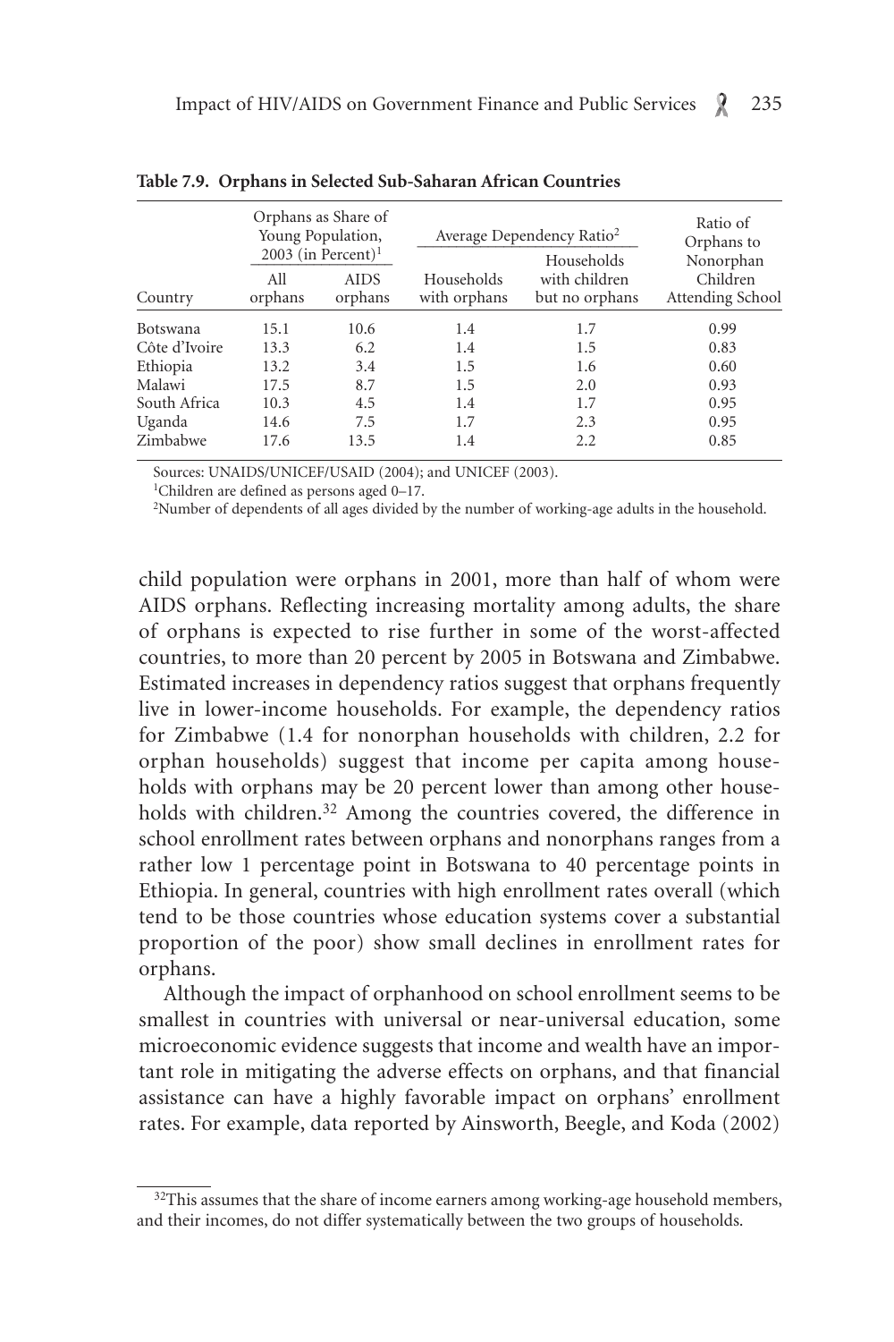**Table 7.9. Orphans in Selected Sub-Saharan African Countries**

| Country | Orphans as Share of Young Population, 2003 (in Percent)[1] | | Average Dependency Ratio[2] | | Ratio of Orphans to Nonorphan Children Attending School |
|---|---|---|---|---|---|
| | All orphans | AIDS orphans | Households with orphans | Households with children but no orphans | |
| Botswana | 15.1 | 10.6 | 1.4 | 1.7 | 0.99 |
| Côte d'Ivoire | 13.3 | 6.2 | 1.4 | 1.5 | 0.83 |
| Ethiopia | 13.2 | 3.4 | 1.5 | 1.6 | 0.60 |
| Malawi | 17.5 | 8.7 | 1.5 | 2.0 | 0.93 |
| South Africa | 10.3 | 4.5 | 1.4 | 1.7 | 0.95 |
| Uganda | 14.6 | 7.5 | 1.7 | 2.3 | 0.95 |
| Zimbabwe | 17.6 | 13.5 | 1.4 | 2.2 | 0.85 |

Sources: UNAIDS/UNICEF/USAID (2004); and UNICEF (2003).

[1]Children are defined as persons aged 0–17.

[2]Number of dependents of all ages divided by the number of working-age adults in the household.

child population were orphans in 2001, more than half of whom were AIDS orphans. Reflecting increasing mortality among adults, the share of orphans is expected to rise further in some of the worst-affected countries, to more than 20 percent by 2005 in Botswana and Zimbabwe. Estimated increases in dependency ratios suggest that orphans frequently live in lower-income households. For example, the dependency ratios for Zimbabwe (1.4 for nonorphan households with children, 2.2 for orphan households) suggest that income per capita among households with orphans may be 20 percent lower than among other households with children.[32] Among the countries covered, the difference in school enrollment rates between orphans and nonorphans ranges from a rather low 1 percentage point in Botswana to 40 percentage points in Ethiopia. In general, countries with high enrollment rates overall (which tend to be those countries whose education systems cover a substantial proportion of the poor) show small declines in enrollment rates for orphans.

Although the impact of orphanhood on school enrollment seems to be smallest in countries with universal or near-universal education, some microeconomic evidence suggests that income and wealth have an important role in mitigating the adverse effects on orphans, and that financial assistance can have a highly favorable impact on orphans' enrollment rates. For example, data reported by Ainsworth, Beegle, and Koda (2002)

[32]This assumes that the share of income earners among working-age household members, and their incomes, do not differ systematically between the two groups of households.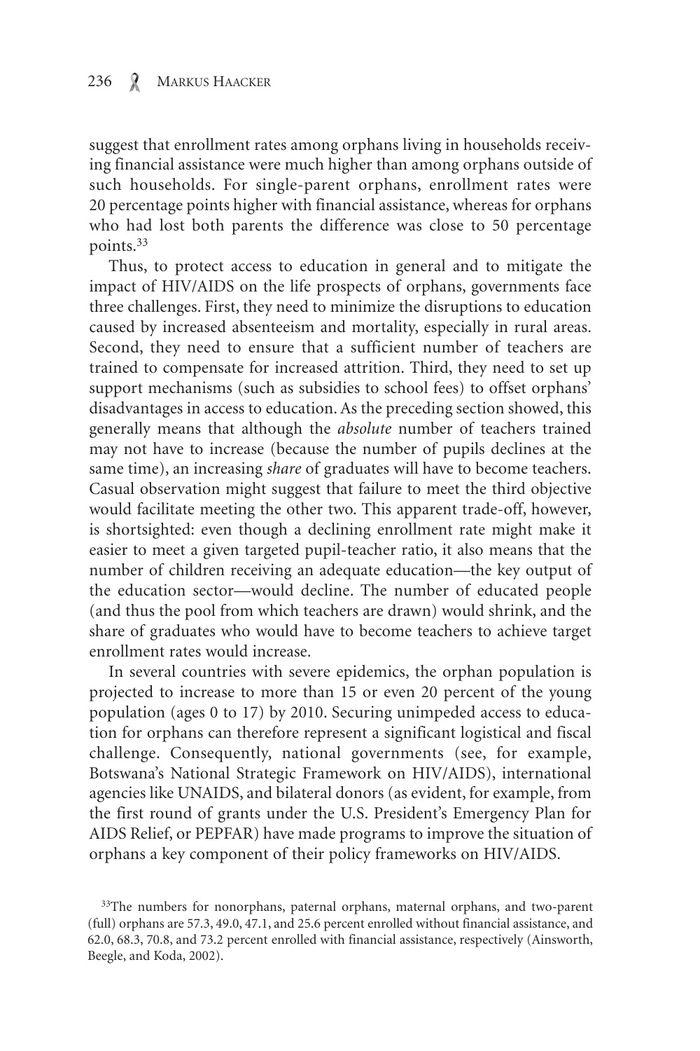suggest that enrollment rates among orphans living in households receiving financial assistance were much higher than among orphans outside of such households. For single-parent orphans, enrollment rates were 20 percentage points higher with financial assistance, whereas for orphans who had lost both parents the difference was close to 50 percentage points.[33]

Thus, to protect access to education in general and to mitigate the impact of HIV/AIDS on the life prospects of orphans, governments face three challenges. First, they need to minimize the disruptions to education caused by increased absenteeism and mortality, especially in rural areas. Second, they need to ensure that a sufficient number of teachers are trained to compensate for increased attrition. Third, they need to set up support mechanisms (such as subsidies to school fees) to offset orphans' disadvantages in access to education. As the preceding section showed, this generally means that although the *absolute* number of teachers trained may not have to increase (because the number of pupils declines at the same time), an increasing *share* of graduates will have to become teachers. Casual observation might suggest that failure to meet the third objective would facilitate meeting the other two. This apparent trade-off, however, is shortsighted: even though a declining enrollment rate might make it easier to meet a given targeted pupil-teacher ratio, it also means that the number of children receiving an adequate education—the key output of the education sector—would decline. The number of educated people (and thus the pool from which teachers are drawn) would shrink, and the share of graduates who would have to become teachers to achieve target enrollment rates would increase.

In several countries with severe epidemics, the orphan population is projected to increase to more than 15 or even 20 percent of the young population (ages 0 to 17) by 2010. Securing unimpeded access to education for orphans can therefore represent a significant logistical and fiscal challenge. Consequently, national governments (see, for example, Botswana's National Strategic Framework on HIV/AIDS), international agencies like UNAIDS, and bilateral donors (as evident, for example, from the first round of grants under the U.S. President's Emergency Plan for AIDS Relief, or PEPFAR) have made programs to improve the situation of orphans a key component of their policy frameworks on HIV/AIDS.

[33]The numbers for nonorphans, paternal orphans, maternal orphans, and two-parent (full) orphans are 57.3, 49.0, 47.1, and 25.6 percent enrolled without financial assistance, and 62.0, 68.3, 70.8, and 73.2 percent enrolled with financial assistance, respectively (Ainsworth, Beegle, and Koda, 2002).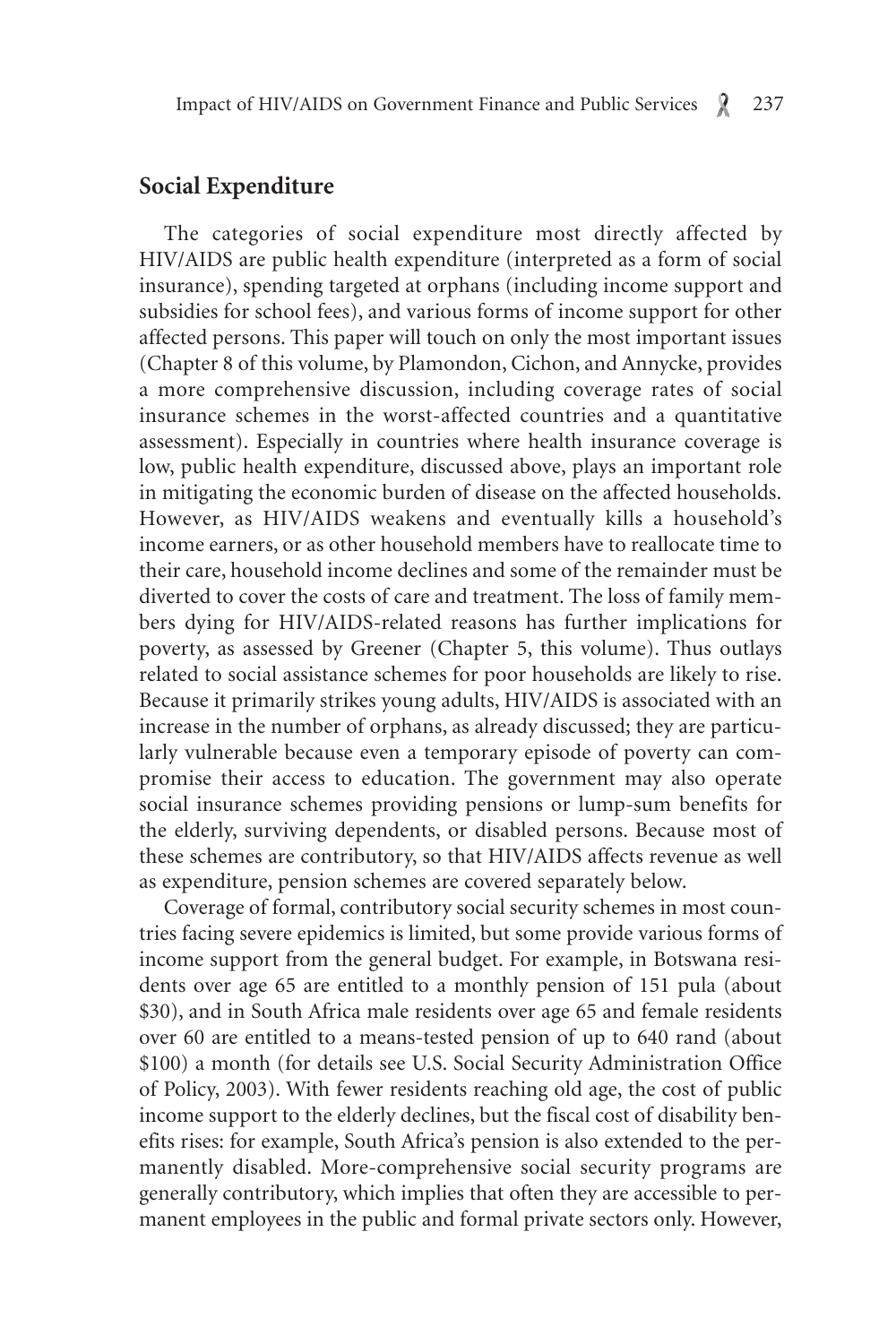## Social Expenditure

The categories of social expenditure most directly affected by HIV/AIDS are public health expenditure (interpreted as a form of social insurance), spending targeted at orphans (including income support and subsidies for school fees), and various forms of income support for other affected persons. This paper will touch on only the most important issues (Chapter 8 of this volume, by Plamondon, Cichon, and Annycke, provides a more comprehensive discussion, including coverage rates of social insurance schemes in the worst-affected countries and a quantitative assessment). Especially in countries where health insurance coverage is low, public health expenditure, discussed above, plays an important role in mitigating the economic burden of disease on the affected households. However, as HIV/AIDS weakens and eventually kills a household's income earners, or as other household members have to reallocate time to their care, household income declines and some of the remainder must be diverted to cover the costs of care and treatment. The loss of family members dying for HIV/AIDS-related reasons has further implications for poverty, as assessed by Greener (Chapter 5, this volume). Thus outlays related to social assistance schemes for poor households are likely to rise. Because it primarily strikes young adults, HIV/AIDS is associated with an increase in the number of orphans, as already discussed; they are particularly vulnerable because even a temporary episode of poverty can compromise their access to education. The government may also operate social insurance schemes providing pensions or lump-sum benefits for the elderly, surviving dependents, or disabled persons. Because most of these schemes are contributory, so that HIV/AIDS affects revenue as well as expenditure, pension schemes are covered separately below.

Coverage of formal, contributory social security schemes in most countries facing severe epidemics is limited, but some provide various forms of income support from the general budget. For example, in Botswana residents over age 65 are entitled to a monthly pension of 151 pula (about $30), and in South Africa male residents over age 65 and female residents over 60 are entitled to a means-tested pension of up to 640 rand (about $100) a month (for details see U.S. Social Security Administration Office of Policy, 2003). With fewer residents reaching old age, the cost of public income support to the elderly declines, but the fiscal cost of disability benefits rises: for example, South Africa's pension is also extended to the permanently disabled. More-comprehensive social security programs are generally contributory, which implies that often they are accessible to permanent employees in the public and formal private sectors only. However,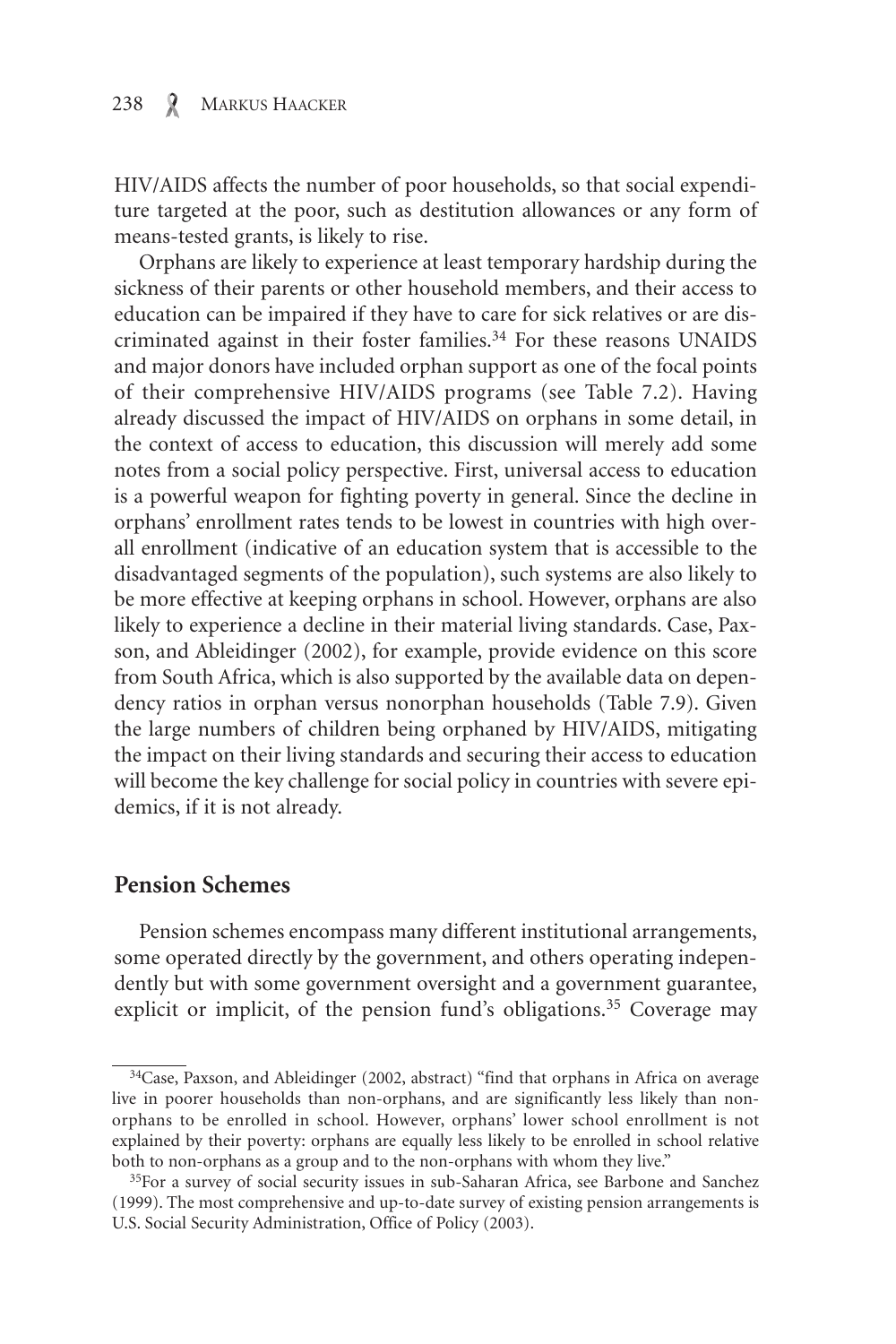HIV/AIDS affects the number of poor households, so that social expenditure targeted at the poor, such as destitution allowances or any form of means-tested grants, is likely to rise.

Orphans are likely to experience at least temporary hardship during the sickness of their parents or other household members, and their access to education can be impaired if they have to care for sick relatives or are discriminated against in their foster families.[34] For these reasons UNAIDS and major donors have included orphan support as one of the focal points of their comprehensive HIV/AIDS programs (see Table 7.2). Having already discussed the impact of HIV/AIDS on orphans in some detail, in the context of access to education, this discussion will merely add some notes from a social policy perspective. First, universal access to education is a powerful weapon for fighting poverty in general. Since the decline in orphans' enrollment rates tends to be lowest in countries with high overall enrollment (indicative of an education system that is accessible to the disadvantaged segments of the population), such systems are also likely to be more effective at keeping orphans in school. However, orphans are also likely to experience a decline in their material living standards. Case, Paxson, and Ableidinger (2002), for example, provide evidence on this score from South Africa, which is also supported by the available data on dependency ratios in orphan versus nonorphan households (Table 7.9). Given the large numbers of children being orphaned by HIV/AIDS, mitigating the impact on their living standards and securing their access to education will become the key challenge for social policy in countries with severe epidemics, if it is not already.

## Pension Schemes

Pension schemes encompass many different institutional arrangements, some operated directly by the government, and others operating independently but with some government oversight and a government guarantee, explicit or implicit, of the pension fund's obligations.[35] Coverage may

---

[34] Case, Paxson, and Ableidinger (2002, abstract) "find that orphans in Africa on average live in poorer households than non-orphans, and are significantly less likely than non-orphans to be enrolled in school. However, orphans' lower school enrollment is not explained by their poverty: orphans are equally less likely to be enrolled in school relative both to non-orphans as a group and to the non-orphans with whom they live."

[35] For a survey of social security issues in sub-Saharan Africa, see Barbone and Sanchez (1999). The most comprehensive and up-to-date survey of existing pension arrangements is U.S. Social Security Administration, Office of Policy (2003).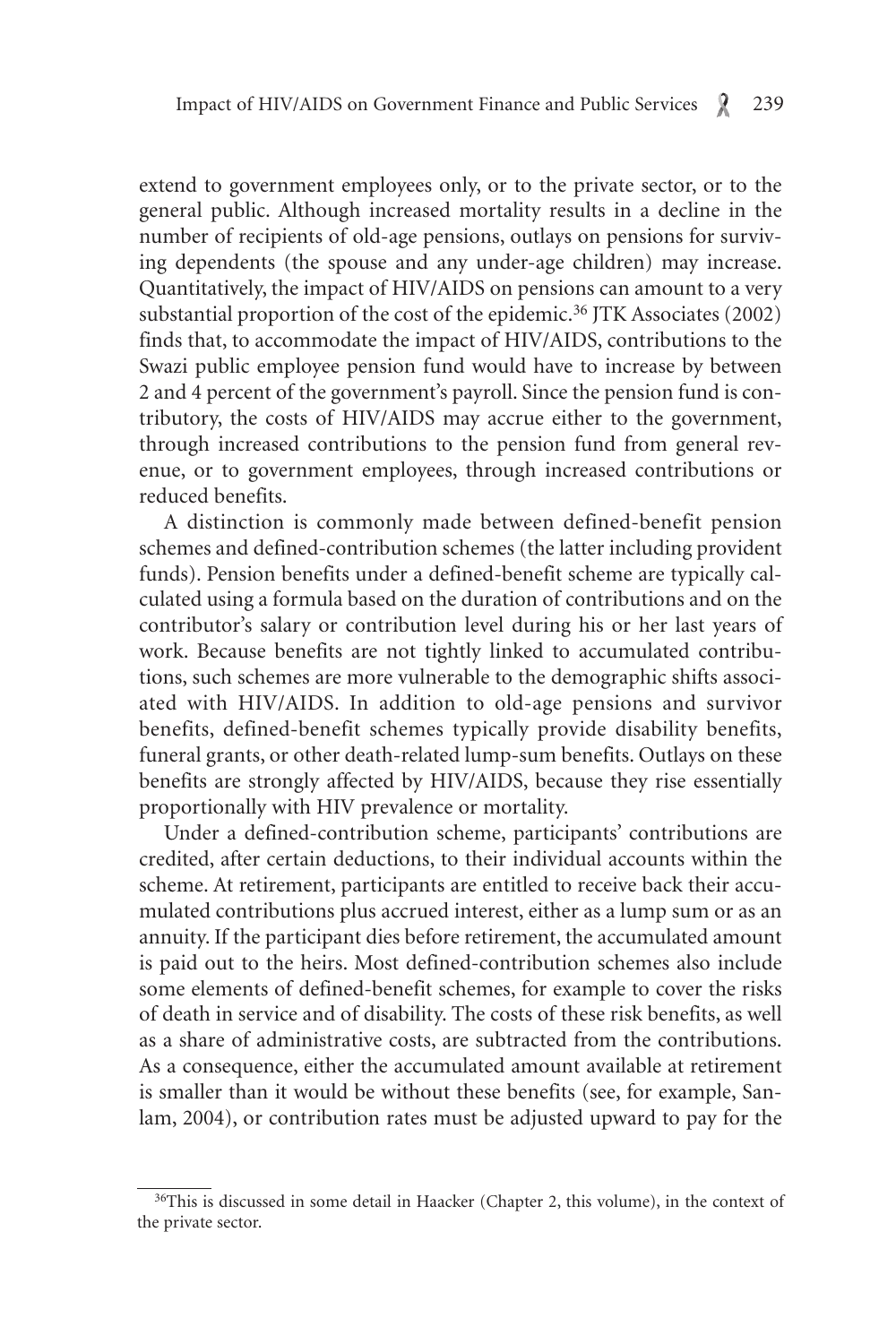extend to government employees only, or to the private sector, or to the general public. Although increased mortality results in a decline in the number of recipients of old-age pensions, outlays on pensions for surviving dependents (the spouse and any under-age children) may increase. Quantitatively, the impact of HIV/AIDS on pensions can amount to a very substantial proportion of the cost of the epidemic.[36] JTK Associates (2002) finds that, to accommodate the impact of HIV/AIDS, contributions to the Swazi public employee pension fund would have to increase by between 2 and 4 percent of the government's payroll. Since the pension fund is contributory, the costs of HIV/AIDS may accrue either to the government, through increased contributions to the pension fund from general revenue, or to government employees, through increased contributions or reduced benefits.

A distinction is commonly made between defined-benefit pension schemes and defined-contribution schemes (the latter including provident funds). Pension benefits under a defined-benefit scheme are typically calculated using a formula based on the duration of contributions and on the contributor's salary or contribution level during his or her last years of work. Because benefits are not tightly linked to accumulated contributions, such schemes are more vulnerable to the demographic shifts associated with HIV/AIDS. In addition to old-age pensions and survivor benefits, defined-benefit schemes typically provide disability benefits, funeral grants, or other death-related lump-sum benefits. Outlays on these benefits are strongly affected by HIV/AIDS, because they rise essentially proportionally with HIV prevalence or mortality.

Under a defined-contribution scheme, participants' contributions are credited, after certain deductions, to their individual accounts within the scheme. At retirement, participants are entitled to receive back their accumulated contributions plus accrued interest, either as a lump sum or as an annuity. If the participant dies before retirement, the accumulated amount is paid out to the heirs. Most defined-contribution schemes also include some elements of defined-benefit schemes, for example to cover the risks of death in service and of disability. The costs of these risk benefits, as well as a share of administrative costs, are subtracted from the contributions. As a consequence, either the accumulated amount available at retirement is smaller than it would be without these benefits (see, for example, Sanlam, 2004), or contribution rates must be adjusted upward to pay for the

[36]This is discussed in some detail in Haacker (Chapter 2, this volume), in the context of the private sector.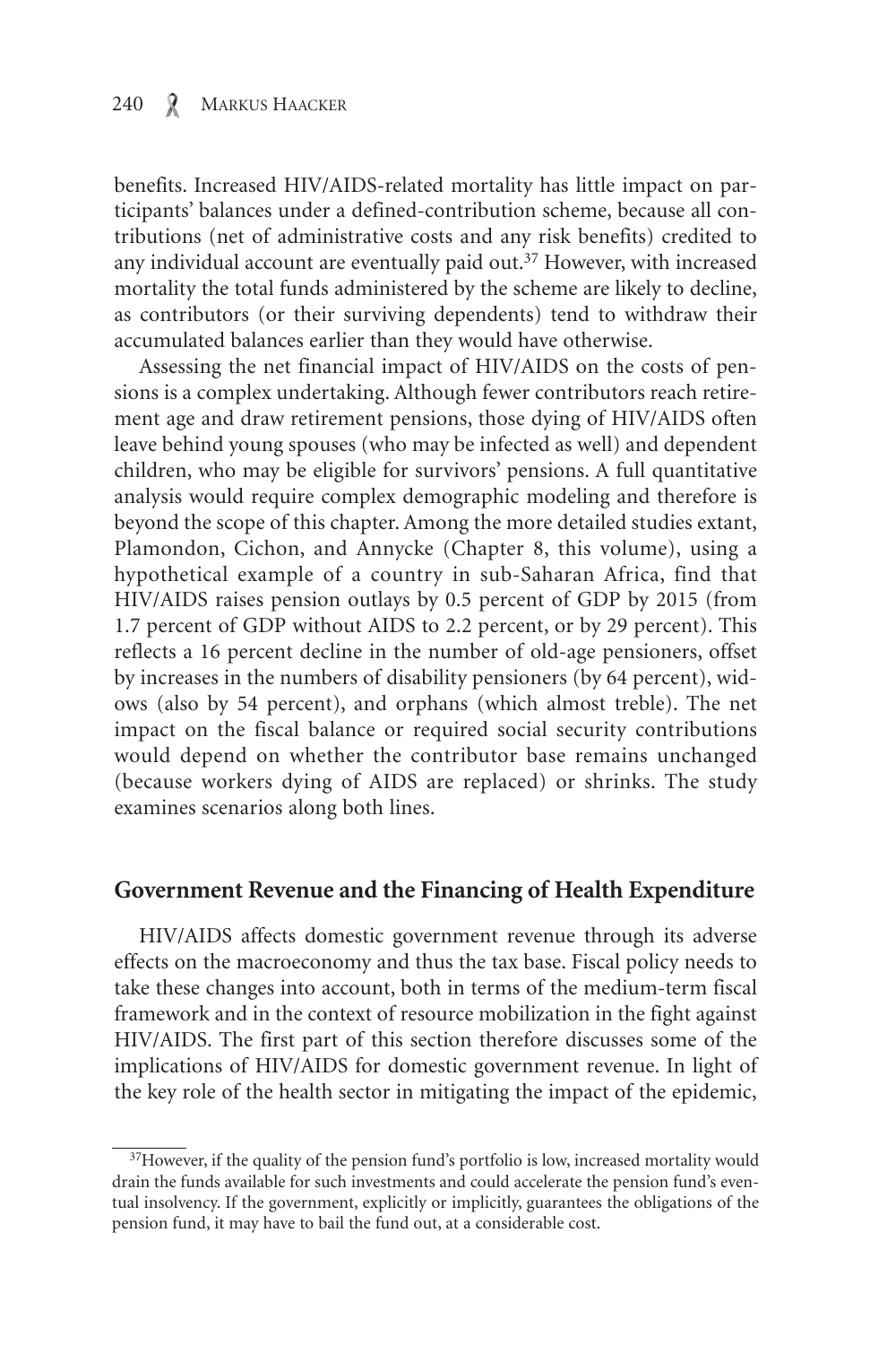benefits. Increased HIV/AIDS-related mortality has little impact on participants' balances under a defined-contribution scheme, because all contributions (net of administrative costs and any risk benefits) credited to any individual account are eventually paid out.[37] However, with increased mortality the total funds administered by the scheme are likely to decline, as contributors (or their surviving dependents) tend to withdraw their accumulated balances earlier than they would have otherwise.

Assessing the net financial impact of HIV/AIDS on the costs of pensions is a complex undertaking. Although fewer contributors reach retirement age and draw retirement pensions, those dying of HIV/AIDS often leave behind young spouses (who may be infected as well) and dependent children, who may be eligible for survivors' pensions. A full quantitative analysis would require complex demographic modeling and therefore is beyond the scope of this chapter. Among the more detailed studies extant, Plamondon, Cichon, and Annycke (Chapter 8, this volume), using a hypothetical example of a country in sub-Saharan Africa, find that HIV/AIDS raises pension outlays by 0.5 percent of GDP by 2015 (from 1.7 percent of GDP without AIDS to 2.2 percent, or by 29 percent). This reflects a 16 percent decline in the number of old-age pensioners, offset by increases in the numbers of disability pensioners (by 64 percent), widows (also by 54 percent), and orphans (which almost treble). The net impact on the fiscal balance or required social security contributions would depend on whether the contributor base remains unchanged (because workers dying of AIDS are replaced) or shrinks. The study examines scenarios along both lines.

## Government Revenue and the Financing of Health Expenditure

HIV/AIDS affects domestic government revenue through its adverse effects on the macroeconomy and thus the tax base. Fiscal policy needs to take these changes into account, both in terms of the medium-term fiscal framework and in the context of resource mobilization in the fight against HIV/AIDS. The first part of this section therefore discusses some of the implications of HIV/AIDS for domestic government revenue. In light of the key role of the health sector in mitigating the impact of the epidemic,

---

[37] However, if the quality of the pension fund's portfolio is low, increased mortality would drain the funds available for such investments and could accelerate the pension fund's eventual insolvency. If the government, explicitly or implicitly, guarantees the obligations of the pension fund, it may have to bail the fund out, at a considerable cost.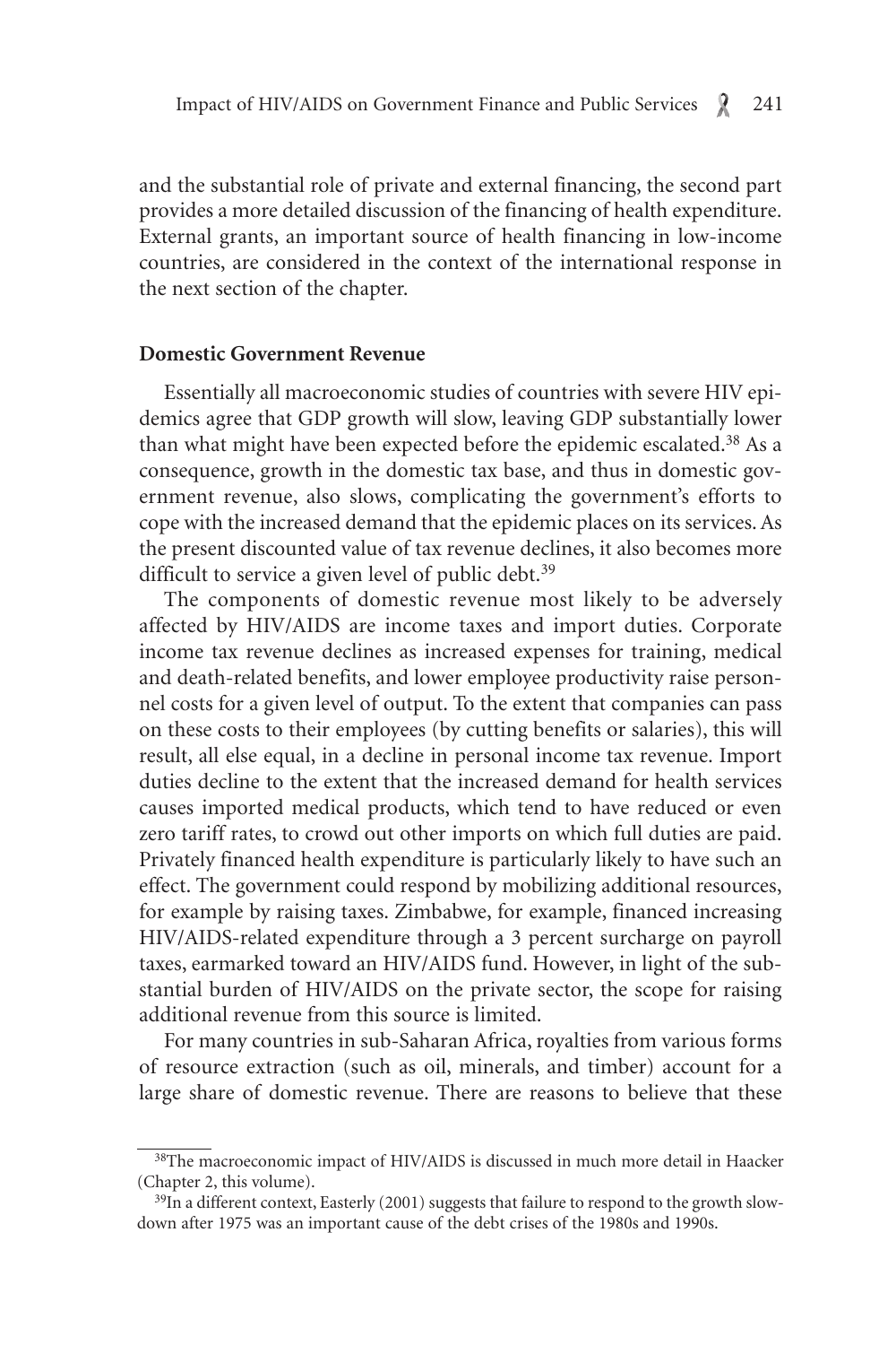and the substantial role of private and external financing, the second part provides a more detailed discussion of the financing of health expenditure. External grants, an important source of health financing in low-income countries, are considered in the context of the international response in the next section of the chapter.

**Domestic Government Revenue**

Essentially all macroeconomic studies of countries with severe HIV epidemics agree that GDP growth will slow, leaving GDP substantially lower than what might have been expected before the epidemic escalated.[38] As a consequence, growth in the domestic tax base, and thus in domestic government revenue, also slows, complicating the government's efforts to cope with the increased demand that the epidemic places on its services. As the present discounted value of tax revenue declines, it also becomes more difficult to service a given level of public debt.[39]

The components of domestic revenue most likely to be adversely affected by HIV/AIDS are income taxes and import duties. Corporate income tax revenue declines as increased expenses for training, medical and death-related benefits, and lower employee productivity raise personnel costs for a given level of output. To the extent that companies can pass on these costs to their employees (by cutting benefits or salaries), this will result, all else equal, in a decline in personal income tax revenue. Import duties decline to the extent that the increased demand for health services causes imported medical products, which tend to have reduced or even zero tariff rates, to crowd out other imports on which full duties are paid. Privately financed health expenditure is particularly likely to have such an effect. The government could respond by mobilizing additional resources, for example by raising taxes. Zimbabwe, for example, financed increasing HIV/AIDS-related expenditure through a 3 percent surcharge on payroll taxes, earmarked toward an HIV/AIDS fund. However, in light of the substantial burden of HIV/AIDS on the private sector, the scope for raising additional revenue from this source is limited.

For many countries in sub-Saharan Africa, royalties from various forms of resource extraction (such as oil, minerals, and timber) account for a large share of domestic revenue. There are reasons to believe that these

[38]The macroeconomic impact of HIV/AIDS is discussed in much more detail in Haacker (Chapter 2, this volume).

[39]In a different context, Easterly (2001) suggests that failure to respond to the growth slowdown after 1975 was an important cause of the debt crises of the 1980s and 1990s.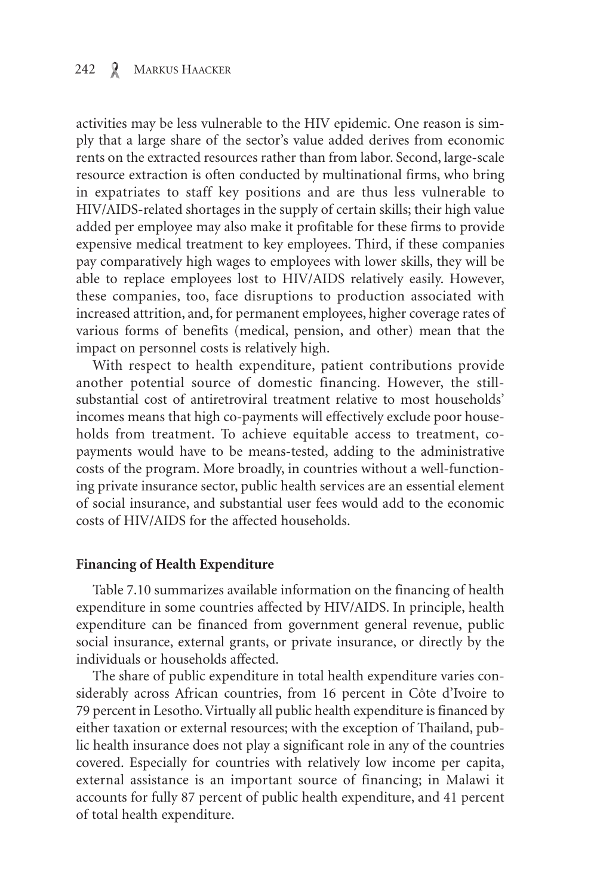activities may be less vulnerable to the HIV epidemic. One reason is simply that a large share of the sector's value added derives from economic rents on the extracted resources rather than from labor. Second, large-scale resource extraction is often conducted by multinational firms, who bring in expatriates to staff key positions and are thus less vulnerable to HIV/AIDS-related shortages in the supply of certain skills; their high value added per employee may also make it profitable for these firms to provide expensive medical treatment to key employees. Third, if these companies pay comparatively high wages to employees with lower skills, they will be able to replace employees lost to HIV/AIDS relatively easily. However, these companies, too, face disruptions to production associated with increased attrition, and, for permanent employees, higher coverage rates of various forms of benefits (medical, pension, and other) mean that the impact on personnel costs is relatively high.

With respect to health expenditure, patient contributions provide another potential source of domestic financing. However, the still-substantial cost of antiretroviral treatment relative to most households' incomes means that high co-payments will effectively exclude poor households from treatment. To achieve equitable access to treatment, co-payments would have to be means-tested, adding to the administrative costs of the program. More broadly, in countries without a well-functioning private insurance sector, public health services are an essential element of social insurance, and substantial user fees would add to the economic costs of HIV/AIDS for the affected households.

### Financing of Health Expenditure

Table 7.10 summarizes available information on the financing of health expenditure in some countries affected by HIV/AIDS. In principle, health expenditure can be financed from government general revenue, public social insurance, external grants, or private insurance, or directly by the individuals or households affected.

The share of public expenditure in total health expenditure varies considerably across African countries, from 16 percent in Côte d'Ivoire to 79 percent in Lesotho. Virtually all public health expenditure is financed by either taxation or external resources; with the exception of Thailand, public health insurance does not play a significant role in any of the countries covered. Especially for countries with relatively low income per capita, external assistance is an important source of financing; in Malawi it accounts for fully 87 percent of public health expenditure, and 41 percent of total health expenditure.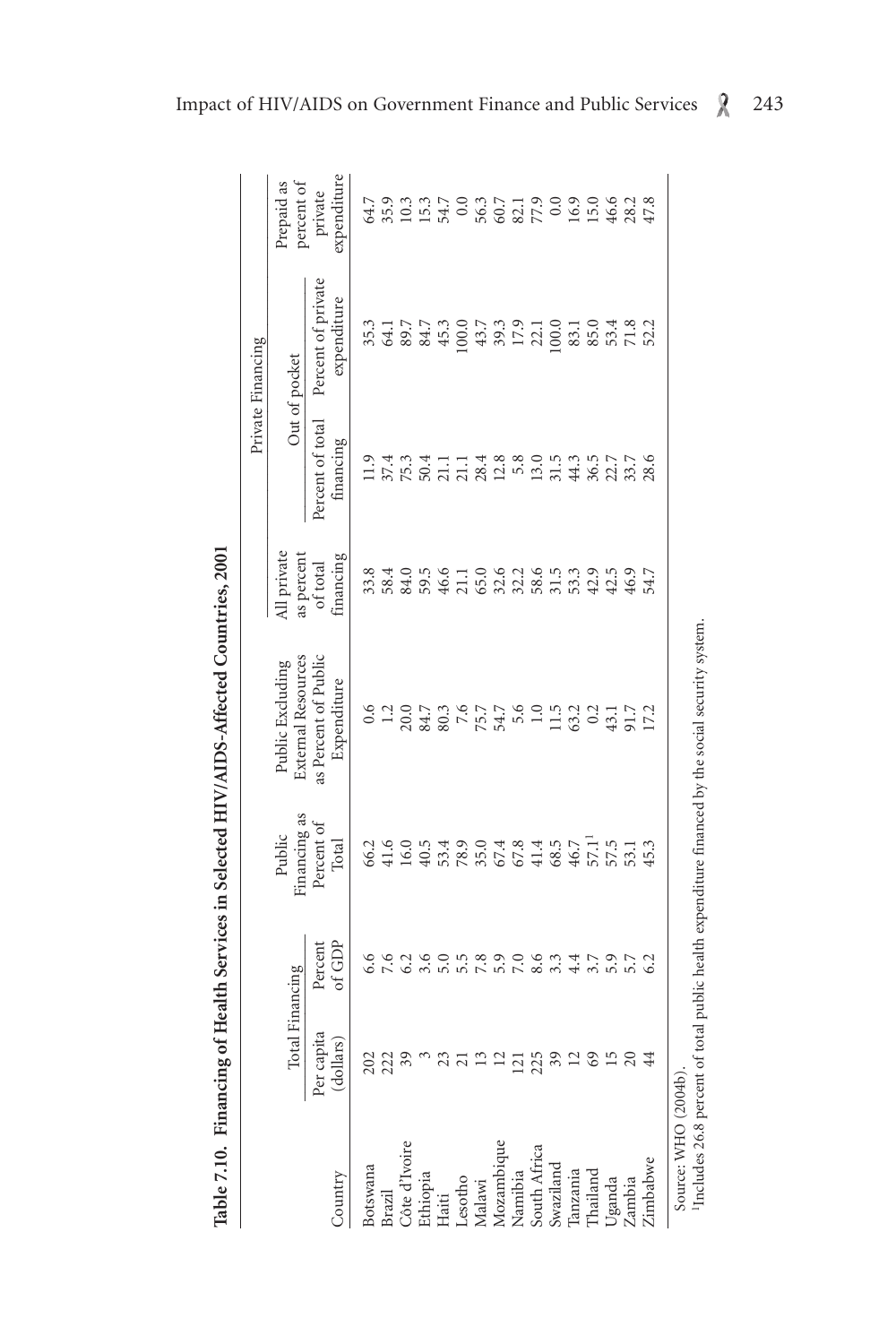**Table 7.10. Financing of Health Services in Selected HIV/AIDS-Affected Countries, 2001**

| Country | Total Financing | | Public Financing as Percent of Total | Public Excluding External Resources as Percent of Public Expenditure | All private as percent of total financing | Private Financing | | |
|---|---|---|---|---|---|---|---|---|
| | | | | | | Out of pocket | | Prepaid as percent of private expenditure |
| | Per capita (dollars) | Percent of GDP | | | | Percent of total financing | Percent of private expenditure | |
| Botswana | 202 | 6.6 | 66.2 | 0.6 | 33.8 | 11.9 | 35.3 | 64.7 |
| Brazil | 222 | 7.6 | 41.6 | 1.2 | 58.4 | 37.4 | 64.1 | 35.9 |
| Côte d'Ivoire | 39 | 6.2 | 16.0 | 20.0 | 84.0 | 75.3 | 89.7 | 10.3 |
| Ethiopia | 3 | 3.6 | 40.5 | 84.7 | 59.5 | 50.4 | 84.7 | 15.3 |
| Haiti | 23 | 5.0 | 53.4 | 80.3 | 46.6 | 21.1 | 45.3 | 54.7 |
| Lesotho | 21 | 5.5 | 78.9 | 7.6 | 21.1 | 21.1 | 100.0 | 0.0 |
| Malawi | 13 | 7.8 | 35.0 | 75.7 | 65.0 | 28.4 | 43.7 | 56.3 |
| Mozambique | 12 | 5.9 | 67.4 | 54.7 | 32.6 | 12.8 | 39.3 | 60.7 |
| Namibia | 121 | 7.0 | 67.8 | 5.6 | 32.2 | 5.8 | 17.9 | 82.1 |
| South Africa | 225 | 8.6 | 41.4 | 1.0 | 58.6 | 13.0 | 22.1 | 77.9 |
| Swaziland | 39 | 3.3 | 68.5 | 11.5 | 31.5 | 31.5 | 100.0 | 0.0 |
| Tanzania | 12 | 4.4 | 46.7 | 63.2 | 53.3 | 44.3 | 83.1 | 16.9 |
| Thailand | 69 | 3.7 | 57.1[1] | 0.2 | 42.9 | 36.5 | 85.0 | 15.0 |
| Uganda | 15 | 5.9 | 57.5 | 43.1 | 42.5 | 22.7 | 53.4 | 46.6 |
| Zambia | 20 | 5.7 | 53.1 | 91.7 | 46.9 | 33.7 | 71.8 | 28.2 |
| Zimbabwe | 44 | 6.2 | 45.3 | 17.2 | 54.7 | 28.6 | 52.2 | 47.8 |

Source: WHO (2004b).

[1]Includes 26.8 percent of total public health expenditure financed by the social security system.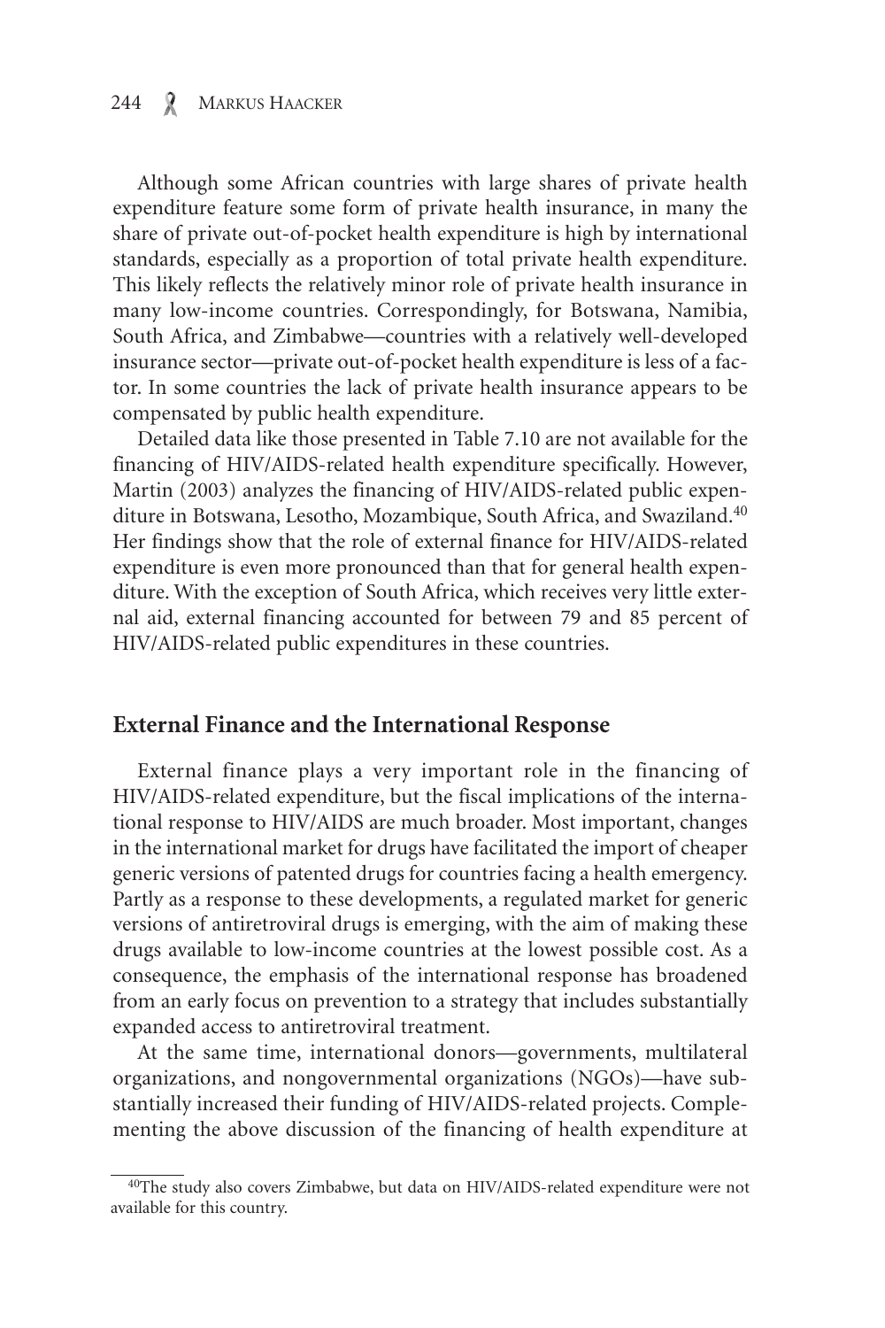Although some African countries with large shares of private health expenditure feature some form of private health insurance, in many the share of private out-of-pocket health expenditure is high by international standards, especially as a proportion of total private health expenditure. This likely reflects the relatively minor role of private health insurance in many low-income countries. Correspondingly, for Botswana, Namibia, South Africa, and Zimbabwe—countries with a relatively well-developed insurance sector—private out-of-pocket health expenditure is less of a factor. In some countries the lack of private health insurance appears to be compensated by public health expenditure.

Detailed data like those presented in Table 7.10 are not available for the financing of HIV/AIDS-related health expenditure specifically. However, Martin (2003) analyzes the financing of HIV/AIDS-related public expenditure in Botswana, Lesotho, Mozambique, South Africa, and Swaziland.[40] Her findings show that the role of external finance for HIV/AIDS-related expenditure is even more pronounced than that for general health expenditure. With the exception of South Africa, which receives very little external aid, external financing accounted for between 79 and 85 percent of HIV/AIDS-related public expenditures in these countries.

## External Finance and the International Response

External finance plays a very important role in the financing of HIV/AIDS-related expenditure, but the fiscal implications of the international response to HIV/AIDS are much broader. Most important, changes in the international market for drugs have facilitated the import of cheaper generic versions of patented drugs for countries facing a health emergency. Partly as a response to these developments, a regulated market for generic versions of antiretroviral drugs is emerging, with the aim of making these drugs available to low-income countries at the lowest possible cost. As a consequence, the emphasis of the international response has broadened from an early focus on prevention to a strategy that includes substantially expanded access to antiretroviral treatment.

At the same time, international donors—governments, multilateral organizations, and nongovernmental organizations (NGOs)—have substantially increased their funding of HIV/AIDS-related projects. Complementing the above discussion of the financing of health expenditure at

[40]The study also covers Zimbabwe, but data on HIV/AIDS-related expenditure were not available for this country.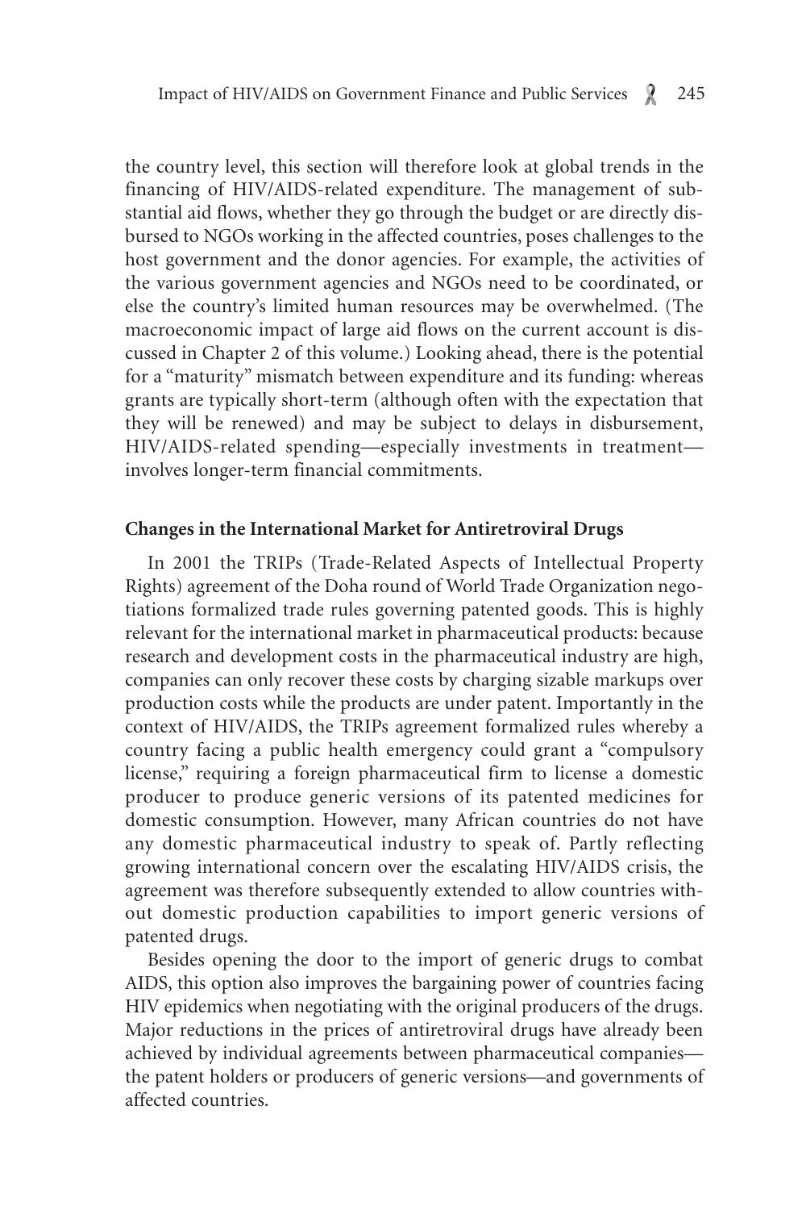the country level, this section will therefore look at global trends in the financing of HIV/AIDS-related expenditure. The management of substantial aid flows, whether they go through the budget or are directly disbursed to NGOs working in the affected countries, poses challenges to the host government and the donor agencies. For example, the activities of the various government agencies and NGOs need to be coordinated, or else the country's limited human resources may be overwhelmed. (The macroeconomic impact of large aid flows on the current account is discussed in Chapter 2 of this volume.) Looking ahead, there is the potential for a "maturity" mismatch between expenditure and its funding: whereas grants are typically short-term (although often with the expectation that they will be renewed) and may be subject to delays in disbursement, HIV/AIDS-related spending—especially investments in treatment—involves longer-term financial commitments.

**Changes in the International Market for Antiretroviral Drugs**

In 2001 the TRIPs (Trade-Related Aspects of Intellectual Property Rights) agreement of the Doha round of World Trade Organization negotiations formalized trade rules governing patented goods. This is highly relevant for the international market in pharmaceutical products: because research and development costs in the pharmaceutical industry are high, companies can only recover these costs by charging sizable markups over production costs while the products are under patent. Importantly in the context of HIV/AIDS, the TRIPs agreement formalized rules whereby a country facing a public health emergency could grant a "compulsory license," requiring a foreign pharmaceutical firm to license a domestic producer to produce generic versions of its patented medicines for domestic consumption. However, many African countries do not have any domestic pharmaceutical industry to speak of. Partly reflecting growing international concern over the escalating HIV/AIDS crisis, the agreement was therefore subsequently extended to allow countries without domestic production capabilities to import generic versions of patented drugs.

Besides opening the door to the import of generic drugs to combat AIDS, this option also improves the bargaining power of countries facing HIV epidemics when negotiating with the original producers of the drugs. Major reductions in the prices of antiretroviral drugs have already been achieved by individual agreements between pharmaceutical companies—the patent holders or producers of generic versions—and governments of affected countries.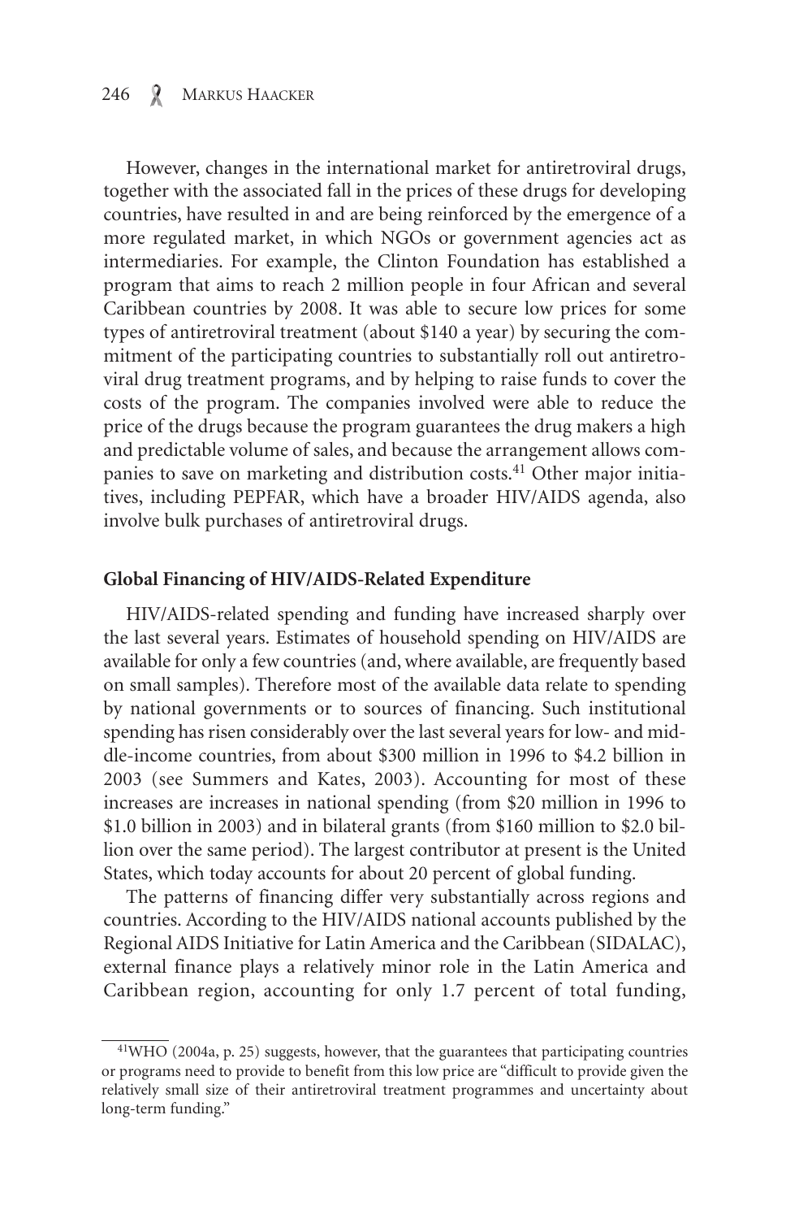However, changes in the international market for antiretroviral drugs, together with the associated fall in the prices of these drugs for developing countries, have resulted in and are being reinforced by the emergence of a more regulated market, in which NGOs or government agencies act as intermediaries. For example, the Clinton Foundation has established a program that aims to reach 2 million people in four African and several Caribbean countries by 2008. It was able to secure low prices for some types of antiretroviral treatment (about $140 a year) by securing the commitment of the participating countries to substantially roll out antiretroviral drug treatment programs, and by helping to raise funds to cover the costs of the program. The companies involved were able to reduce the price of the drugs because the program guarantees the drug makers a high and predictable volume of sales, and because the arrangement allows companies to save on marketing and distribution costs.[41] Other major initiatives, including PEPFAR, which have a broader HIV/AIDS agenda, also involve bulk purchases of antiretroviral drugs.

### Global Financing of HIV/AIDS-Related Expenditure

HIV/AIDS-related spending and funding have increased sharply over the last several years. Estimates of household spending on HIV/AIDS are available for only a few countries (and, where available, are frequently based on small samples). Therefore most of the available data relate to spending by national governments or to sources of financing. Such institutional spending has risen considerably over the last several years for low- and middle-income countries, from about $300 million in 1996 to $4.2 billion in 2003 (see Summers and Kates, 2003). Accounting for most of these increases are increases in national spending (from $20 million in 1996 to $1.0 billion in 2003) and in bilateral grants (from $160 million to $2.0 billion over the same period). The largest contributor at present is the United States, which today accounts for about 20 percent of global funding.

The patterns of financing differ very substantially across regions and countries. According to the HIV/AIDS national accounts published by the Regional AIDS Initiative for Latin America and the Caribbean (SIDALAC), external finance plays a relatively minor role in the Latin America and Caribbean region, accounting for only 1.7 percent of total funding,

[41] WHO (2004a, p. 25) suggests, however, that the guarantees that participating countries or programs need to provide to benefit from this low price are "difficult to provide given the relatively small size of their antiretroviral treatment programmes and uncertainty about long-term funding."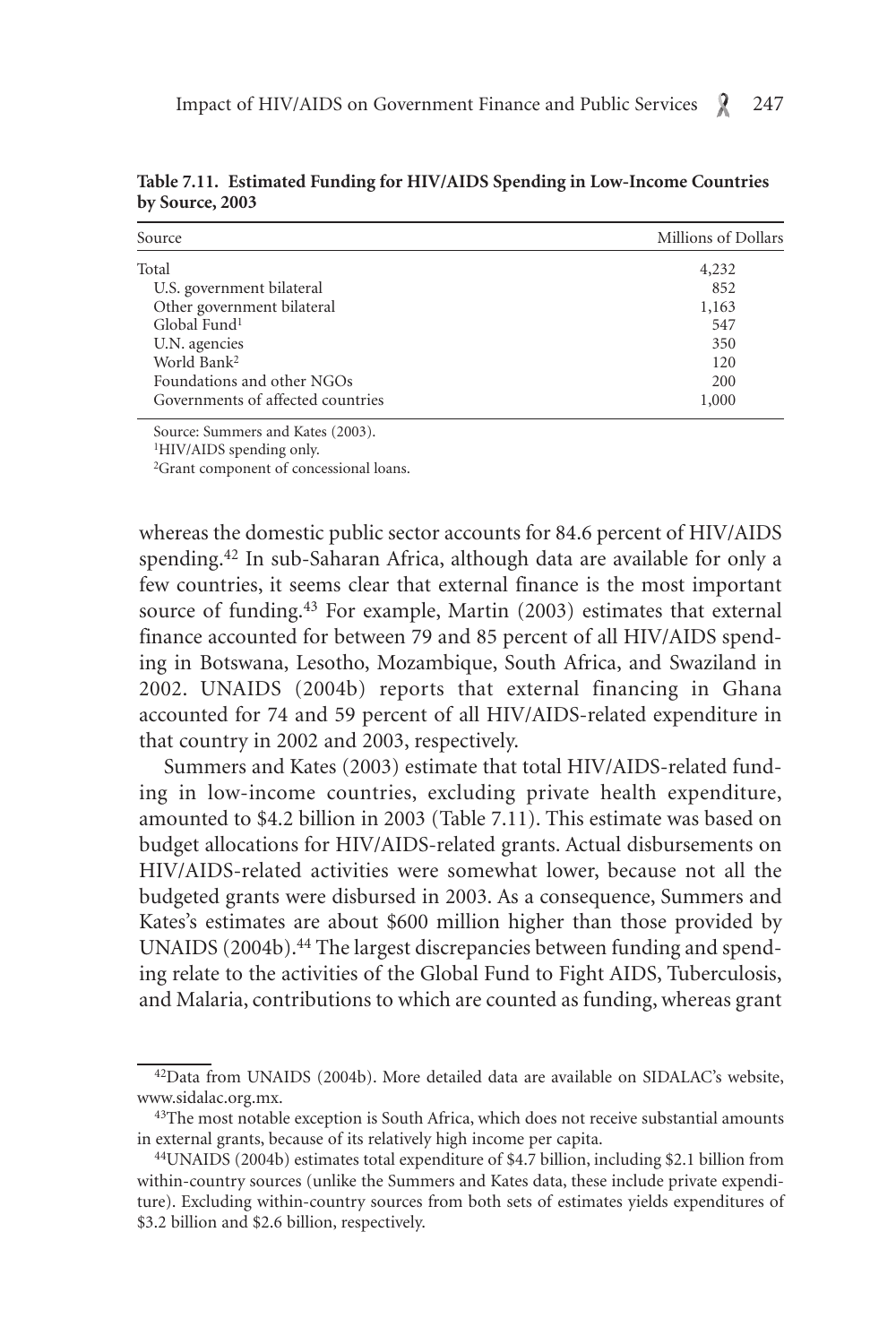**Table 7.11. Estimated Funding for HIV/AIDS Spending in Low-Income Countries by Source, 2003**

| Source | Millions of Dollars |
|---|---|
| Total | 4,232 |
| U.S. government bilateral | 852 |
| Other government bilateral | 1,163 |
| Global Fund[1] | 547 |
| U.N. agencies | 350 |
| World Bank[2] | 120 |
| Foundations and other NGOs | 200 |
| Governments of affected countries | 1,000 |

Source: Summers and Kates (2003).
[1]HIV/AIDS spending only.
[2]Grant component of concessional loans.

whereas the domestic public sector accounts for 84.6 percent of HIV/AIDS spending.[42] In sub-Saharan Africa, although data are available for only a few countries, it seems clear that external finance is the most important source of funding.[43] For example, Martin (2003) estimates that external finance accounted for between 79 and 85 percent of all HIV/AIDS spending in Botswana, Lesotho, Mozambique, South Africa, and Swaziland in 2002. UNAIDS (2004b) reports that external financing in Ghana accounted for 74 and 59 percent of all HIV/AIDS-related expenditure in that country in 2002 and 2003, respectively.

Summers and Kates (2003) estimate that total HIV/AIDS-related funding in low-income countries, excluding private health expenditure, amounted to $4.2 billion in 2003 (Table 7.11). This estimate was based on budget allocations for HIV/AIDS-related grants. Actual disbursements on HIV/AIDS-related activities were somewhat lower, because not all the budgeted grants were disbursed in 2003. As a consequence, Summers and Kates's estimates are about $600 million higher than those provided by UNAIDS (2004b).[44] The largest discrepancies between funding and spending relate to the activities of the Global Fund to Fight AIDS, Tuberculosis, and Malaria, contributions to which are counted as funding, whereas grant

[42]Data from UNAIDS (2004b). More detailed data are available on SIDALAC's website, www.sidalac.org.mx.

[43]The most notable exception is South Africa, which does not receive substantial amounts in external grants, because of its relatively high income per capita.

[44]UNAIDS (2004b) estimates total expenditure of $4.7 billion, including $2.1 billion from within-country sources (unlike the Summers and Kates data, these include private expenditure). Excluding within-country sources from both sets of estimates yields expenditures of $3.2 billion and $2.6 billion, respectively.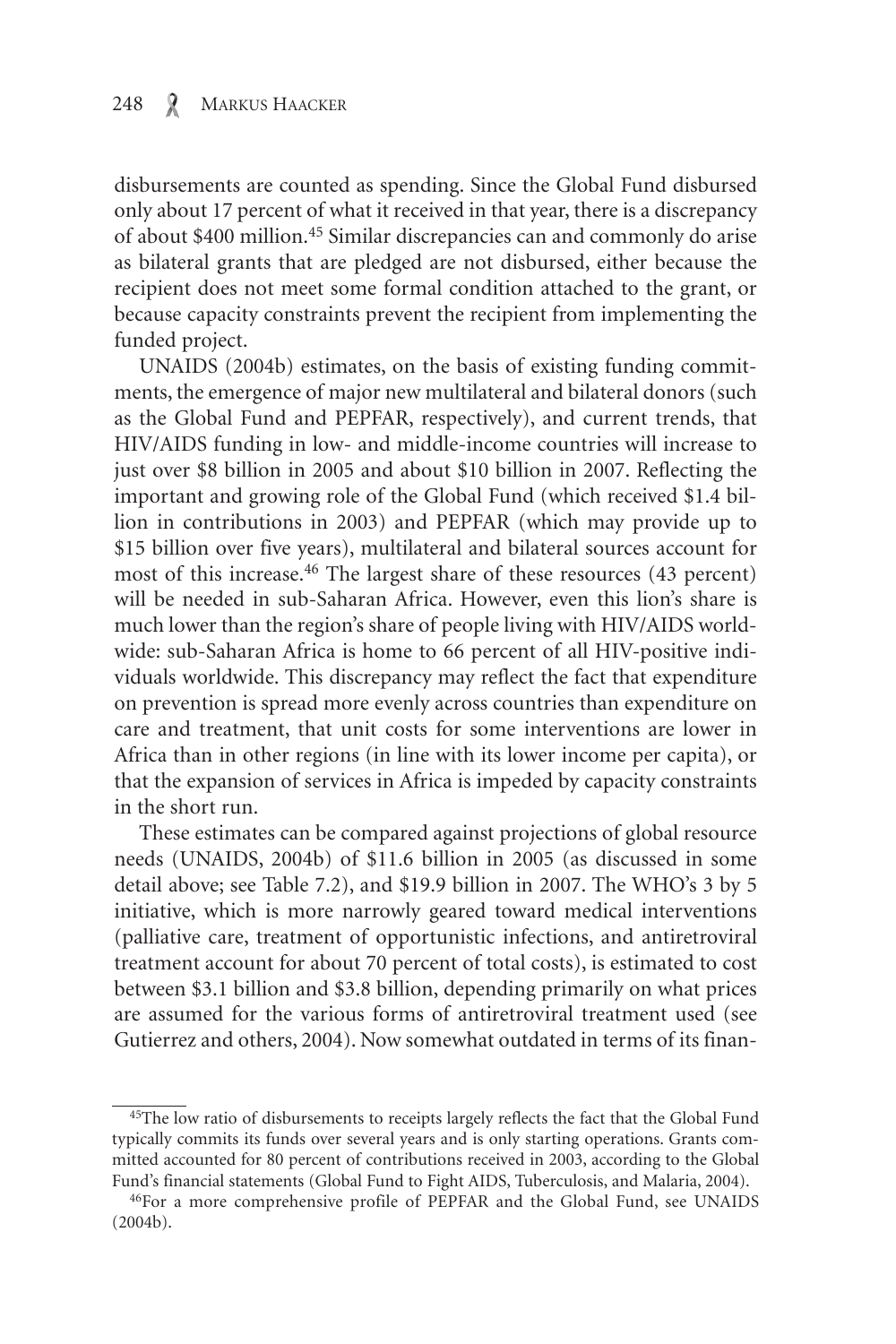disbursements are counted as spending. Since the Global Fund disbursed only about 17 percent of what it received in that year, there is a discrepancy of about $400 million.[45] Similar discrepancies can and commonly do arise as bilateral grants that are pledged are not disbursed, either because the recipient does not meet some formal condition attached to the grant, or because capacity constraints prevent the recipient from implementing the funded project.

UNAIDS (2004b) estimates, on the basis of existing funding commitments, the emergence of major new multilateral and bilateral donors (such as the Global Fund and PEPFAR, respectively), and current trends, that HIV/AIDS funding in low- and middle-income countries will increase to just over $8 billion in 2005 and about $10 billion in 2007. Reflecting the important and growing role of the Global Fund (which received $1.4 billion in contributions in 2003) and PEPFAR (which may provide up to $15 billion over five years), multilateral and bilateral sources account for most of this increase.[46] The largest share of these resources (43 percent) will be needed in sub-Saharan Africa. However, even this lion's share is much lower than the region's share of people living with HIV/AIDS worldwide: sub-Saharan Africa is home to 66 percent of all HIV-positive individuals worldwide. This discrepancy may reflect the fact that expenditure on prevention is spread more evenly across countries than expenditure on care and treatment, that unit costs for some interventions are lower in Africa than in other regions (in line with its lower income per capita), or that the expansion of services in Africa is impeded by capacity constraints in the short run.

These estimates can be compared against projections of global resource needs (UNAIDS, 2004b) of $11.6 billion in 2005 (as discussed in some detail above; see Table 7.2), and $19.9 billion in 2007. The WHO's 3 by 5 initiative, which is more narrowly geared toward medical interventions (palliative care, treatment of opportunistic infections, and antiretroviral treatment account for about 70 percent of total costs), is estimated to cost between $3.1 billion and $3.8 billion, depending primarily on what prices are assumed for the various forms of antiretroviral treatment used (see Gutierrez and others, 2004). Now somewhat outdated in terms of its finan-

[45] The low ratio of disbursements to receipts largely reflects the fact that the Global Fund typically commits its funds over several years and is only starting operations. Grants committed accounted for 80 percent of contributions received in 2003, according to the Global Fund's financial statements (Global Fund to Fight AIDS, Tuberculosis, and Malaria, 2004).

[46] For a more comprehensive profile of PEPFAR and the Global Fund, see UNAIDS (2004b).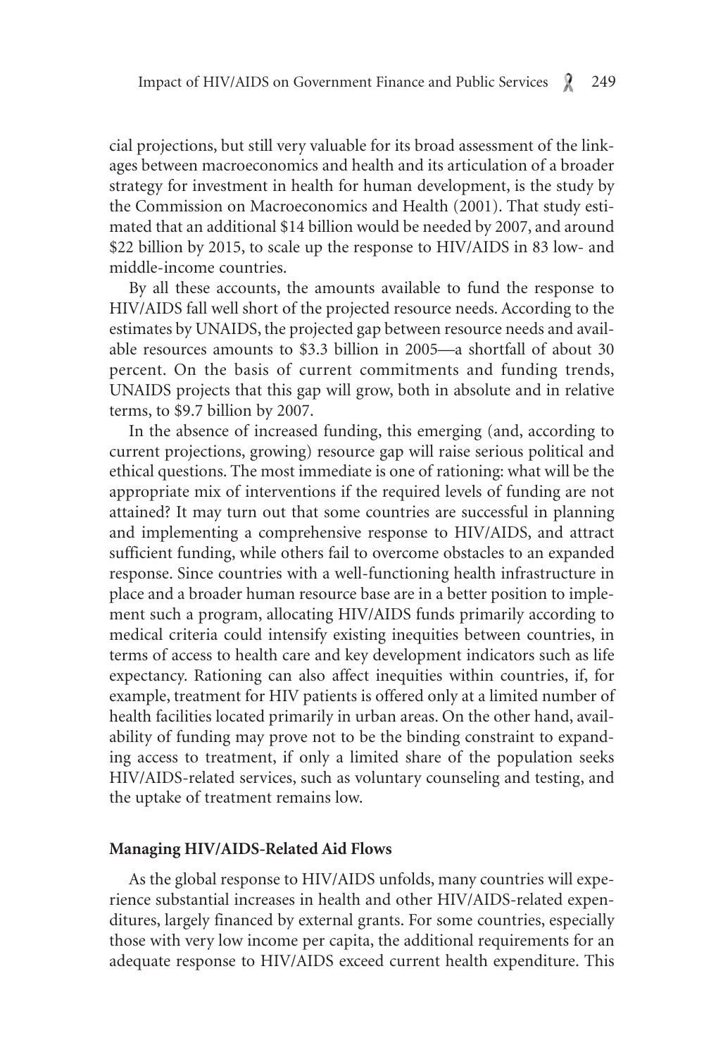cial projections, but still very valuable for its broad assessment of the linkages between macroeconomics and health and its articulation of a broader strategy for investment in health for human development, is the study by the Commission on Macroeconomics and Health (2001). That study estimated that an additional $14 billion would be needed by 2007, and around $22 billion by 2015, to scale up the response to HIV/AIDS in 83 low- and middle-income countries.

By all these accounts, the amounts available to fund the response to HIV/AIDS fall well short of the projected resource needs. According to the estimates by UNAIDS, the projected gap between resource needs and available resources amounts to $3.3 billion in 2005—a shortfall of about 30 percent. On the basis of current commitments and funding trends, UNAIDS projects that this gap will grow, both in absolute and in relative terms, to $9.7 billion by 2007.

In the absence of increased funding, this emerging (and, according to current projections, growing) resource gap will raise serious political and ethical questions. The most immediate is one of rationing: what will be the appropriate mix of interventions if the required levels of funding are not attained? It may turn out that some countries are successful in planning and implementing a comprehensive response to HIV/AIDS, and attract sufficient funding, while others fail to overcome obstacles to an expanded response. Since countries with a well-functioning health infrastructure in place and a broader human resource base are in a better position to implement such a program, allocating HIV/AIDS funds primarily according to medical criteria could intensify existing inequities between countries, in terms of access to health care and key development indicators such as life expectancy. Rationing can also affect inequities within countries, if, for example, treatment for HIV patients is offered only at a limited number of health facilities located primarily in urban areas. On the other hand, availability of funding may prove not to be the binding constraint to expanding access to treatment, if only a limited share of the population seeks HIV/AIDS-related services, such as voluntary counseling and testing, and the uptake of treatment remains low.

**Managing HIV/AIDS-Related Aid Flows**

As the global response to HIV/AIDS unfolds, many countries will experience substantial increases in health and other HIV/AIDS-related expenditures, largely financed by external grants. For some countries, especially those with very low income per capita, the additional requirements for an adequate response to HIV/AIDS exceed current health expenditure. This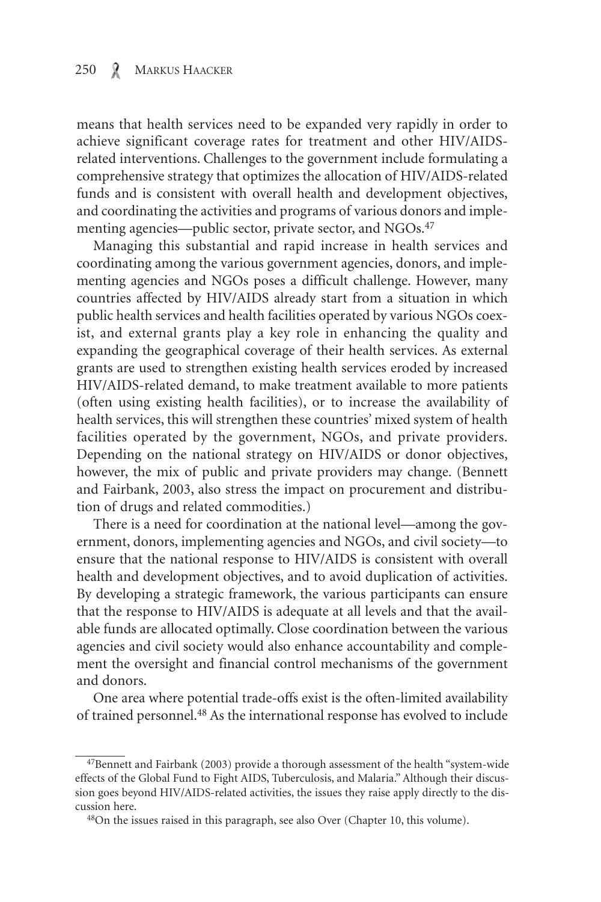means that health services need to be expanded very rapidly in order to achieve significant coverage rates for treatment and other HIV/AIDS-related interventions. Challenges to the government include formulating a comprehensive strategy that optimizes the allocation of HIV/AIDS-related funds and is consistent with overall health and development objectives, and coordinating the activities and programs of various donors and implementing agencies—public sector, private sector, and NGOs.[47]

Managing this substantial and rapid increase in health services and coordinating among the various government agencies, donors, and implementing agencies and NGOs poses a difficult challenge. However, many countries affected by HIV/AIDS already start from a situation in which public health services and health facilities operated by various NGOs coexist, and external grants play a key role in enhancing the quality and expanding the geographical coverage of their health services. As external grants are used to strengthen existing health services eroded by increased HIV/AIDS-related demand, to make treatment available to more patients (often using existing health facilities), or to increase the availability of health services, this will strengthen these countries' mixed system of health facilities operated by the government, NGOs, and private providers. Depending on the national strategy on HIV/AIDS or donor objectives, however, the mix of public and private providers may change. (Bennett and Fairbank, 2003, also stress the impact on procurement and distribution of drugs and related commodities.)

There is a need for coordination at the national level—among the government, donors, implementing agencies and NGOs, and civil society—to ensure that the national response to HIV/AIDS is consistent with overall health and development objectives, and to avoid duplication of activities. By developing a strategic framework, the various participants can ensure that the response to HIV/AIDS is adequate at all levels and that the available funds are allocated optimally. Close coordination between the various agencies and civil society would also enhance accountability and complement the oversight and financial control mechanisms of the government and donors.

One area where potential trade-offs exist is the often-limited availability of trained personnel.[48] As the international response has evolved to include

---

[47] Bennett and Fairbank (2003) provide a thorough assessment of the health "system-wide effects of the Global Fund to Fight AIDS, Tuberculosis, and Malaria." Although their discussion goes beyond HIV/AIDS-related activities, the issues they raise apply directly to the discussion here.

[48] On the issues raised in this paragraph, see also Over (Chapter 10, this volume).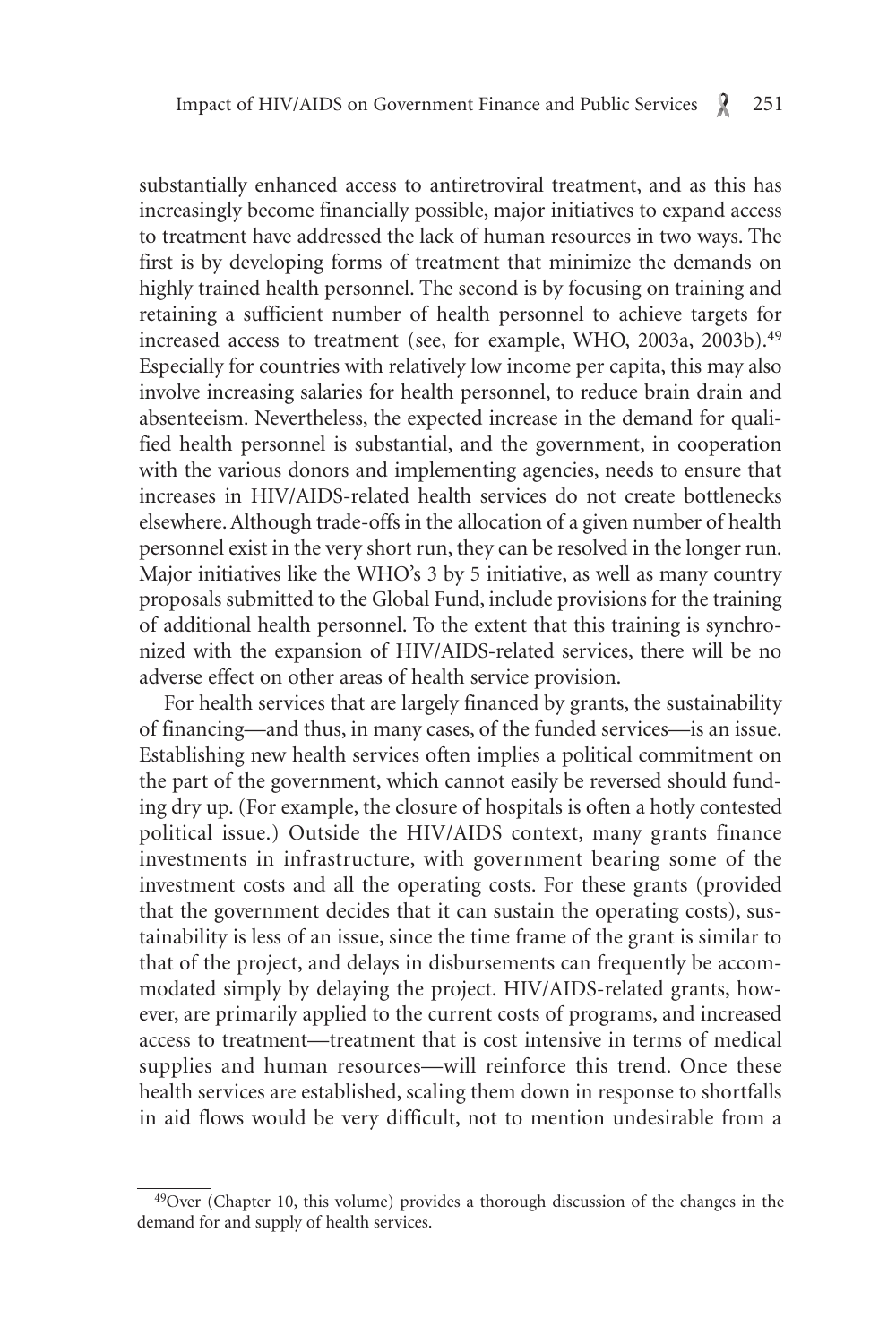substantially enhanced access to antiretroviral treatment, and as this has increasingly become financially possible, major initiatives to expand access to treatment have addressed the lack of human resources in two ways. The first is by developing forms of treatment that minimize the demands on highly trained health personnel. The second is by focusing on training and retaining a sufficient number of health personnel to achieve targets for increased access to treatment (see, for example, WHO, 2003a, 2003b).[49] Especially for countries with relatively low income per capita, this may also involve increasing salaries for health personnel, to reduce brain drain and absenteeism. Nevertheless, the expected increase in the demand for qualified health personnel is substantial, and the government, in cooperation with the various donors and implementing agencies, needs to ensure that increases in HIV/AIDS-related health services do not create bottlenecks elsewhere. Although trade-offs in the allocation of a given number of health personnel exist in the very short run, they can be resolved in the longer run. Major initiatives like the WHO's 3 by 5 initiative, as well as many country proposals submitted to the Global Fund, include provisions for the training of additional health personnel. To the extent that this training is synchronized with the expansion of HIV/AIDS-related services, there will be no adverse effect on other areas of health service provision.

For health services that are largely financed by grants, the sustainability of financing—and thus, in many cases, of the funded services—is an issue. Establishing new health services often implies a political commitment on the part of the government, which cannot easily be reversed should funding dry up. (For example, the closure of hospitals is often a hotly contested political issue.) Outside the HIV/AIDS context, many grants finance investments in infrastructure, with government bearing some of the investment costs and all the operating costs. For these grants (provided that the government decides that it can sustain the operating costs), sustainability is less of an issue, since the time frame of the grant is similar to that of the project, and delays in disbursements can frequently be accommodated simply by delaying the project. HIV/AIDS-related grants, however, are primarily applied to the current costs of programs, and increased access to treatment—treatment that is cost intensive in terms of medical supplies and human resources—will reinforce this trend. Once these health services are established, scaling them down in response to shortfalls in aid flows would be very difficult, not to mention undesirable from a

[49]Over (Chapter 10, this volume) provides a thorough discussion of the changes in the demand for and supply of health services.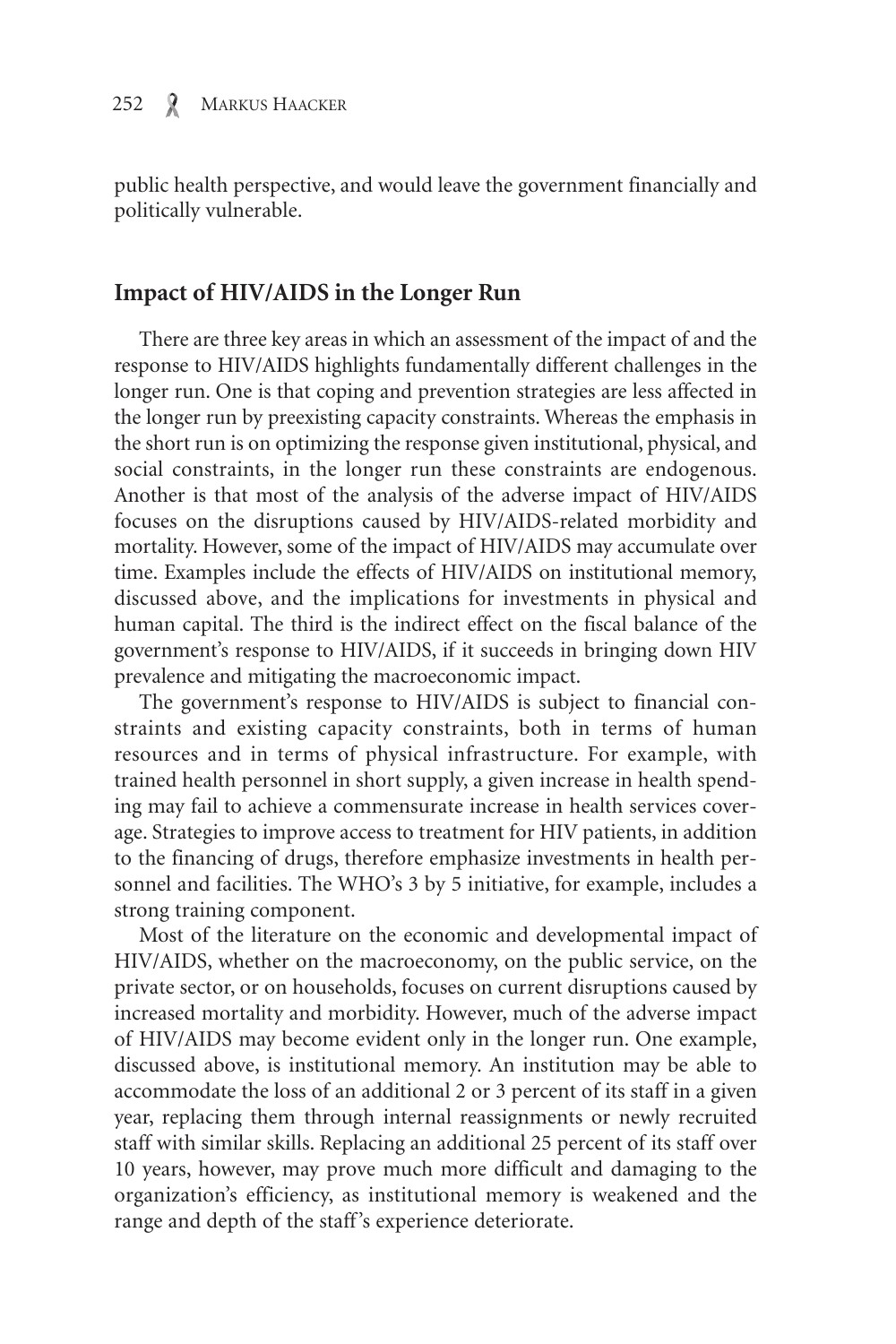public health perspective, and would leave the government financially and politically vulnerable.

## Impact of HIV/AIDS in the Longer Run

There are three key areas in which an assessment of the impact of and the response to HIV/AIDS highlights fundamentally different challenges in the longer run. One is that coping and prevention strategies are less affected in the longer run by preexisting capacity constraints. Whereas the emphasis in the short run is on optimizing the response given institutional, physical, and social constraints, in the longer run these constraints are endogenous. Another is that most of the analysis of the adverse impact of HIV/AIDS focuses on the disruptions caused by HIV/AIDS-related morbidity and mortality. However, some of the impact of HIV/AIDS may accumulate over time. Examples include the effects of HIV/AIDS on institutional memory, discussed above, and the implications for investments in physical and human capital. The third is the indirect effect on the fiscal balance of the government's response to HIV/AIDS, if it succeeds in bringing down HIV prevalence and mitigating the macroeconomic impact.

The government's response to HIV/AIDS is subject to financial constraints and existing capacity constraints, both in terms of human resources and in terms of physical infrastructure. For example, with trained health personnel in short supply, a given increase in health spending may fail to achieve a commensurate increase in health services coverage. Strategies to improve access to treatment for HIV patients, in addition to the financing of drugs, therefore emphasize investments in health personnel and facilities. The WHO's 3 by 5 initiative, for example, includes a strong training component.

Most of the literature on the economic and developmental impact of HIV/AIDS, whether on the macroeconomy, on the public service, on the private sector, or on households, focuses on current disruptions caused by increased mortality and morbidity. However, much of the adverse impact of HIV/AIDS may become evident only in the longer run. One example, discussed above, is institutional memory. An institution may be able to accommodate the loss of an additional 2 or 3 percent of its staff in a given year, replacing them through internal reassignments or newly recruited staff with similar skills. Replacing an additional 25 percent of its staff over 10 years, however, may prove much more difficult and damaging to the organization's efficiency, as institutional memory is weakened and the range and depth of the staff's experience deteriorate.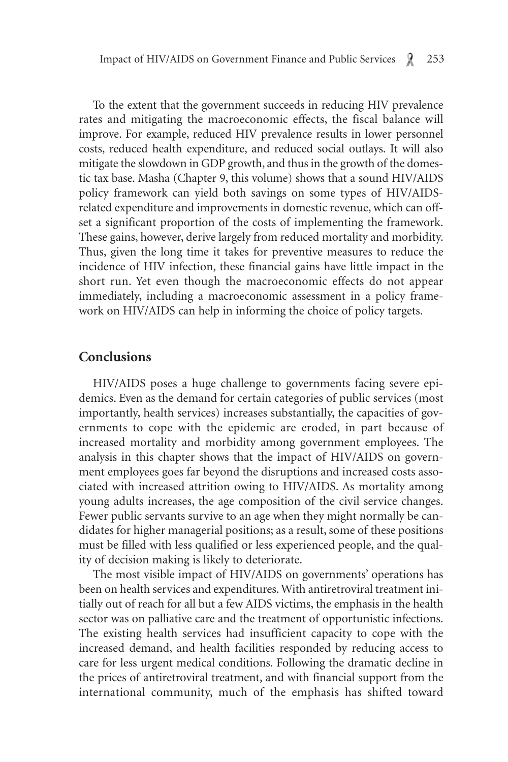To the extent that the government succeeds in reducing HIV prevalence rates and mitigating the macroeconomic effects, the fiscal balance will improve. For example, reduced HIV prevalence results in lower personnel costs, reduced health expenditure, and reduced social outlays. It will also mitigate the slowdown in GDP growth, and thus in the growth of the domestic tax base. Masha (Chapter 9, this volume) shows that a sound HIV/AIDS policy framework can yield both savings on some types of HIV/AIDS-related expenditure and improvements in domestic revenue, which can offset a significant proportion of the costs of implementing the framework. These gains, however, derive largely from reduced mortality and morbidity. Thus, given the long time it takes for preventive measures to reduce the incidence of HIV infection, these financial gains have little impact in the short run. Yet even though the macroeconomic effects do not appear immediately, including a macroeconomic assessment in a policy framework on HIV/AIDS can help in informing the choice of policy targets.

## Conclusions

HIV/AIDS poses a huge challenge to governments facing severe epidemics. Even as the demand for certain categories of public services (most importantly, health services) increases substantially, the capacities of governments to cope with the epidemic are eroded, in part because of increased mortality and morbidity among government employees. The analysis in this chapter shows that the impact of HIV/AIDS on government employees goes far beyond the disruptions and increased costs associated with increased attrition owing to HIV/AIDS. As mortality among young adults increases, the age composition of the civil service changes. Fewer public servants survive to an age when they might normally be candidates for higher managerial positions; as a result, some of these positions must be filled with less qualified or less experienced people, and the quality of decision making is likely to deteriorate.

The most visible impact of HIV/AIDS on governments' operations has been on health services and expenditures. With antiretroviral treatment initially out of reach for all but a few AIDS victims, the emphasis in the health sector was on palliative care and the treatment of opportunistic infections. The existing health services had insufficient capacity to cope with the increased demand, and health facilities responded by reducing access to care for less urgent medical conditions. Following the dramatic decline in the prices of antiretroviral treatment, and with financial support from the international community, much of the emphasis has shifted toward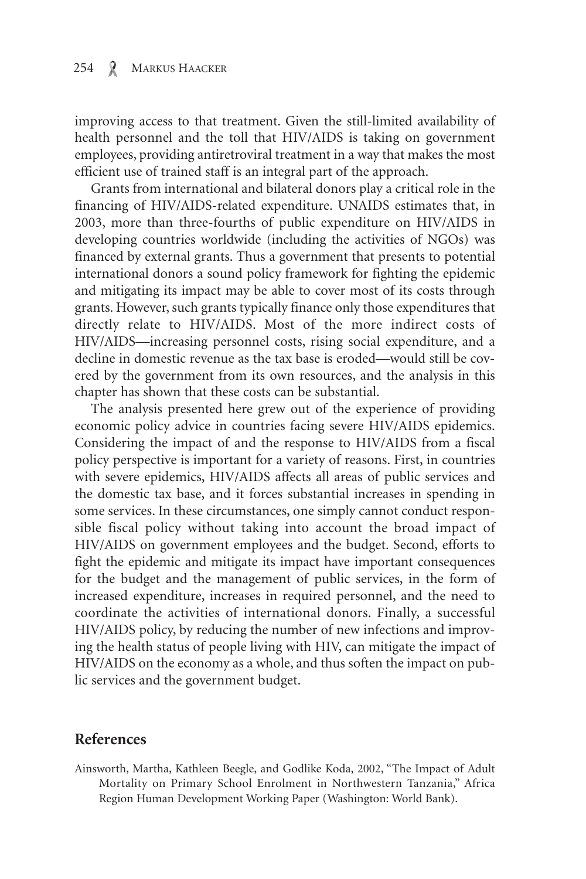improving access to that treatment. Given the still-limited availability of health personnel and the toll that HIV/AIDS is taking on government employees, providing antiretroviral treatment in a way that makes the most efficient use of trained staff is an integral part of the approach.

Grants from international and bilateral donors play a critical role in the financing of HIV/AIDS-related expenditure. UNAIDS estimates that, in 2003, more than three-fourths of public expenditure on HIV/AIDS in developing countries worldwide (including the activities of NGOs) was financed by external grants. Thus a government that presents to potential international donors a sound policy framework for fighting the epidemic and mitigating its impact may be able to cover most of its costs through grants. However, such grants typically finance only those expenditures that directly relate to HIV/AIDS. Most of the more indirect costs of HIV/AIDS—increasing personnel costs, rising social expenditure, and a decline in domestic revenue as the tax base is eroded—would still be covered by the government from its own resources, and the analysis in this chapter has shown that these costs can be substantial.

The analysis presented here grew out of the experience of providing economic policy advice in countries facing severe HIV/AIDS epidemics. Considering the impact of and the response to HIV/AIDS from a fiscal policy perspective is important for a variety of reasons. First, in countries with severe epidemics, HIV/AIDS affects all areas of public services and the domestic tax base, and it forces substantial increases in spending in some services. In these circumstances, one simply cannot conduct responsible fiscal policy without taking into account the broad impact of HIV/AIDS on government employees and the budget. Second, efforts to fight the epidemic and mitigate its impact have important consequences for the budget and the management of public services, in the form of increased expenditure, increases in required personnel, and the need to coordinate the activities of international donors. Finally, a successful HIV/AIDS policy, by reducing the number of new infections and improving the health status of people living with HIV, can mitigate the impact of HIV/AIDS on the economy as a whole, and thus soften the impact on public services and the government budget.

## References

Ainsworth, Martha, Kathleen Beegle, and Godlike Koda, 2002, "The Impact of Adult Mortality on Primary School Enrolment in Northwestern Tanzania," Africa Region Human Development Working Paper (Washington: World Bank).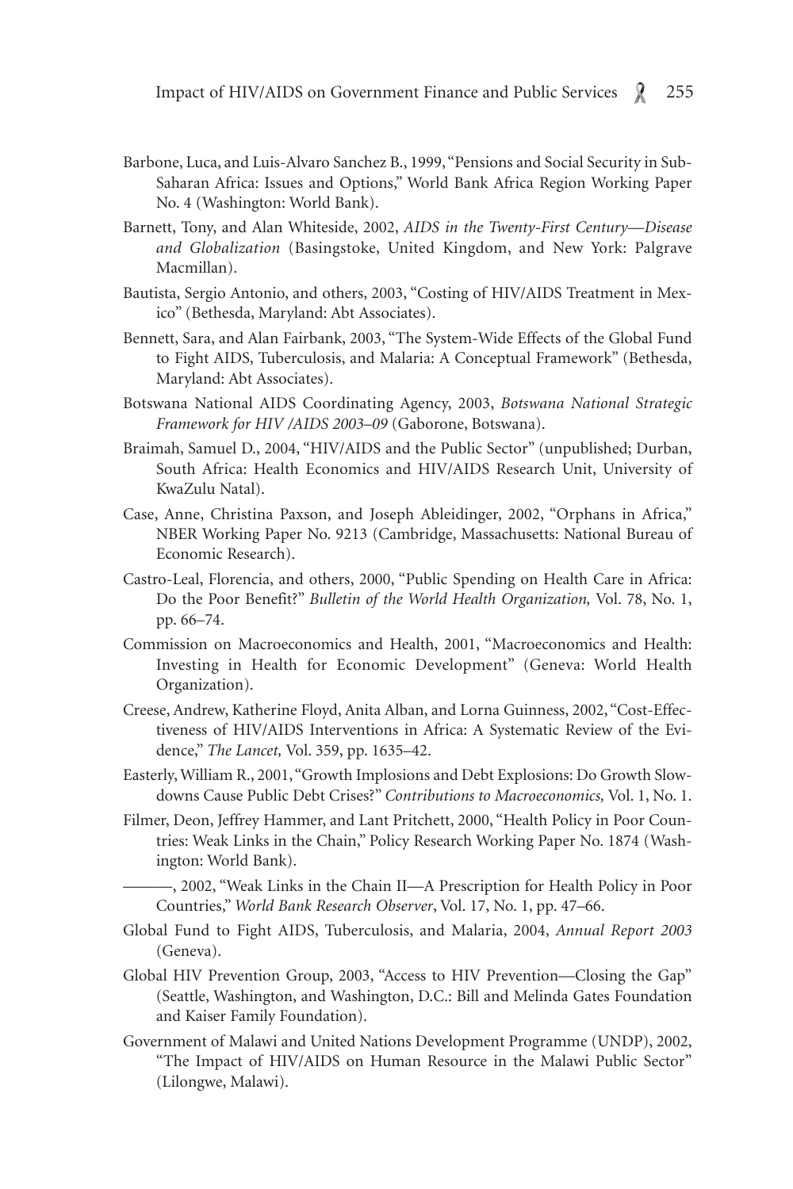Barbone, Luca, and Luis-Alvaro Sanchez B., 1999, "Pensions and Social Security in Sub-Saharan Africa: Issues and Options," World Bank Africa Region Working Paper No. 4 (Washington: World Bank).

Barnett, Tony, and Alan Whiteside, 2002, *AIDS in the Twenty-First Century—Disease and Globalization* (Basingstoke, United Kingdom, and New York: Palgrave Macmillan).

Bautista, Sergio Antonio, and others, 2003, "Costing of HIV/AIDS Treatment in Mexico" (Bethesda, Maryland: Abt Associates).

Bennett, Sara, and Alan Fairbank, 2003, "The System-Wide Effects of the Global Fund to Fight AIDS, Tuberculosis, and Malaria: A Conceptual Framework" (Bethesda, Maryland: Abt Associates).

Botswana National AIDS Coordinating Agency, 2003, *Botswana National Strategic Framework for HIV /AIDS 2003–09* (Gaborone, Botswana).

Braimah, Samuel D., 2004, "HIV/AIDS and the Public Sector" (unpublished; Durban, South Africa: Health Economics and HIV/AIDS Research Unit, University of KwaZulu Natal).

Case, Anne, Christina Paxson, and Joseph Ableidinger, 2002, "Orphans in Africa," NBER Working Paper No. 9213 (Cambridge, Massachusetts: National Bureau of Economic Research).

Castro-Leal, Florencia, and others, 2000, "Public Spending on Health Care in Africa: Do the Poor Benefit?" *Bulletin of the World Health Organization,* Vol. 78, No. 1, pp. 66–74.

Commission on Macroeconomics and Health, 2001, "Macroeconomics and Health: Investing in Health for Economic Development" (Geneva: World Health Organization).

Creese, Andrew, Katherine Floyd, Anita Alban, and Lorna Guinness, 2002, "Cost-Effectiveness of HIV/AIDS Interventions in Africa: A Systematic Review of the Evidence," *The Lancet,* Vol. 359, pp. 1635–42.

Easterly, William R., 2001, "Growth Implosions and Debt Explosions: Do Growth Slowdowns Cause Public Debt Crises?" *Contributions to Macroeconomics,* Vol. 1, No. 1.

Filmer, Deon, Jeffrey Hammer, and Lant Pritchett, 2000, "Health Policy in Poor Countries: Weak Links in the Chain," Policy Research Working Paper No. 1874 (Washington: World Bank).

———, 2002, "Weak Links in the Chain II—A Prescription for Health Policy in Poor Countries," *World Bank Research Observer*, Vol. 17, No. 1, pp. 47–66.

Global Fund to Fight AIDS, Tuberculosis, and Malaria, 2004, *Annual Report 2003* (Geneva).

Global HIV Prevention Group, 2003, "Access to HIV Prevention—Closing the Gap" (Seattle, Washington, and Washington, D.C.: Bill and Melinda Gates Foundation and Kaiser Family Foundation).

Government of Malawi and United Nations Development Programme (UNDP), 2002, "The Impact of HIV/AIDS on Human Resource in the Malawi Public Sector" (Lilongwe, Malawi).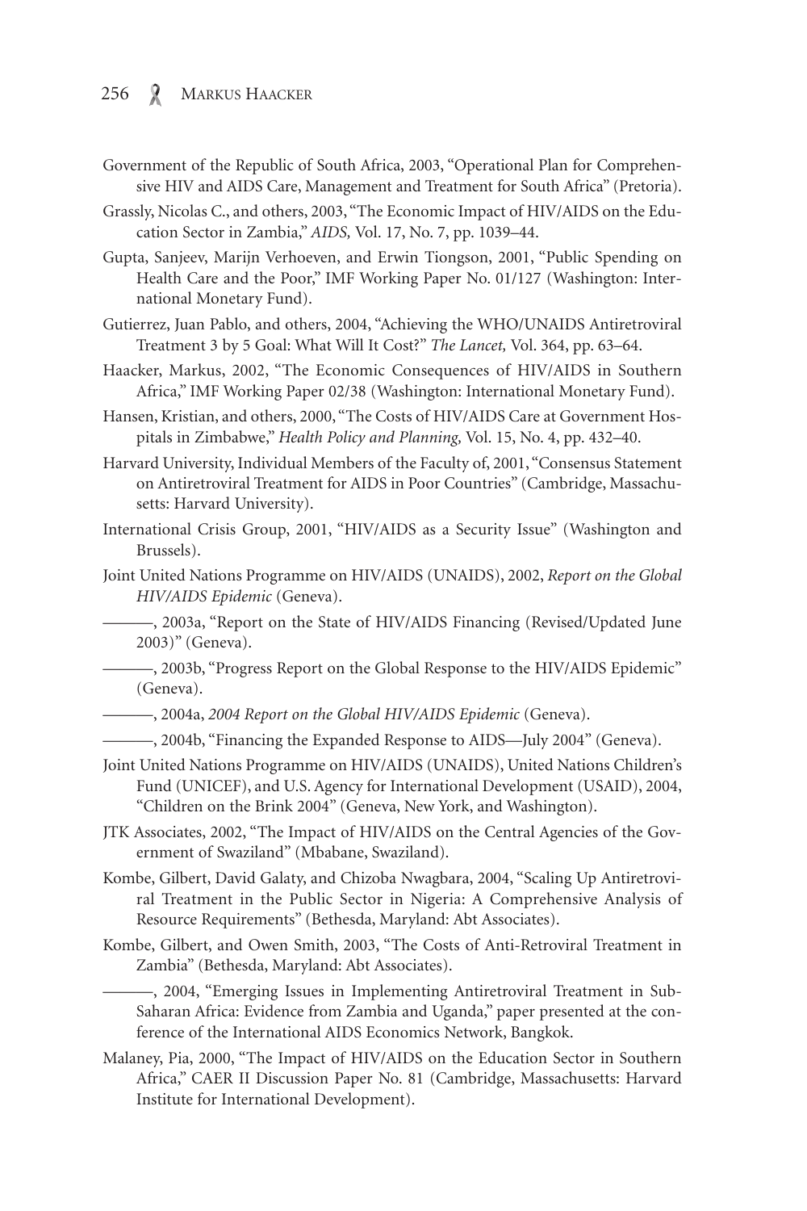Government of the Republic of South Africa, 2003, "Operational Plan for Comprehensive HIV and AIDS Care, Management and Treatment for South Africa" (Pretoria).

Grassly, Nicolas C., and others, 2003, "The Economic Impact of HIV/AIDS on the Education Sector in Zambia," *AIDS,* Vol. 17, No. 7, pp. 1039–44.

Gupta, Sanjeev, Marijn Verhoeven, and Erwin Tiongson, 2001, "Public Spending on Health Care and the Poor," IMF Working Paper No. 01/127 (Washington: International Monetary Fund).

Gutierrez, Juan Pablo, and others, 2004, "Achieving the WHO/UNAIDS Antiretroviral Treatment 3 by 5 Goal: What Will It Cost?" *The Lancet,* Vol. 364, pp. 63–64.

Haacker, Markus, 2002, "The Economic Consequences of HIV/AIDS in Southern Africa," IMF Working Paper 02/38 (Washington: International Monetary Fund).

Hansen, Kristian, and others, 2000, "The Costs of HIV/AIDS Care at Government Hospitals in Zimbabwe," *Health Policy and Planning,* Vol. 15, No. 4, pp. 432–40.

Harvard University, Individual Members of the Faculty of, 2001, "Consensus Statement on Antiretroviral Treatment for AIDS in Poor Countries" (Cambridge, Massachusetts: Harvard University).

International Crisis Group, 2001, "HIV/AIDS as a Security Issue" (Washington and Brussels).

Joint United Nations Programme on HIV/AIDS (UNAIDS), 2002, *Report on the Global HIV/AIDS Epidemic* (Geneva).

———, 2003a, "Report on the State of HIV/AIDS Financing (Revised/Updated June 2003)" (Geneva).

———, 2003b, "Progress Report on the Global Response to the HIV/AIDS Epidemic" (Geneva).

———, 2004a, *2004 Report on the Global HIV/AIDS Epidemic* (Geneva).

———, 2004b, "Financing the Expanded Response to AIDS—July 2004" (Geneva).

Joint United Nations Programme on HIV/AIDS (UNAIDS), United Nations Children's Fund (UNICEF), and U.S. Agency for International Development (USAID), 2004, "Children on the Brink 2004" (Geneva, New York, and Washington).

JTK Associates, 2002, "The Impact of HIV/AIDS on the Central Agencies of the Government of Swaziland" (Mbabane, Swaziland).

Kombe, Gilbert, David Galaty, and Chizoba Nwagbara, 2004, "Scaling Up Antiretroviral Treatment in the Public Sector in Nigeria: A Comprehensive Analysis of Resource Requirements" (Bethesda, Maryland: Abt Associates).

Kombe, Gilbert, and Owen Smith, 2003, "The Costs of Anti-Retroviral Treatment in Zambia" (Bethesda, Maryland: Abt Associates).

———, 2004, "Emerging Issues in Implementing Antiretroviral Treatment in Sub-Saharan Africa: Evidence from Zambia and Uganda," paper presented at the conference of the International AIDS Economics Network, Bangkok.

Malaney, Pia, 2000, "The Impact of HIV/AIDS on the Education Sector in Southern Africa," CAER II Discussion Paper No. 81 (Cambridge, Massachusetts: Harvard Institute for International Development).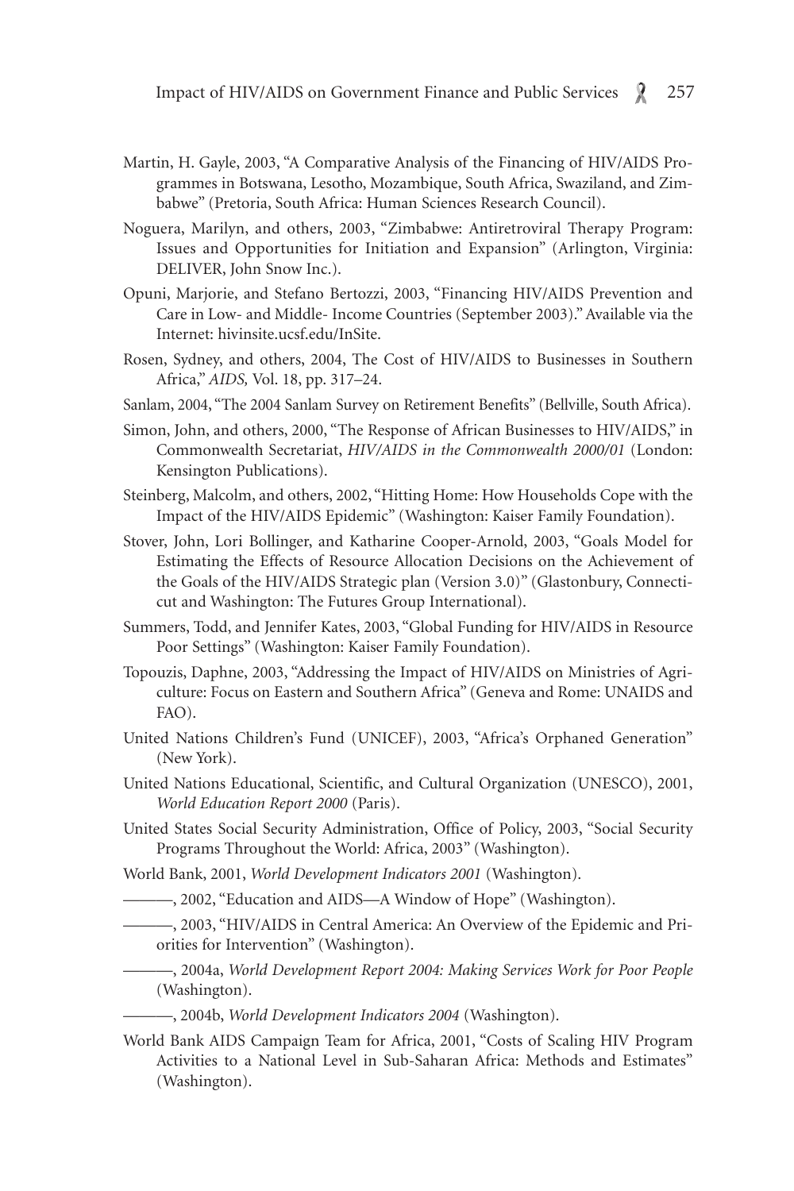Martin, H. Gayle, 2003, "A Comparative Analysis of the Financing of HIV/AIDS Programmes in Botswana, Lesotho, Mozambique, South Africa, Swaziland, and Zimbabwe" (Pretoria, South Africa: Human Sciences Research Council).

Noguera, Marilyn, and others, 2003, "Zimbabwe: Antiretroviral Therapy Program: Issues and Opportunities for Initiation and Expansion" (Arlington, Virginia: DELIVER, John Snow Inc.).

Opuni, Marjorie, and Stefano Bertozzi, 2003, "Financing HIV/AIDS Prevention and Care in Low- and Middle- Income Countries (September 2003)." Available via the Internet: hivinsite.ucsf.edu/InSite.

Rosen, Sydney, and others, 2004, The Cost of HIV/AIDS to Businesses in Southern Africa," *AIDS,* Vol. 18, pp. 317–24.

Sanlam, 2004, "The 2004 Sanlam Survey on Retirement Benefits" (Bellville, South Africa).

Simon, John, and others, 2000, "The Response of African Businesses to HIV/AIDS," in Commonwealth Secretariat, *HIV/AIDS in the Commonwealth 2000/01* (London: Kensington Publications).

Steinberg, Malcolm, and others, 2002, "Hitting Home: How Households Cope with the Impact of the HIV/AIDS Epidemic" (Washington: Kaiser Family Foundation).

Stover, John, Lori Bollinger, and Katharine Cooper-Arnold, 2003, "Goals Model for Estimating the Effects of Resource Allocation Decisions on the Achievement of the Goals of the HIV/AIDS Strategic plan (Version 3.0)" (Glastonbury, Connecticut and Washington: The Futures Group International).

Summers, Todd, and Jennifer Kates, 2003, "Global Funding for HIV/AIDS in Resource Poor Settings" (Washington: Kaiser Family Foundation).

Topouzis, Daphne, 2003, "Addressing the Impact of HIV/AIDS on Ministries of Agriculture: Focus on Eastern and Southern Africa" (Geneva and Rome: UNAIDS and FAO).

United Nations Children's Fund (UNICEF), 2003, "Africa's Orphaned Generation" (New York).

United Nations Educational, Scientific, and Cultural Organization (UNESCO), 2001, *World Education Report 2000* (Paris).

United States Social Security Administration, Office of Policy, 2003, "Social Security Programs Throughout the World: Africa, 2003" (Washington).

World Bank, 2001, *World Development Indicators 2001* (Washington).

———, 2002, "Education and AIDS—A Window of Hope" (Washington).

———, 2003, "HIV/AIDS in Central America: An Overview of the Epidemic and Priorities for Intervention" (Washington).

———, 2004a, *World Development Report 2004: Making Services Work for Poor People* (Washington).

———, 2004b, *World Development Indicators 2004* (Washington).

World Bank AIDS Campaign Team for Africa, 2001, "Costs of Scaling HIV Program Activities to a National Level in Sub-Saharan Africa: Methods and Estimates" (Washington).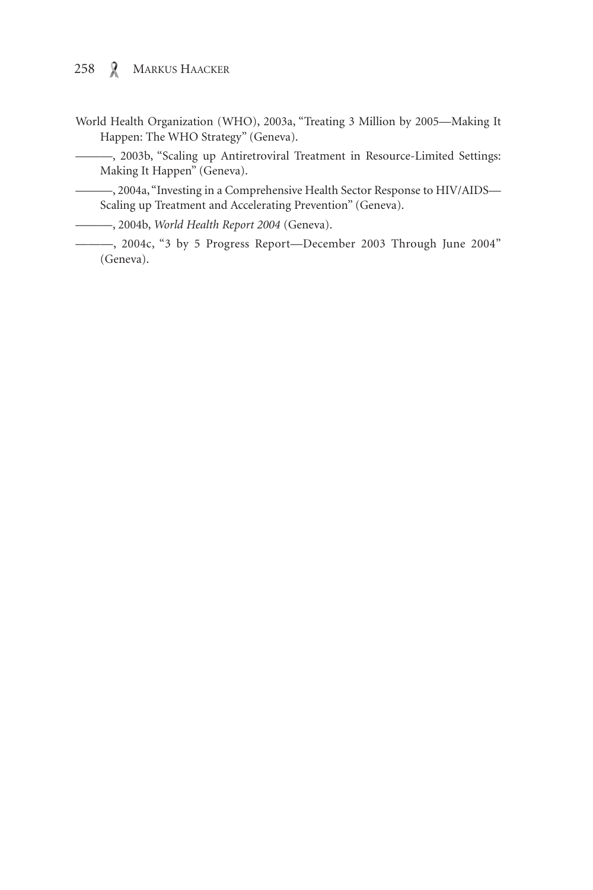World Health Organization (WHO), 2003a, "Treating 3 Million by 2005—Making It Happen: The WHO Strategy" (Geneva).

———, 2003b, "Scaling up Antiretroviral Treatment in Resource-Limited Settings: Making It Happen" (Geneva).

———, 2004a, "Investing in a Comprehensive Health Sector Response to HIV/AIDS—Scaling up Treatment and Accelerating Prevention" (Geneva).

———, 2004b, *World Health Report 2004* (Geneva).

———, 2004c, "3 by 5 Progress Report—December 2003 Through June 2004" (Geneva).